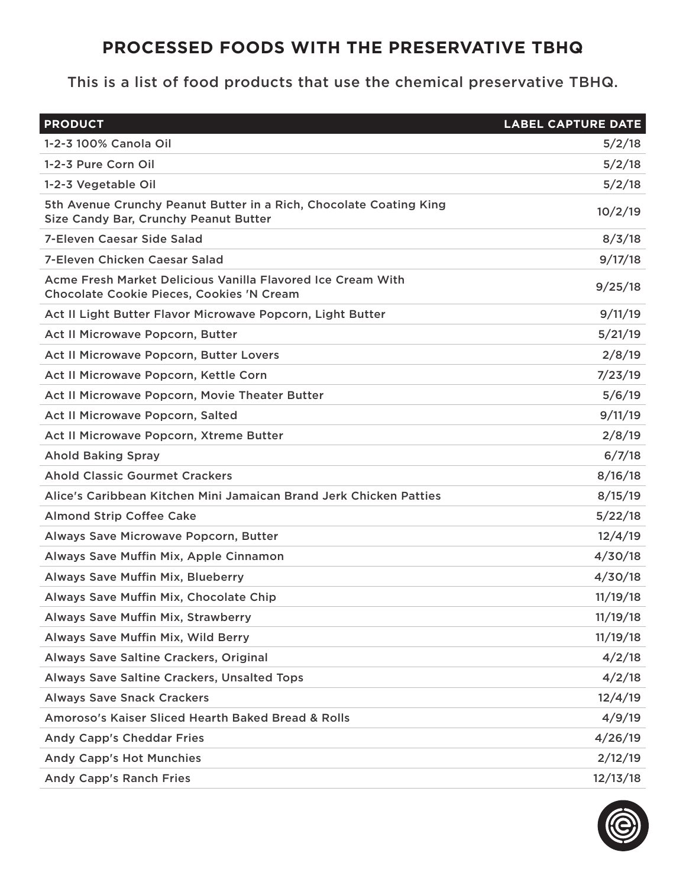# PROCESSED FOODS WITH THE PRESERVATIVE TBHQ

This is a list of food products that use the chemical preservative TBHQ.

| PRODUCT | LABEL CAPTURE DATE |
|---|---|
| 1-2-3 100% Canola Oil | 5/2/18 |
| 1-2-3 Pure Corn Oil | 5/2/18 |
| 1-2-3 Vegetable Oil | 5/2/18 |
| 5th Avenue Crunchy Peanut Butter in a Rich, Chocolate Coating King Size Candy Bar, Crunchy Peanut Butter | 10/2/19 |
| 7-Eleven Caesar Side Salad | 8/3/18 |
| 7-Eleven Chicken Caesar Salad | 9/17/18 |
| Acme Fresh Market Delicious Vanilla Flavored Ice Cream With Chocolate Cookie Pieces, Cookies 'N Cream | 9/25/18 |
| Act II Light Butter Flavor Microwave Popcorn, Light Butter | 9/11/19 |
| Act II Microwave Popcorn, Butter | 5/21/19 |
| Act II Microwave Popcorn, Butter Lovers | 2/8/19 |
| Act II Microwave Popcorn, Kettle Corn | 7/23/19 |
| Act II Microwave Popcorn, Movie Theater Butter | 5/6/19 |
| Act II Microwave Popcorn, Salted | 9/11/19 |
| Act II Microwave Popcorn, Xtreme Butter | 2/8/19 |
| Ahold Baking Spray | 6/7/18 |
| Ahold Classic Gourmet Crackers | 8/16/18 |
| Alice's Caribbean Kitchen Mini Jamaican Brand Jerk Chicken Patties | 8/15/19 |
| Almond Strip Coffee Cake | 5/22/18 |
| Always Save Microwave Popcorn, Butter | 12/4/19 |
| Always Save Muffin Mix, Apple Cinnamon | 4/30/18 |
| Always Save Muffin Mix, Blueberry | 4/30/18 |
| Always Save Muffin Mix, Chocolate Chip | 11/19/18 |
| Always Save Muffin Mix, Strawberry | 11/19/18 |
| Always Save Muffin Mix, Wild Berry | 11/19/18 |
| Always Save Saltine Crackers, Original | 4/2/18 |
| Always Save Saltine Crackers, Unsalted Tops | 4/2/18 |
| Always Save Snack Crackers | 12/4/19 |
| Amoroso's Kaiser Sliced Hearth Baked Bread & Rolls | 4/9/19 |
| Andy Capp's Cheddar Fries | 4/26/19 |
| Andy Capp's Hot Munchies | 2/12/19 |
| Andy Capp's Ranch Fries | 12/13/18 |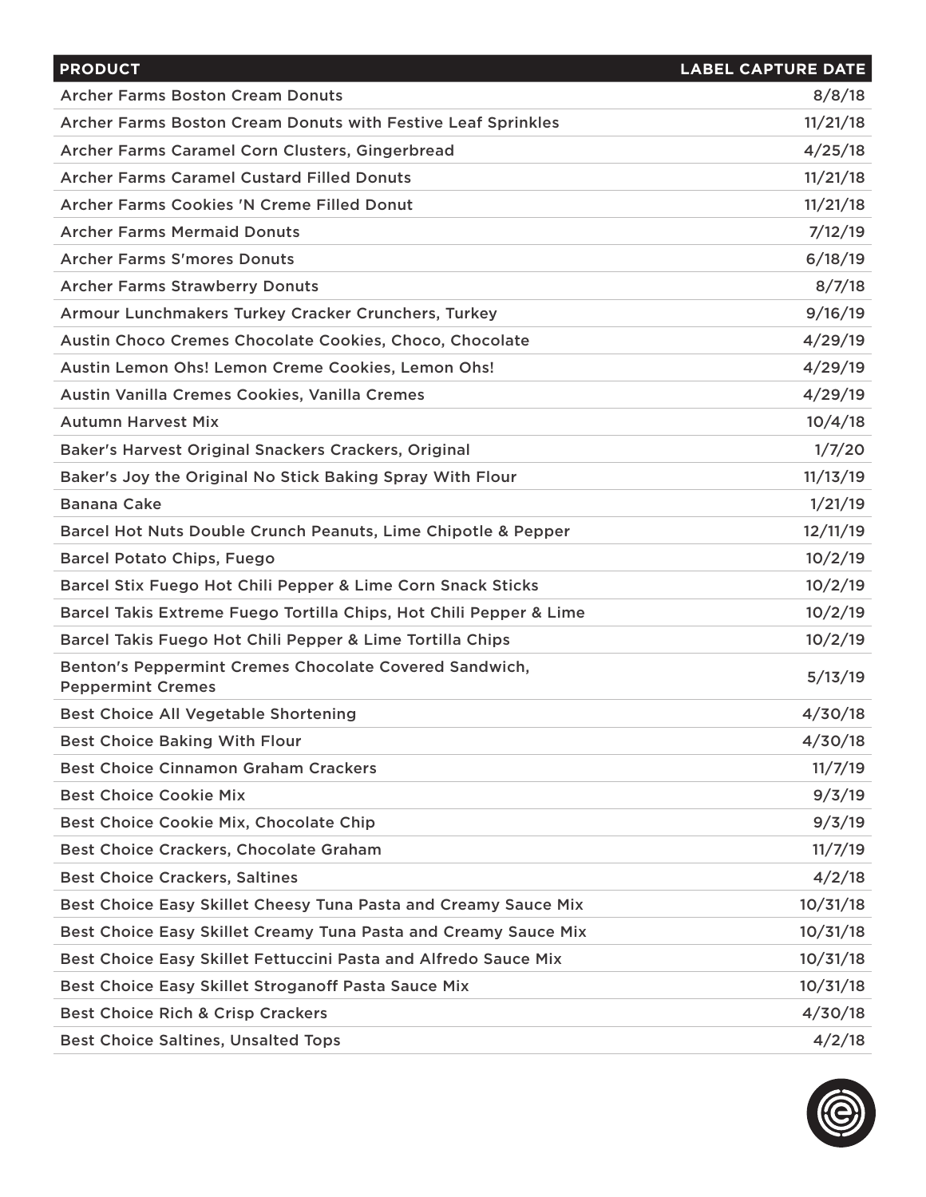| PRODUCT | LABEL CAPTURE DATE |
| --- | --- |
| Archer Farms Boston Cream Donuts | 8/8/18 |
| Archer Farms Boston Cream Donuts with Festive Leaf Sprinkles | 11/21/18 |
| Archer Farms Caramel Corn Clusters, Gingerbread | 4/25/18 |
| Archer Farms Caramel Custard Filled Donuts | 11/21/18 |
| Archer Farms Cookies 'N Creme Filled Donut | 11/21/18 |
| Archer Farms Mermaid Donuts | 7/12/19 |
| Archer Farms S'mores Donuts | 6/18/19 |
| Archer Farms Strawberry Donuts | 8/7/18 |
| Armour Lunchmakers Turkey Cracker Crunchers, Turkey | 9/16/19 |
| Austin Choco Cremes Chocolate Cookies, Choco, Chocolate | 4/29/19 |
| Austin Lemon Ohs! Lemon Creme Cookies, Lemon Ohs! | 4/29/19 |
| Austin Vanilla Cremes Cookies, Vanilla Cremes | 4/29/19 |
| Autumn Harvest Mix | 10/4/18 |
| Baker's Harvest Original Snackers Crackers, Original | 1/7/20 |
| Baker's Joy the Original No Stick Baking Spray With Flour | 11/13/19 |
| Banana Cake | 1/21/19 |
| Barcel Hot Nuts Double Crunch Peanuts, Lime Chipotle & Pepper | 12/11/19 |
| Barcel Potato Chips, Fuego | 10/2/19 |
| Barcel Stix Fuego Hot Chili Pepper & Lime Corn Snack Sticks | 10/2/19 |
| Barcel Takis Extreme Fuego Tortilla Chips, Hot Chili Pepper & Lime | 10/2/19 |
| Barcel Takis Fuego Hot Chili Pepper & Lime Tortilla Chips | 10/2/19 |
| Benton's Peppermint Cremes Chocolate Covered Sandwich, Peppermint Cremes | 5/13/19 |
| Best Choice All Vegetable Shortening | 4/30/18 |
| Best Choice Baking With Flour | 4/30/18 |
| Best Choice Cinnamon Graham Crackers | 11/7/19 |
| Best Choice Cookie Mix | 9/3/19 |
| Best Choice Cookie Mix, Chocolate Chip | 9/3/19 |
| Best Choice Crackers, Chocolate Graham | 11/7/19 |
| Best Choice Crackers, Saltines | 4/2/18 |
| Best Choice Easy Skillet Cheesy Tuna Pasta and Creamy Sauce Mix | 10/31/18 |
| Best Choice Easy Skillet Creamy Tuna Pasta and Creamy Sauce Mix | 10/31/18 |
| Best Choice Easy Skillet Fettuccini Pasta and Alfredo Sauce Mix | 10/31/18 |
| Best Choice Easy Skillet Stroganoff Pasta Sauce Mix | 10/31/18 |
| Best Choice Rich & Crisp Crackers | 4/30/18 |
| Best Choice Saltines, Unsalted Tops | 4/2/18 |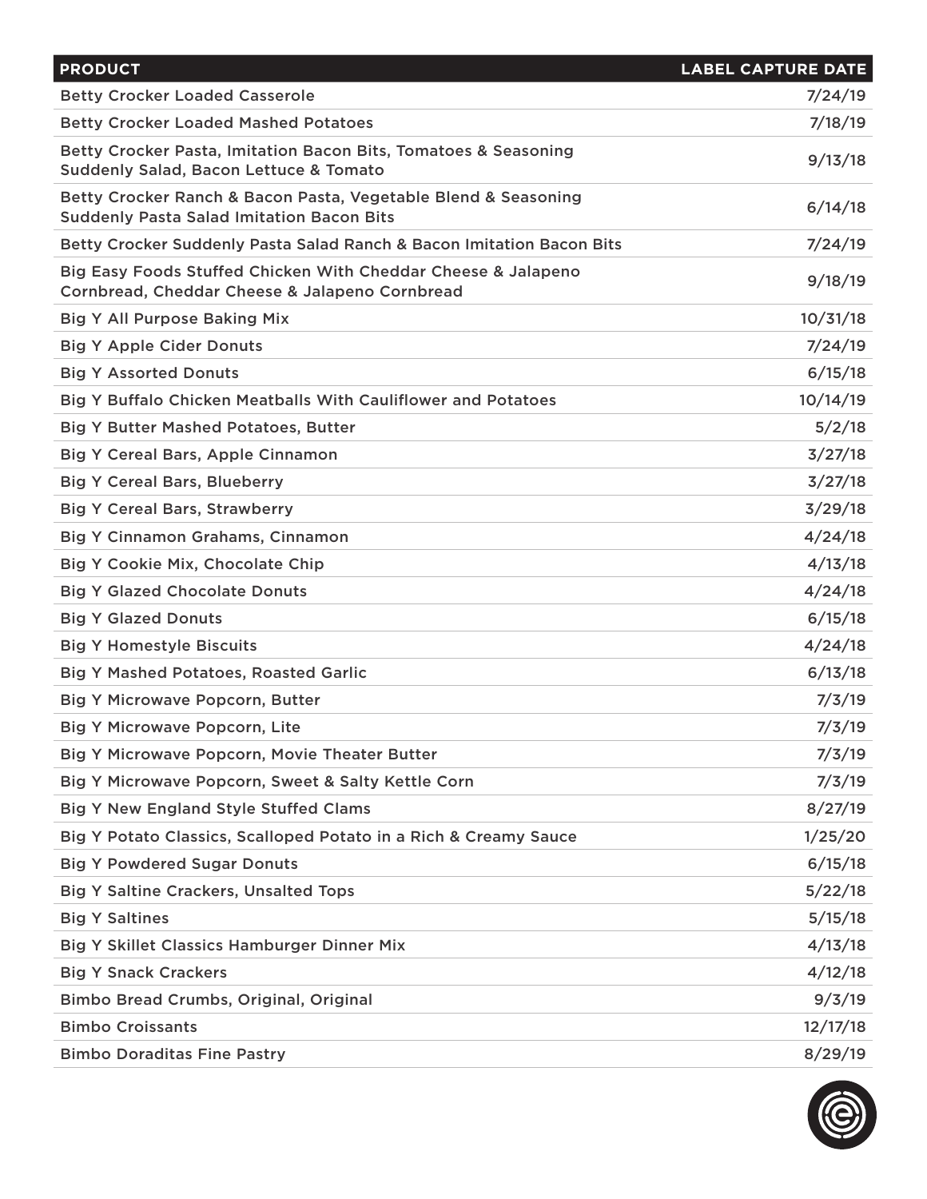| PRODUCT | LABEL CAPTURE DATE |
|---|---|
| Betty Crocker Loaded Casserole | 7/24/19 |
| Betty Crocker Loaded Mashed Potatoes | 7/18/19 |
| Betty Crocker Pasta, Imitation Bacon Bits, Tomatoes & Seasoning Suddenly Salad, Bacon Lettuce & Tomato | 9/13/18 |
| Betty Crocker Ranch & Bacon Pasta, Vegetable Blend & Seasoning Suddenly Pasta Salad Imitation Bacon Bits | 6/14/18 |
| Betty Crocker Suddenly Pasta Salad Ranch & Bacon Imitation Bacon Bits | 7/24/19 |
| Big Easy Foods Stuffed Chicken With Cheddar Cheese & Jalapeno Cornbread, Cheddar Cheese & Jalapeno Cornbread | 9/18/19 |
| Big Y All Purpose Baking Mix | 10/31/18 |
| Big Y Apple Cider Donuts | 7/24/19 |
| Big Y Assorted Donuts | 6/15/18 |
| Big Y Buffalo Chicken Meatballs With Cauliflower and Potatoes | 10/14/19 |
| Big Y Butter Mashed Potatoes, Butter | 5/2/18 |
| Big Y Cereal Bars, Apple Cinnamon | 3/27/18 |
| Big Y Cereal Bars, Blueberry | 3/27/18 |
| Big Y Cereal Bars, Strawberry | 3/29/18 |
| Big Y Cinnamon Grahams, Cinnamon | 4/24/18 |
| Big Y Cookie Mix, Chocolate Chip | 4/13/18 |
| Big Y Glazed Chocolate Donuts | 4/24/18 |
| Big Y Glazed Donuts | 6/15/18 |
| Big Y Homestyle Biscuits | 4/24/18 |
| Big Y Mashed Potatoes, Roasted Garlic | 6/13/18 |
| Big Y Microwave Popcorn, Butter | 7/3/19 |
| Big Y Microwave Popcorn, Lite | 7/3/19 |
| Big Y Microwave Popcorn, Movie Theater Butter | 7/3/19 |
| Big Y Microwave Popcorn, Sweet & Salty Kettle Corn | 7/3/19 |
| Big Y New England Style Stuffed Clams | 8/27/19 |
| Big Y Potato Classics, Scalloped Potato in a Rich & Creamy Sauce | 1/25/20 |
| Big Y Powdered Sugar Donuts | 6/15/18 |
| Big Y Saltine Crackers, Unsalted Tops | 5/22/18 |
| Big Y Saltines | 5/15/18 |
| Big Y Skillet Classics Hamburger Dinner Mix | 4/13/18 |
| Big Y Snack Crackers | 4/12/18 |
| Bimbo Bread Crumbs, Original, Original | 9/3/19 |
| Bimbo Croissants | 12/17/18 |
| Bimbo Doraditas Fine Pastry | 8/29/19 |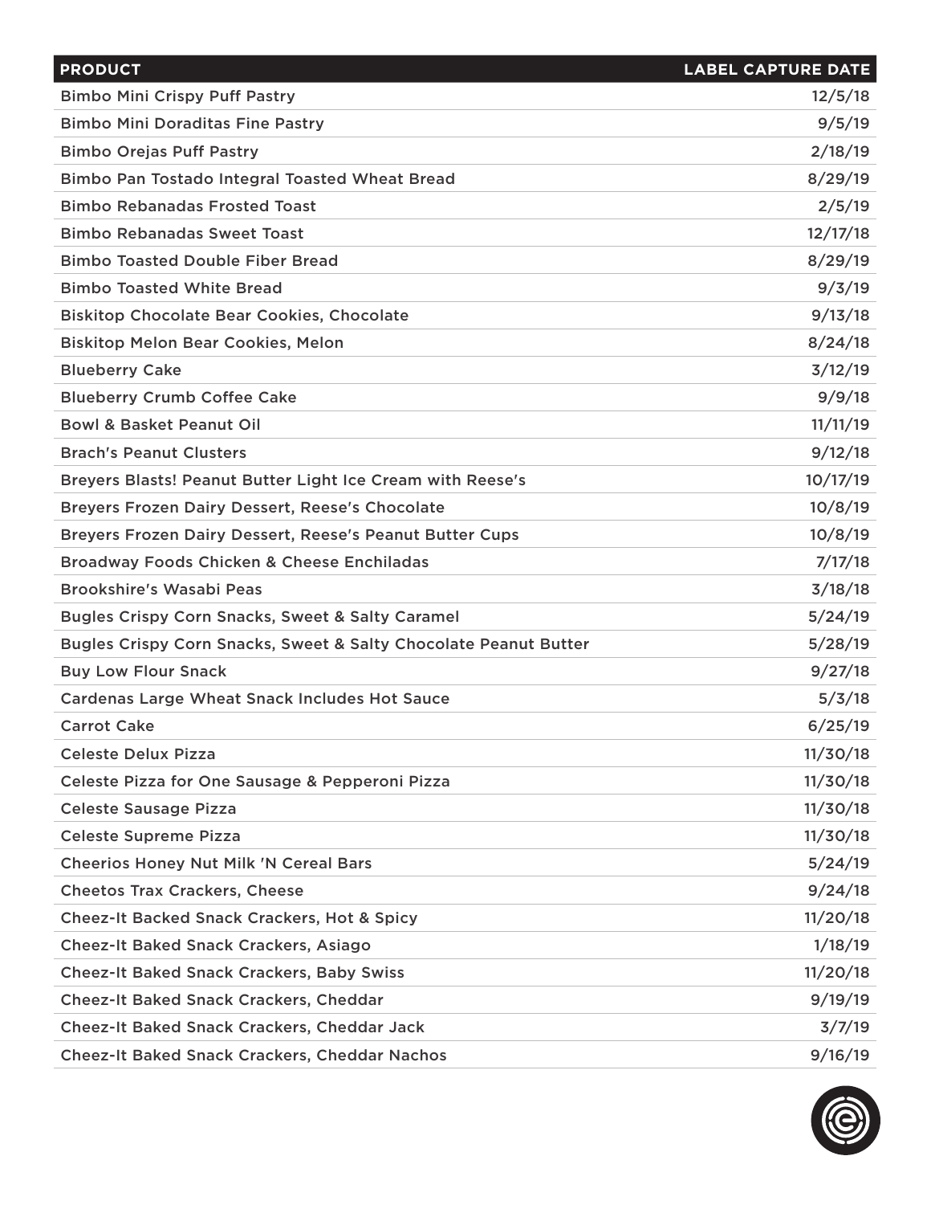| PRODUCT | LABEL CAPTURE DATE |
|---|---|
| Bimbo Mini Crispy Puff Pastry | 12/5/18 |
| Bimbo Mini Doraditas Fine Pastry | 9/5/19 |
| Bimbo Orejas Puff Pastry | 2/18/19 |
| Bimbo Pan Tostado Integral Toasted Wheat Bread | 8/29/19 |
| Bimbo Rebanadas Frosted Toast | 2/5/19 |
| Bimbo Rebanadas Sweet Toast | 12/17/18 |
| Bimbo Toasted Double Fiber Bread | 8/29/19 |
| Bimbo Toasted White Bread | 9/3/19 |
| Biskitop Chocolate Bear Cookies, Chocolate | 9/13/18 |
| Biskitop Melon Bear Cookies, Melon | 8/24/18 |
| Blueberry Cake | 3/12/19 |
| Blueberry Crumb Coffee Cake | 9/9/18 |
| Bowl & Basket Peanut Oil | 11/11/19 |
| Brach's Peanut Clusters | 9/12/18 |
| Breyers Blasts! Peanut Butter Light Ice Cream with Reese's | 10/17/19 |
| Breyers Frozen Dairy Dessert, Reese's Chocolate | 10/8/19 |
| Breyers Frozen Dairy Dessert, Reese's Peanut Butter Cups | 10/8/19 |
| Broadway Foods Chicken & Cheese Enchiladas | 7/17/18 |
| Brookshire's Wasabi Peas | 3/18/18 |
| Bugles Crispy Corn Snacks, Sweet & Salty Caramel | 5/24/19 |
| Bugles Crispy Corn Snacks, Sweet & Salty Chocolate Peanut Butter | 5/28/19 |
| Buy Low Flour Snack | 9/27/18 |
| Cardenas Large Wheat Snack Includes Hot Sauce | 5/3/18 |
| Carrot Cake | 6/25/19 |
| Celeste Delux Pizza | 11/30/18 |
| Celeste Pizza for One Sausage & Pepperoni Pizza | 11/30/18 |
| Celeste Sausage Pizza | 11/30/18 |
| Celeste Supreme Pizza | 11/30/18 |
| Cheerios Honey Nut Milk 'N Cereal Bars | 5/24/19 |
| Cheetos Trax Crackers, Cheese | 9/24/18 |
| Cheez-It Backed Snack Crackers, Hot & Spicy | 11/20/18 |
| Cheez-It Baked Snack Crackers, Asiago | 1/18/19 |
| Cheez-It Baked Snack Crackers, Baby Swiss | 11/20/18 |
| Cheez-It Baked Snack Crackers, Cheddar | 9/19/19 |
| Cheez-It Baked Snack Crackers, Cheddar Jack | 3/7/19 |
| Cheez-It Baked Snack Crackers, Cheddar Nachos | 9/16/19 |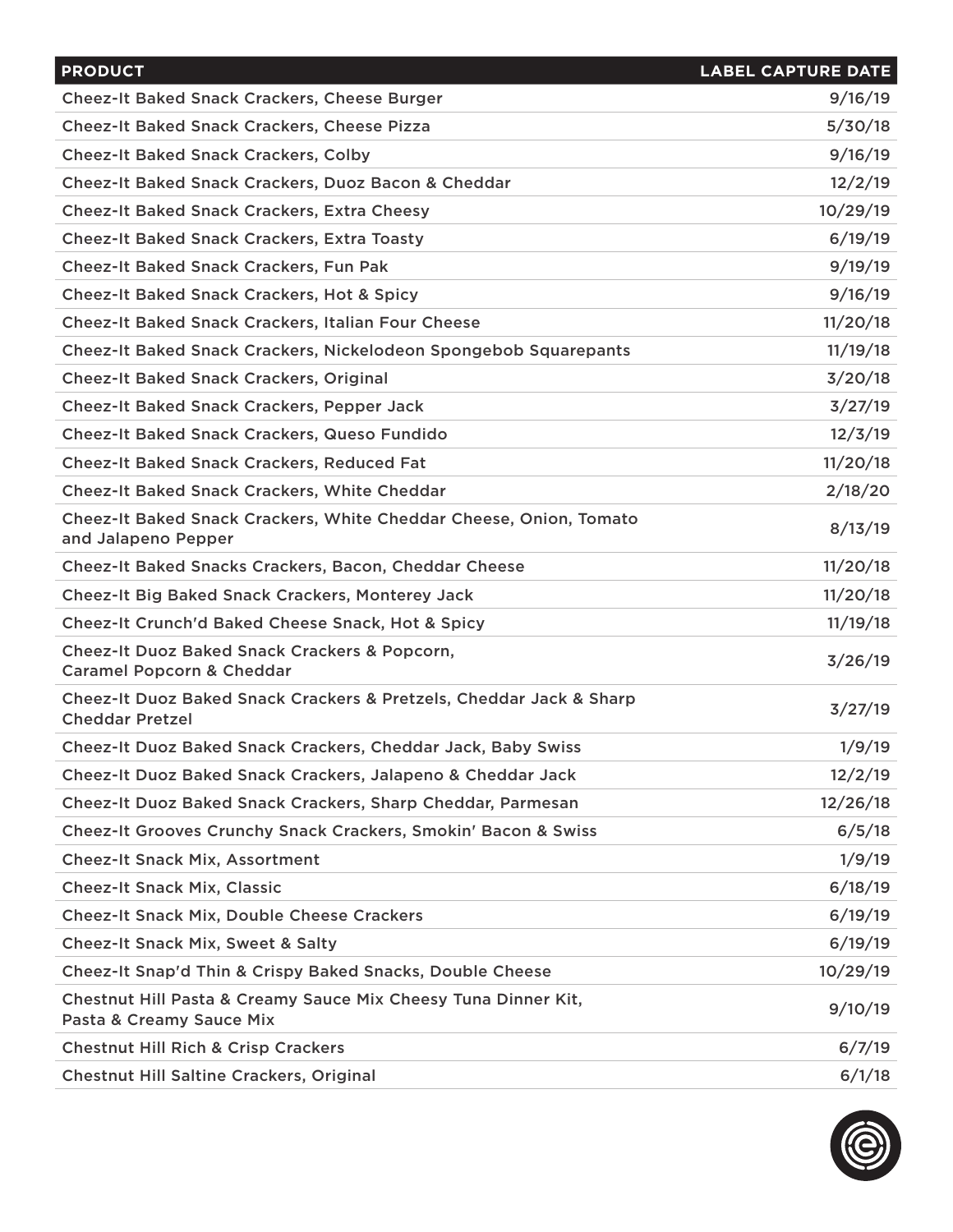| PRODUCT | LABEL CAPTURE DATE |
| --- | --- |
| Cheez-It Baked Snack Crackers, Cheese Burger | 9/16/19 |
| Cheez-It Baked Snack Crackers, Cheese Pizza | 5/30/18 |
| Cheez-It Baked Snack Crackers, Colby | 9/16/19 |
| Cheez-It Baked Snack Crackers, Duoz Bacon & Cheddar | 12/2/19 |
| Cheez-It Baked Snack Crackers, Extra Cheesy | 10/29/19 |
| Cheez-It Baked Snack Crackers, Extra Toasty | 6/19/19 |
| Cheez-It Baked Snack Crackers, Fun Pak | 9/19/19 |
| Cheez-It Baked Snack Crackers, Hot & Spicy | 9/16/19 |
| Cheez-It Baked Snack Crackers, Italian Four Cheese | 11/20/18 |
| Cheez-It Baked Snack Crackers, Nickelodeon Spongebob Squarepants | 11/19/18 |
| Cheez-It Baked Snack Crackers, Original | 3/20/18 |
| Cheez-It Baked Snack Crackers, Pepper Jack | 3/27/19 |
| Cheez-It Baked Snack Crackers, Queso Fundido | 12/3/19 |
| Cheez-It Baked Snack Crackers, Reduced Fat | 11/20/18 |
| Cheez-It Baked Snack Crackers, White Cheddar | 2/18/20 |
| Cheez-It Baked Snack Crackers, White Cheddar Cheese, Onion, Tomato and Jalapeno Pepper | 8/13/19 |
| Cheez-It Baked Snacks Crackers, Bacon, Cheddar Cheese | 11/20/18 |
| Cheez-It Big Baked Snack Crackers, Monterey Jack | 11/20/18 |
| Cheez-It Crunch'd Baked Cheese Snack, Hot & Spicy | 11/19/18 |
| Cheez-It Duoz Baked Snack Crackers & Popcorn, Caramel Popcorn & Cheddar | 3/26/19 |
| Cheez-It Duoz Baked Snack Crackers & Pretzels, Cheddar Jack & Sharp Cheddar Pretzel | 3/27/19 |
| Cheez-It Duoz Baked Snack Crackers, Cheddar Jack, Baby Swiss | 1/9/19 |
| Cheez-It Duoz Baked Snack Crackers, Jalapeno & Cheddar Jack | 12/2/19 |
| Cheez-It Duoz Baked Snack Crackers, Sharp Cheddar, Parmesan | 12/26/18 |
| Cheez-It Grooves Crunchy Snack Crackers, Smokin' Bacon & Swiss | 6/5/18 |
| Cheez-It Snack Mix, Assortment | 1/9/19 |
| Cheez-It Snack Mix, Classic | 6/18/19 |
| Cheez-It Snack Mix, Double Cheese Crackers | 6/19/19 |
| Cheez-It Snack Mix, Sweet & Salty | 6/19/19 |
| Cheez-It Snap'd Thin & Crispy Baked Snacks, Double Cheese | 10/29/19 |
| Chestnut Hill Pasta & Creamy Sauce Mix Cheesy Tuna Dinner Kit, Pasta & Creamy Sauce Mix | 9/10/19 |
| Chestnut Hill Rich & Crisp Crackers | 6/7/19 |
| Chestnut Hill Saltine Crackers, Original | 6/1/18 |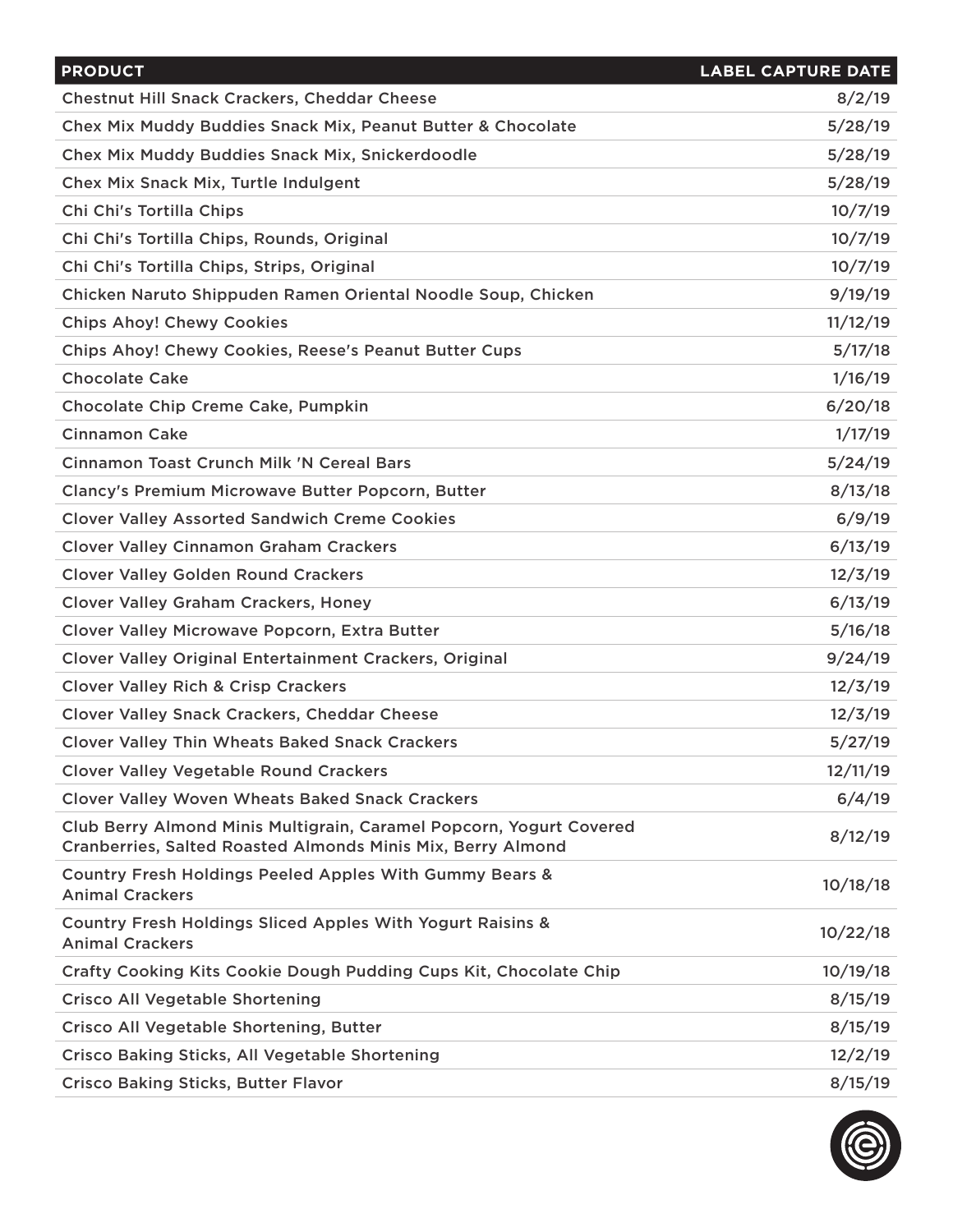| PRODUCT | LABEL CAPTURE DATE |
| --- | --- |
| Chestnut Hill Snack Crackers, Cheddar Cheese | 8/2/19 |
| Chex Mix Muddy Buddies Snack Mix, Peanut Butter & Chocolate | 5/28/19 |
| Chex Mix Muddy Buddies Snack Mix, Snickerdoodle | 5/28/19 |
| Chex Mix Snack Mix, Turtle Indulgent | 5/28/19 |
| Chi Chi's Tortilla Chips | 10/7/19 |
| Chi Chi's Tortilla Chips, Rounds, Original | 10/7/19 |
| Chi Chi's Tortilla Chips, Strips, Original | 10/7/19 |
| Chicken Naruto Shippuden Ramen Oriental Noodle Soup, Chicken | 9/19/19 |
| Chips Ahoy! Chewy Cookies | 11/12/19 |
| Chips Ahoy! Chewy Cookies, Reese's Peanut Butter Cups | 5/17/18 |
| Chocolate Cake | 1/16/19 |
| Chocolate Chip Creme Cake, Pumpkin | 6/20/18 |
| Cinnamon Cake | 1/17/19 |
| Cinnamon Toast Crunch Milk 'N Cereal Bars | 5/24/19 |
| Clancy's Premium Microwave Butter Popcorn, Butter | 8/13/18 |
| Clover Valley Assorted Sandwich Creme Cookies | 6/9/19 |
| Clover Valley Cinnamon Graham Crackers | 6/13/19 |
| Clover Valley Golden Round Crackers | 12/3/19 |
| Clover Valley Graham Crackers, Honey | 6/13/19 |
| Clover Valley Microwave Popcorn, Extra Butter | 5/16/18 |
| Clover Valley Original Entertainment Crackers, Original | 9/24/19 |
| Clover Valley Rich & Crisp Crackers | 12/3/19 |
| Clover Valley Snack Crackers, Cheddar Cheese | 12/3/19 |
| Clover Valley Thin Wheats Baked Snack Crackers | 5/27/19 |
| Clover Valley Vegetable Round Crackers | 12/11/19 |
| Clover Valley Woven Wheats Baked Snack Crackers | 6/4/19 |
| Club Berry Almond Minis Multigrain, Caramel Popcorn, Yogurt Covered Cranberries, Salted Roasted Almonds Minis Mix, Berry Almond | 8/12/19 |
| Country Fresh Holdings Peeled Apples With Gummy Bears & Animal Crackers | 10/18/18 |
| Country Fresh Holdings Sliced Apples With Yogurt Raisins & Animal Crackers | 10/22/18 |
| Crafty Cooking Kits Cookie Dough Pudding Cups Kit, Chocolate Chip | 10/19/18 |
| Crisco All Vegetable Shortening | 8/15/19 |
| Crisco All Vegetable Shortening, Butter | 8/15/19 |
| Crisco Baking Sticks, All Vegetable Shortening | 12/2/19 |
| Crisco Baking Sticks, Butter Flavor | 8/15/19 |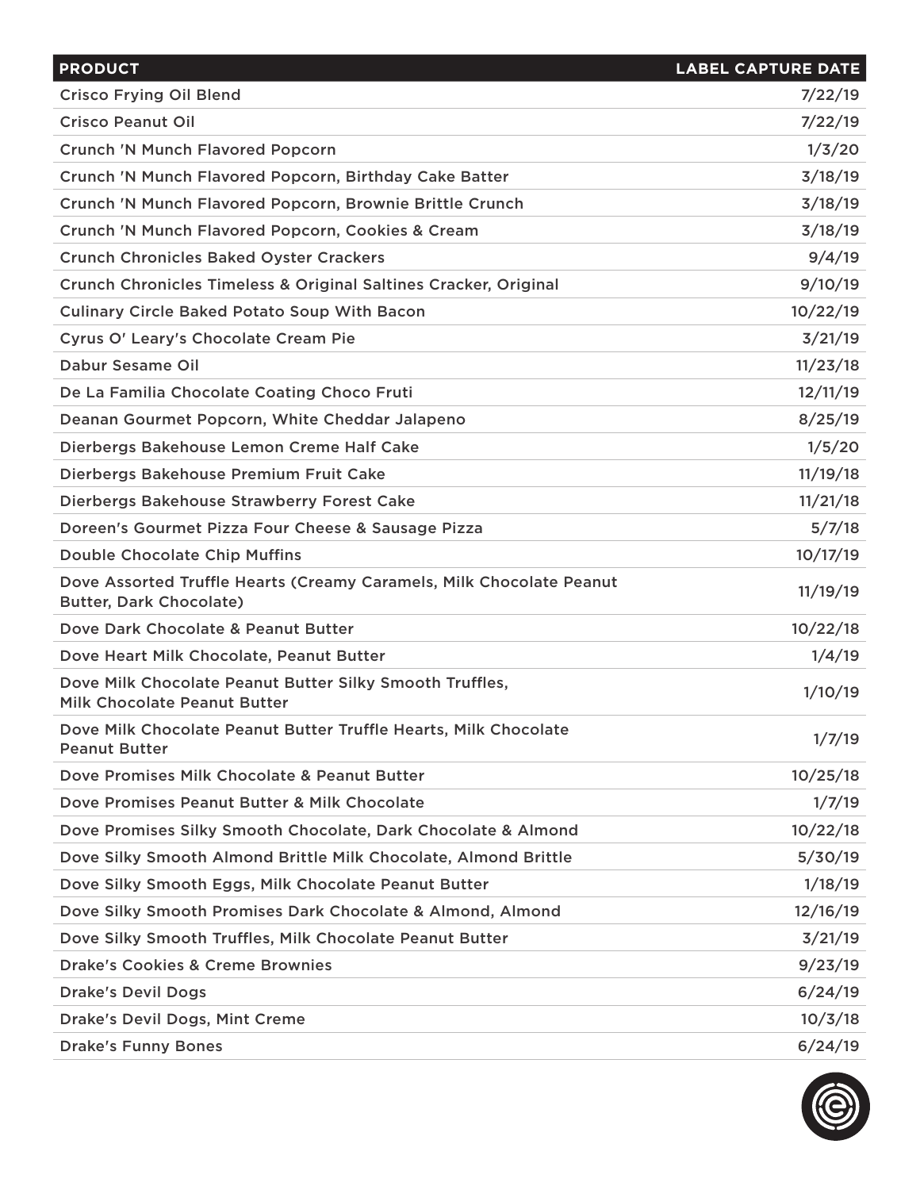| PRODUCT | LABEL CAPTURE DATE |
|---|---|
| Crisco Frying Oil Blend | 7/22/19 |
| Crisco Peanut Oil | 7/22/19 |
| Crunch 'N Munch Flavored Popcorn | 1/3/20 |
| Crunch 'N Munch Flavored Popcorn, Birthday Cake Batter | 3/18/19 |
| Crunch 'N Munch Flavored Popcorn, Brownie Brittle Crunch | 3/18/19 |
| Crunch 'N Munch Flavored Popcorn, Cookies & Cream | 3/18/19 |
| Crunch Chronicles Baked Oyster Crackers | 9/4/19 |
| Crunch Chronicles Timeless & Original Saltines Cracker, Original | 9/10/19 |
| Culinary Circle Baked Potato Soup With Bacon | 10/22/19 |
| Cyrus O' Leary's Chocolate Cream Pie | 3/21/19 |
| Dabur Sesame Oil | 11/23/18 |
| De La Familia Chocolate Coating Choco Fruti | 12/11/19 |
| Deanan Gourmet Popcorn, White Cheddar Jalapeno | 8/25/19 |
| Dierbergs Bakehouse Lemon Creme Half Cake | 1/5/20 |
| Dierbergs Bakehouse Premium Fruit Cake | 11/19/18 |
| Dierbergs Bakehouse Strawberry Forest Cake | 11/21/18 |
| Doreen's Gourmet Pizza Four Cheese & Sausage Pizza | 5/7/18 |
| Double Chocolate Chip Muffins | 10/17/19 |
| Dove Assorted Truffle Hearts (Creamy Caramels, Milk Chocolate Peanut Butter, Dark Chocolate) | 11/19/19 |
| Dove Dark Chocolate & Peanut Butter | 10/22/18 |
| Dove Heart Milk Chocolate, Peanut Butter | 1/4/19 |
| Dove Milk Chocolate Peanut Butter Silky Smooth Truffles, Milk Chocolate Peanut Butter | 1/10/19 |
| Dove Milk Chocolate Peanut Butter Truffle Hearts, Milk Chocolate Peanut Butter | 1/7/19 |
| Dove Promises Milk Chocolate & Peanut Butter | 10/25/18 |
| Dove Promises Peanut Butter & Milk Chocolate | 1/7/19 |
| Dove Promises Silky Smooth Chocolate, Dark Chocolate & Almond | 10/22/18 |
| Dove Silky Smooth Almond Brittle Milk Chocolate, Almond Brittle | 5/30/19 |
| Dove Silky Smooth Eggs, Milk Chocolate Peanut Butter | 1/18/19 |
| Dove Silky Smooth Promises Dark Chocolate & Almond, Almond | 12/16/19 |
| Dove Silky Smooth Truffles, Milk Chocolate Peanut Butter | 3/21/19 |
| Drake's Cookies & Creme Brownies | 9/23/19 |
| Drake's Devil Dogs | 6/24/19 |
| Drake's Devil Dogs, Mint Creme | 10/3/18 |
| Drake's Funny Bones | 6/24/19 |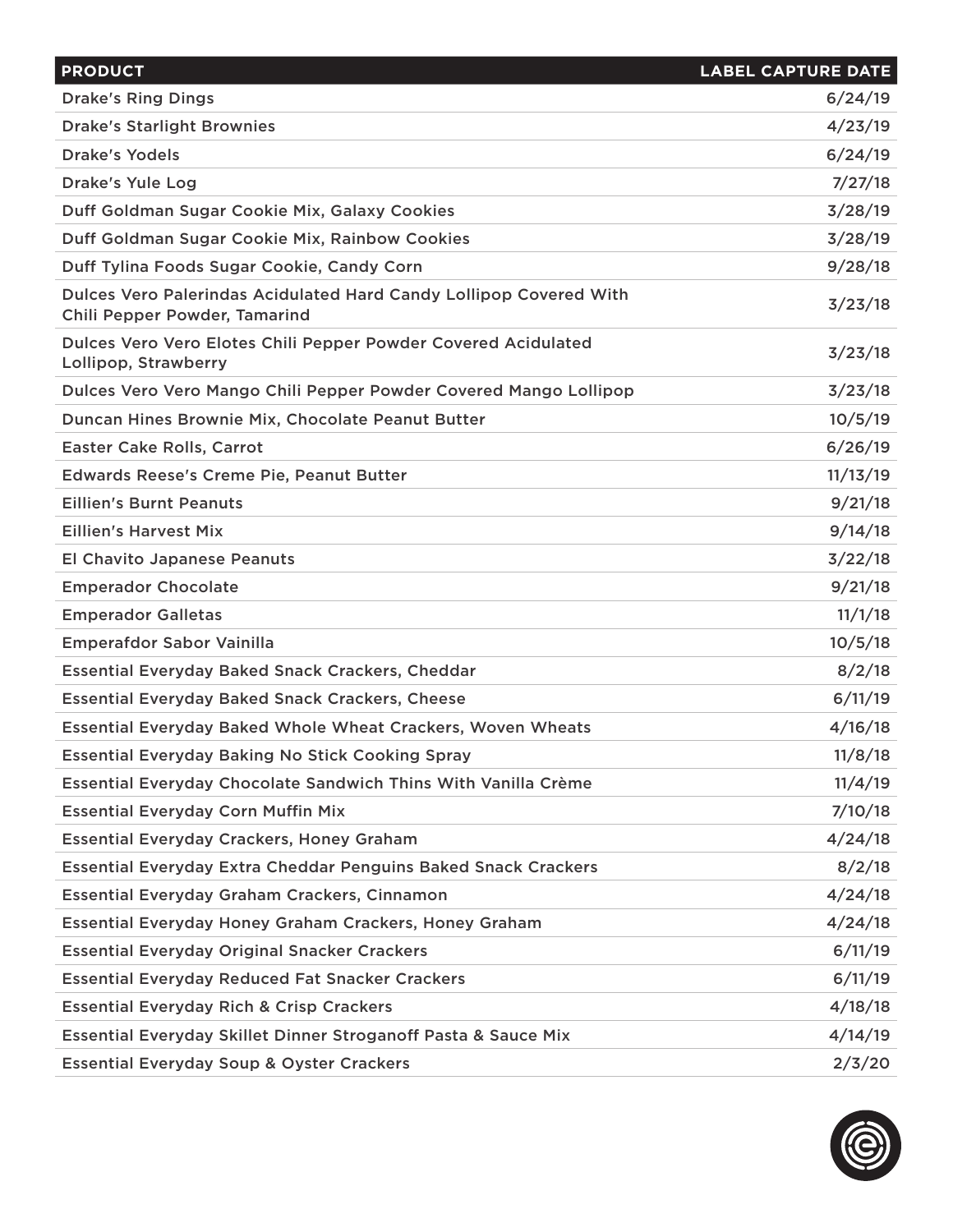| PRODUCT | LABEL CAPTURE DATE |
| --- | --- |
| Drake's Ring Dings | 6/24/19 |
| Drake's Starlight Brownies | 4/23/19 |
| Drake's Yodels | 6/24/19 |
| Drake's Yule Log | 7/27/18 |
| Duff Goldman Sugar Cookie Mix, Galaxy Cookies | 3/28/19 |
| Duff Goldman Sugar Cookie Mix, Rainbow Cookies | 3/28/19 |
| Duff Tylina Foods Sugar Cookie, Candy Corn | 9/28/18 |
| Dulces Vero Palerindas Acidulated Hard Candy Lollipop Covered With Chili Pepper Powder, Tamarind | 3/23/18 |
| Dulces Vero Vero Elotes Chili Pepper Powder Covered Acidulated Lollipop, Strawberry | 3/23/18 |
| Dulces Vero Vero Mango Chili Pepper Powder Covered Mango Lollipop | 3/23/18 |
| Duncan Hines Brownie Mix, Chocolate Peanut Butter | 10/5/19 |
| Easter Cake Rolls, Carrot | 6/26/19 |
| Edwards Reese's Creme Pie, Peanut Butter | 11/13/19 |
| Eillien's Burnt Peanuts | 9/21/18 |
| Eillien's Harvest Mix | 9/14/18 |
| El Chavito Japanese Peanuts | 3/22/18 |
| Emperador Chocolate | 9/21/18 |
| Emperador Galletas | 11/1/18 |
| Emperafdor Sabor Vainilla | 10/5/18 |
| Essential Everyday Baked Snack Crackers, Cheddar | 8/2/18 |
| Essential Everyday Baked Snack Crackers, Cheese | 6/11/19 |
| Essential Everyday Baked Whole Wheat Crackers, Woven Wheats | 4/16/18 |
| Essential Everyday Baking No Stick Cooking Spray | 11/8/18 |
| Essential Everyday Chocolate Sandwich Thins With Vanilla Crème | 11/4/19 |
| Essential Everyday Corn Muffin Mix | 7/10/18 |
| Essential Everyday Crackers, Honey Graham | 4/24/18 |
| Essential Everyday Extra Cheddar Penguins Baked Snack Crackers | 8/2/18 |
| Essential Everyday Graham Crackers, Cinnamon | 4/24/18 |
| Essential Everyday Honey Graham Crackers, Honey Graham | 4/24/18 |
| Essential Everyday Original Snacker Crackers | 6/11/19 |
| Essential Everyday Reduced Fat Snacker Crackers | 6/11/19 |
| Essential Everyday Rich & Crisp Crackers | 4/18/18 |
| Essential Everyday Skillet Dinner Stroganoff Pasta & Sauce Mix | 4/14/19 |
| Essential Everyday Soup & Oyster Crackers | 2/3/20 |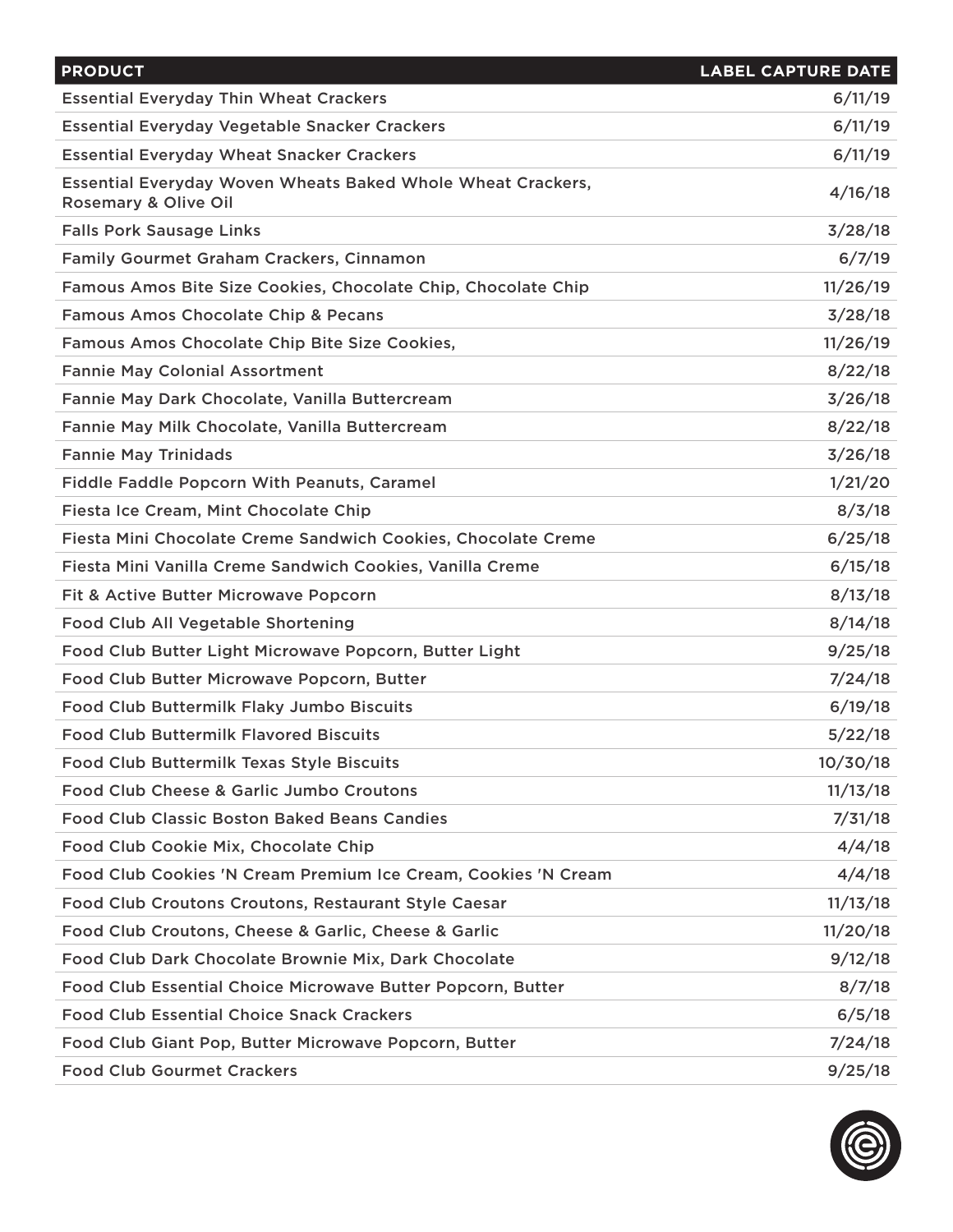| PRODUCT | LABEL CAPTURE DATE |
|---|---|
| Essential Everyday Thin Wheat Crackers | 6/11/19 |
| Essential Everyday Vegetable Snacker Crackers | 6/11/19 |
| Essential Everyday Wheat Snacker Crackers | 6/11/19 |
| Essential Everyday Woven Wheats Baked Whole Wheat Crackers, Rosemary & Olive Oil | 4/16/18 |
| Falls Pork Sausage Links | 3/28/18 |
| Family Gourmet Graham Crackers, Cinnamon | 6/7/19 |
| Famous Amos Bite Size Cookies, Chocolate Chip, Chocolate Chip | 11/26/19 |
| Famous Amos Chocolate Chip & Pecans | 3/28/18 |
| Famous Amos Chocolate Chip Bite Size Cookies, | 11/26/19 |
| Fannie May Colonial Assortment | 8/22/18 |
| Fannie May Dark Chocolate, Vanilla Buttercream | 3/26/18 |
| Fannie May Milk Chocolate, Vanilla Buttercream | 8/22/18 |
| Fannie May Trinidads | 3/26/18 |
| Fiddle Faddle Popcorn With Peanuts, Caramel | 1/21/20 |
| Fiesta Ice Cream, Mint Chocolate Chip | 8/3/18 |
| Fiesta Mini Chocolate Creme Sandwich Cookies, Chocolate Creme | 6/25/18 |
| Fiesta Mini Vanilla Creme Sandwich Cookies, Vanilla Creme | 6/15/18 |
| Fit & Active Butter Microwave Popcorn | 8/13/18 |
| Food Club All Vegetable Shortening | 8/14/18 |
| Food Club Butter Light Microwave Popcorn, Butter Light | 9/25/18 |
| Food Club Butter Microwave Popcorn, Butter | 7/24/18 |
| Food Club Buttermilk Flaky Jumbo Biscuits | 6/19/18 |
| Food Club Buttermilk Flavored Biscuits | 5/22/18 |
| Food Club Buttermilk Texas Style Biscuits | 10/30/18 |
| Food Club Cheese & Garlic Jumbo Croutons | 11/13/18 |
| Food Club Classic Boston Baked Beans Candies | 7/31/18 |
| Food Club Cookie Mix, Chocolate Chip | 4/4/18 |
| Food Club Cookies 'N Cream Premium Ice Cream, Cookies 'N Cream | 4/4/18 |
| Food Club Croutons Croutons, Restaurant Style Caesar | 11/13/18 |
| Food Club Croutons, Cheese & Garlic, Cheese & Garlic | 11/20/18 |
| Food Club Dark Chocolate Brownie Mix, Dark Chocolate | 9/12/18 |
| Food Club Essential Choice Microwave Butter Popcorn, Butter | 8/7/18 |
| Food Club Essential Choice Snack Crackers | 6/5/18 |
| Food Club Giant Pop, Butter Microwave Popcorn, Butter | 7/24/18 |
| Food Club Gourmet Crackers | 9/25/18 |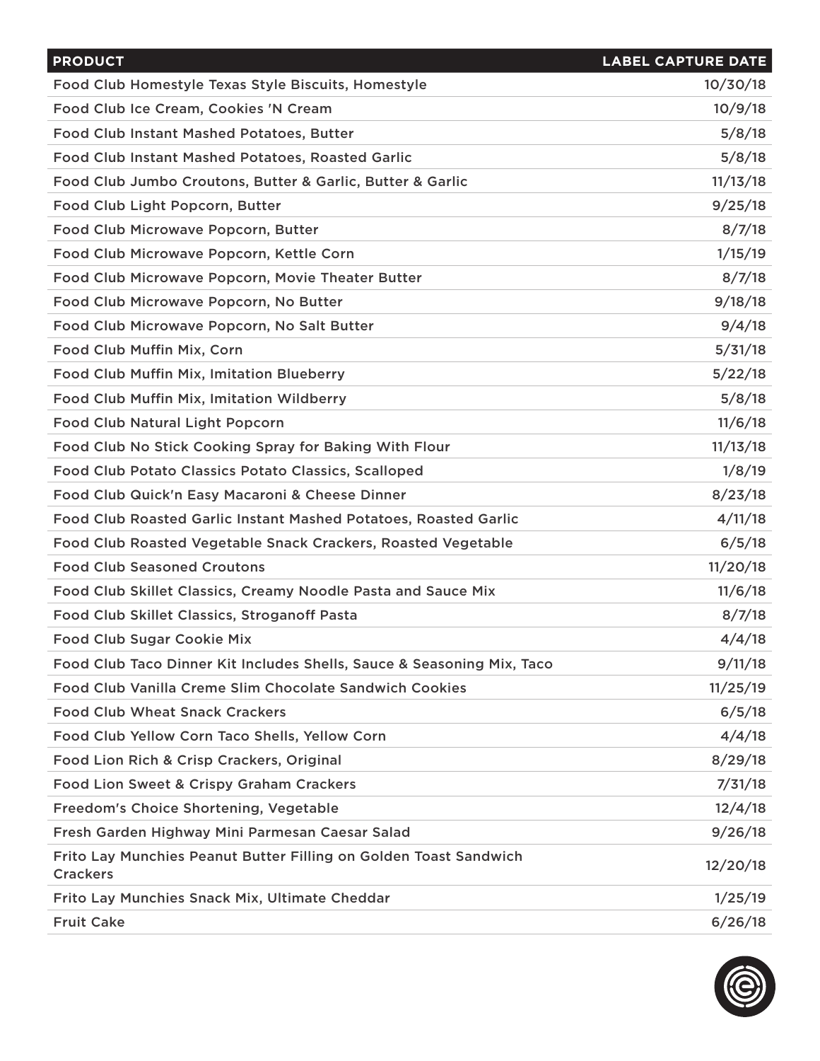| PRODUCT | LABEL CAPTURE DATE |
| --- | --- |
| Food Club Homestyle Texas Style Biscuits, Homestyle | 10/30/18 |
| Food Club Ice Cream, Cookies 'N Cream | 10/9/18 |
| Food Club Instant Mashed Potatoes, Butter | 5/8/18 |
| Food Club Instant Mashed Potatoes, Roasted Garlic | 5/8/18 |
| Food Club Jumbo Croutons, Butter & Garlic, Butter & Garlic | 11/13/18 |
| Food Club Light Popcorn, Butter | 9/25/18 |
| Food Club Microwave Popcorn, Butter | 8/7/18 |
| Food Club Microwave Popcorn, Kettle Corn | 1/15/19 |
| Food Club Microwave Popcorn, Movie Theater Butter | 8/7/18 |
| Food Club Microwave Popcorn, No Butter | 9/18/18 |
| Food Club Microwave Popcorn, No Salt Butter | 9/4/18 |
| Food Club Muffin Mix, Corn | 5/31/18 |
| Food Club Muffin Mix, Imitation Blueberry | 5/22/18 |
| Food Club Muffin Mix, Imitation Wildberry | 5/8/18 |
| Food Club Natural Light Popcorn | 11/6/18 |
| Food Club No Stick Cooking Spray for Baking With Flour | 11/13/18 |
| Food Club Potato Classics Potato Classics, Scalloped | 1/8/19 |
| Food Club Quick'n Easy Macaroni & Cheese Dinner | 8/23/18 |
| Food Club Roasted Garlic Instant Mashed Potatoes, Roasted Garlic | 4/11/18 |
| Food Club Roasted Vegetable Snack Crackers, Roasted Vegetable | 6/5/18 |
| Food Club Seasoned Croutons | 11/20/18 |
| Food Club Skillet Classics, Creamy Noodle Pasta and Sauce Mix | 11/6/18 |
| Food Club Skillet Classics, Stroganoff Pasta | 8/7/18 |
| Food Club Sugar Cookie Mix | 4/4/18 |
| Food Club Taco Dinner Kit Includes Shells, Sauce & Seasoning Mix, Taco | 9/11/18 |
| Food Club Vanilla Creme Slim Chocolate Sandwich Cookies | 11/25/19 |
| Food Club Wheat Snack Crackers | 6/5/18 |
| Food Club Yellow Corn Taco Shells, Yellow Corn | 4/4/18 |
| Food Lion Rich & Crisp Crackers, Original | 8/29/18 |
| Food Lion Sweet & Crispy Graham Crackers | 7/31/18 |
| Freedom's Choice Shortening, Vegetable | 12/4/18 |
| Fresh Garden Highway Mini Parmesan Caesar Salad | 9/26/18 |
| Frito Lay Munchies Peanut Butter Filling on Golden Toast Sandwich Crackers | 12/20/18 |
| Frito Lay Munchies Snack Mix, Ultimate Cheddar | 1/25/19 |
| Fruit Cake | 6/26/18 |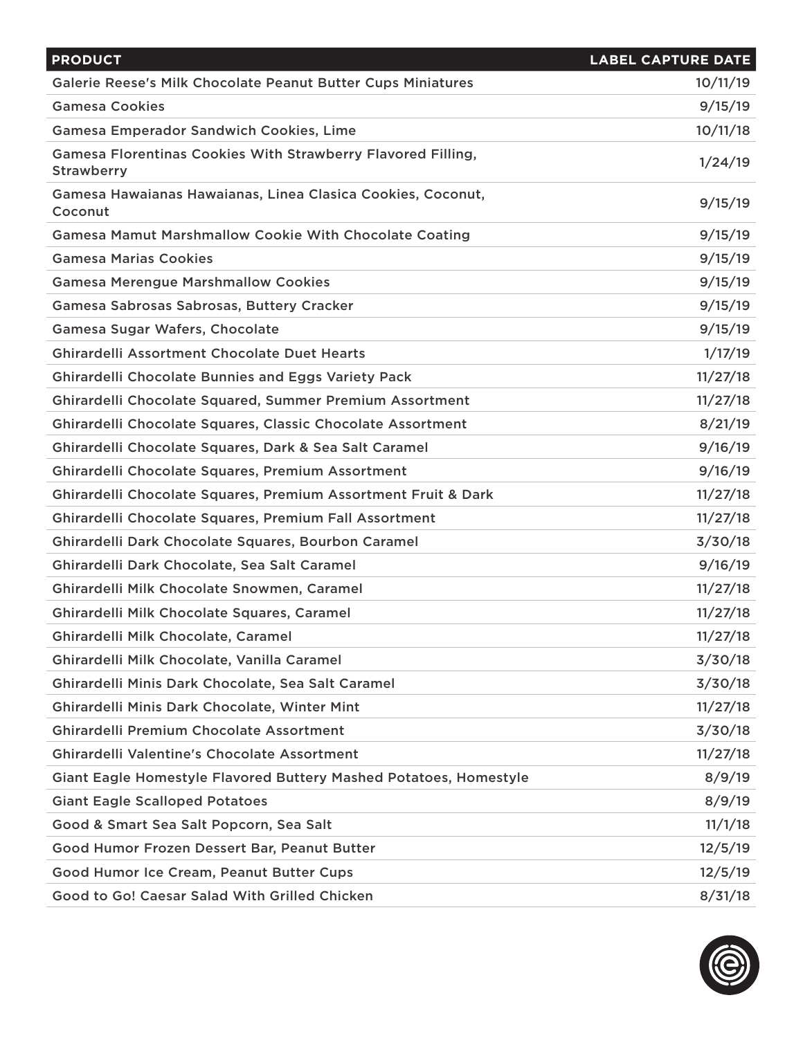| PRODUCT | LABEL CAPTURE DATE |
| --- | --- |
| Galerie Reese's Milk Chocolate Peanut Butter Cups Miniatures | 10/11/19 |
| Gamesa Cookies | 9/15/19 |
| Gamesa Emperador Sandwich Cookies, Lime | 10/11/18 |
| Gamesa Florentinas Cookies With Strawberry Flavored Filling, Strawberry | 1/24/19 |
| Gamesa Hawaianas Hawaianas, Linea Clasica Cookies, Coconut, Coconut | 9/15/19 |
| Gamesa Mamut Marshmallow Cookie With Chocolate Coating | 9/15/19 |
| Gamesa Marias Cookies | 9/15/19 |
| Gamesa Merengue Marshmallow Cookies | 9/15/19 |
| Gamesa Sabrosas Sabrosas, Buttery Cracker | 9/15/19 |
| Gamesa Sugar Wafers, Chocolate | 9/15/19 |
| Ghirardelli Assortment Chocolate Duet Hearts | 1/17/19 |
| Ghirardelli Chocolate Bunnies and Eggs Variety Pack | 11/27/18 |
| Ghirardelli Chocolate Squared, Summer Premium Assortment | 11/27/18 |
| Ghirardelli Chocolate Squares, Classic Chocolate Assortment | 8/21/19 |
| Ghirardelli Chocolate Squares, Dark & Sea Salt Caramel | 9/16/19 |
| Ghirardelli Chocolate Squares, Premium Assortment | 9/16/19 |
| Ghirardelli Chocolate Squares, Premium Assortment Fruit & Dark | 11/27/18 |
| Ghirardelli Chocolate Squares, Premium Fall Assortment | 11/27/18 |
| Ghirardelli Dark Chocolate Squares, Bourbon Caramel | 3/30/18 |
| Ghirardelli Dark Chocolate, Sea Salt Caramel | 9/16/19 |
| Ghirardelli Milk Chocolate Snowmen, Caramel | 11/27/18 |
| Ghirardelli Milk Chocolate Squares, Caramel | 11/27/18 |
| Ghirardelli Milk Chocolate, Caramel | 11/27/18 |
| Ghirardelli Milk Chocolate, Vanilla Caramel | 3/30/18 |
| Ghirardelli Minis Dark Chocolate, Sea Salt Caramel | 3/30/18 |
| Ghirardelli Minis Dark Chocolate, Winter Mint | 11/27/18 |
| Ghirardelli Premium Chocolate Assortment | 3/30/18 |
| Ghirardelli Valentine's Chocolate Assortment | 11/27/18 |
| Giant Eagle Homestyle Flavored Buttery Mashed Potatoes, Homestyle | 8/9/19 |
| Giant Eagle Scalloped Potatoes | 8/9/19 |
| Good & Smart Sea Salt Popcorn, Sea Salt | 11/1/18 |
| Good Humor Frozen Dessert Bar, Peanut Butter | 12/5/19 |
| Good Humor Ice Cream, Peanut Butter Cups | 12/5/19 |
| Good to Go! Caesar Salad With Grilled Chicken | 8/31/18 |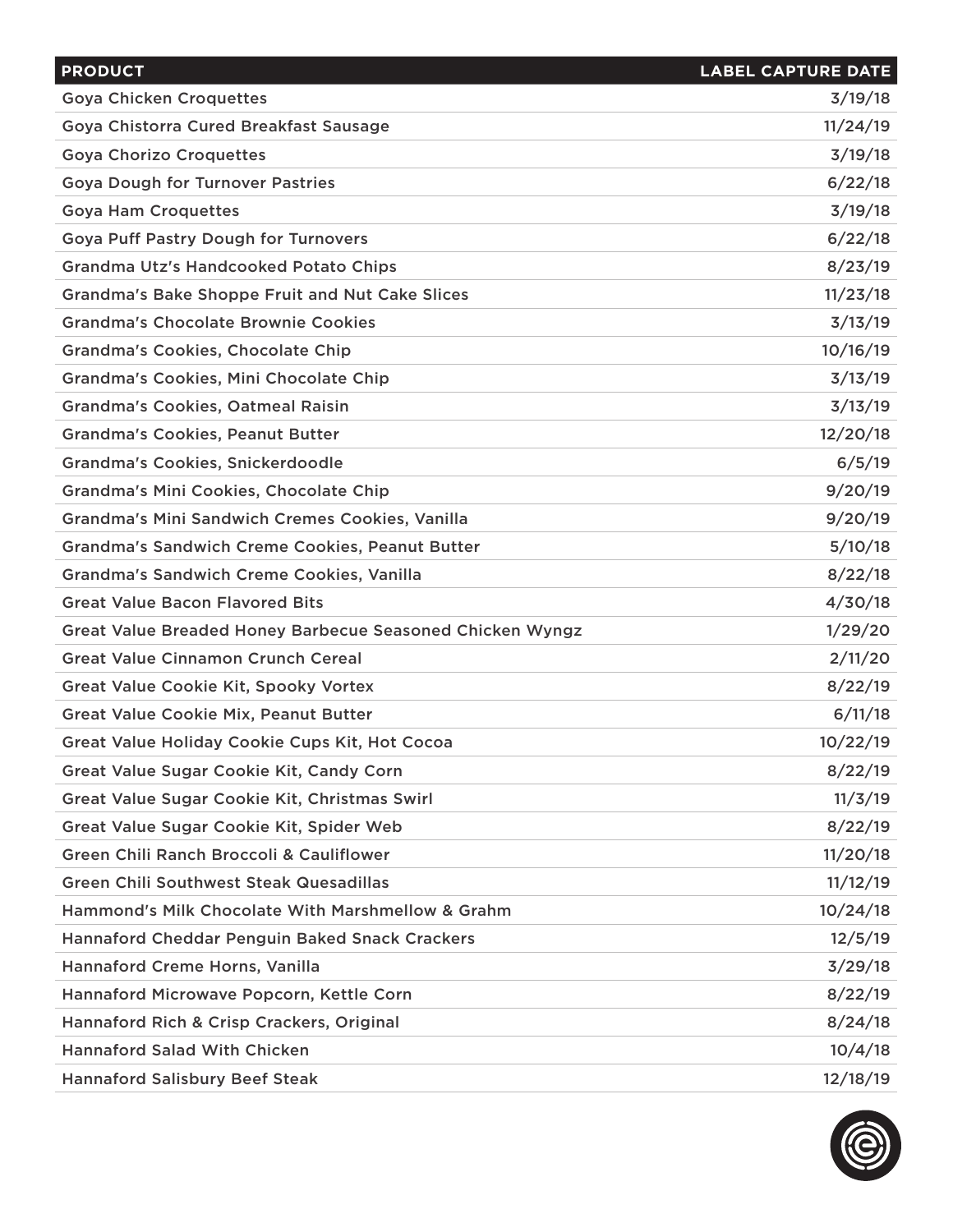| PRODUCT | LABEL CAPTURE DATE |
| --- | --- |
| Goya Chicken Croquettes | 3/19/18 |
| Goya Chistorra Cured Breakfast Sausage | 11/24/19 |
| Goya Chorizo Croquettes | 3/19/18 |
| Goya Dough for Turnover Pastries | 6/22/18 |
| Goya Ham Croquettes | 3/19/18 |
| Goya Puff Pastry Dough for Turnovers | 6/22/18 |
| Grandma Utz's Handcooked Potato Chips | 8/23/19 |
| Grandma's Bake Shoppe Fruit and Nut Cake Slices | 11/23/18 |
| Grandma's Chocolate Brownie Cookies | 3/13/19 |
| Grandma's Cookies, Chocolate Chip | 10/16/19 |
| Grandma's Cookies, Mini Chocolate Chip | 3/13/19 |
| Grandma's Cookies, Oatmeal Raisin | 3/13/19 |
| Grandma's Cookies, Peanut Butter | 12/20/18 |
| Grandma's Cookies, Snickerdoodle | 6/5/19 |
| Grandma's Mini Cookies, Chocolate Chip | 9/20/19 |
| Grandma's Mini Sandwich Cremes Cookies, Vanilla | 9/20/19 |
| Grandma's Sandwich Creme Cookies, Peanut Butter | 5/10/18 |
| Grandma's Sandwich Creme Cookies, Vanilla | 8/22/18 |
| Great Value Bacon Flavored Bits | 4/30/18 |
| Great Value Breaded Honey Barbecue Seasoned Chicken Wyngz | 1/29/20 |
| Great Value Cinnamon Crunch Cereal | 2/11/20 |
| Great Value Cookie Kit, Spooky Vortex | 8/22/19 |
| Great Value Cookie Mix, Peanut Butter | 6/11/18 |
| Great Value Holiday Cookie Cups Kit, Hot Cocoa | 10/22/19 |
| Great Value Sugar Cookie Kit, Candy Corn | 8/22/19 |
| Great Value Sugar Cookie Kit, Christmas Swirl | 11/3/19 |
| Great Value Sugar Cookie Kit, Spider Web | 8/22/19 |
| Green Chili Ranch Broccoli & Cauliflower | 11/20/18 |
| Green Chili Southwest Steak Quesadillas | 11/12/19 |
| Hammond's Milk Chocolate With Marshmellow & Grahm | 10/24/18 |
| Hannaford Cheddar Penguin Baked Snack Crackers | 12/5/19 |
| Hannaford Creme Horns, Vanilla | 3/29/18 |
| Hannaford Microwave Popcorn, Kettle Corn | 8/22/19 |
| Hannaford Rich & Crisp Crackers, Original | 8/24/18 |
| Hannaford Salad With Chicken | 10/4/18 |
| Hannaford Salisbury Beef Steak | 12/18/19 |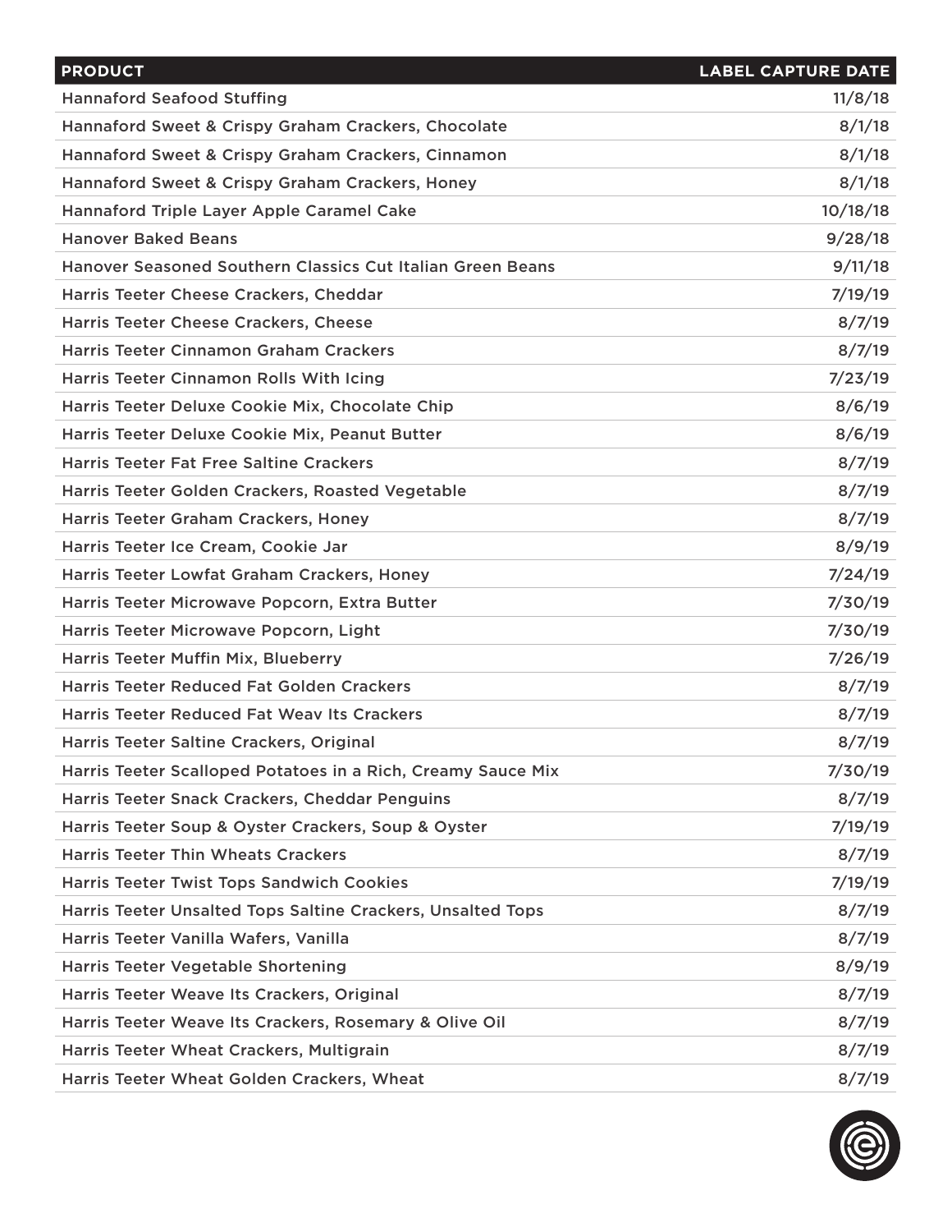| PRODUCT | LABEL CAPTURE DATE |
|---|---|
| Hannaford Seafood Stuffing | 11/8/18 |
| Hannaford Sweet & Crispy Graham Crackers, Chocolate | 8/1/18 |
| Hannaford Sweet & Crispy Graham Crackers, Cinnamon | 8/1/18 |
| Hannaford Sweet & Crispy Graham Crackers, Honey | 8/1/18 |
| Hannaford Triple Layer Apple Caramel Cake | 10/18/18 |
| Hanover Baked Beans | 9/28/18 |
| Hanover Seasoned Southern Classics Cut Italian Green Beans | 9/11/18 |
| Harris Teeter Cheese Crackers, Cheddar | 7/19/19 |
| Harris Teeter Cheese Crackers, Cheese | 8/7/19 |
| Harris Teeter Cinnamon Graham Crackers | 8/7/19 |
| Harris Teeter Cinnamon Rolls With Icing | 7/23/19 |
| Harris Teeter Deluxe Cookie Mix, Chocolate Chip | 8/6/19 |
| Harris Teeter Deluxe Cookie Mix, Peanut Butter | 8/6/19 |
| Harris Teeter Fat Free Saltine Crackers | 8/7/19 |
| Harris Teeter Golden Crackers, Roasted Vegetable | 8/7/19 |
| Harris Teeter Graham Crackers, Honey | 8/7/19 |
| Harris Teeter Ice Cream, Cookie Jar | 8/9/19 |
| Harris Teeter Lowfat Graham Crackers, Honey | 7/24/19 |
| Harris Teeter Microwave Popcorn, Extra Butter | 7/30/19 |
| Harris Teeter Microwave Popcorn, Light | 7/30/19 |
| Harris Teeter Muffin Mix, Blueberry | 7/26/19 |
| Harris Teeter Reduced Fat Golden Crackers | 8/7/19 |
| Harris Teeter Reduced Fat Weav Its Crackers | 8/7/19 |
| Harris Teeter Saltine Crackers, Original | 8/7/19 |
| Harris Teeter Scalloped Potatoes in a Rich, Creamy Sauce Mix | 7/30/19 |
| Harris Teeter Snack Crackers, Cheddar Penguins | 8/7/19 |
| Harris Teeter Soup & Oyster Crackers, Soup & Oyster | 7/19/19 |
| Harris Teeter Thin Wheats Crackers | 8/7/19 |
| Harris Teeter Twist Tops Sandwich Cookies | 7/19/19 |
| Harris Teeter Unsalted Tops Saltine Crackers, Unsalted Tops | 8/7/19 |
| Harris Teeter Vanilla Wafers, Vanilla | 8/7/19 |
| Harris Teeter Vegetable Shortening | 8/9/19 |
| Harris Teeter Weave Its Crackers, Original | 8/7/19 |
| Harris Teeter Weave Its Crackers, Rosemary & Olive Oil | 8/7/19 |
| Harris Teeter Wheat Crackers, Multigrain | 8/7/19 |
| Harris Teeter Wheat Golden Crackers, Wheat | 8/7/19 |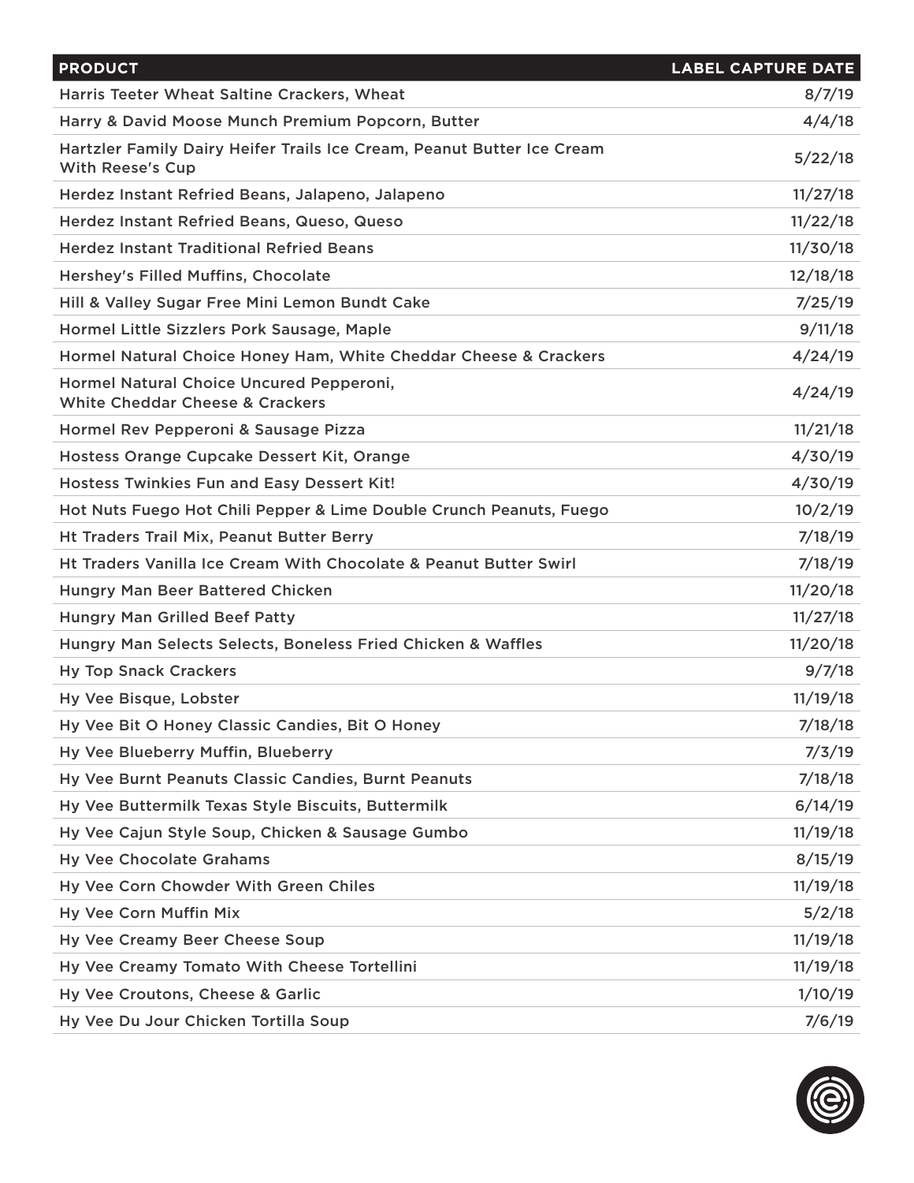| PRODUCT | LABEL CAPTURE DATE |
|---|---|
| Harris Teeter Wheat Saltine Crackers, Wheat | 8/7/19 |
| Harry & David Moose Munch Premium Popcorn, Butter | 4/4/18 |
| Hartzler Family Dairy Heifer Trails Ice Cream, Peanut Butter Ice Cream With Reese's Cup | 5/22/18 |
| Herdez Instant Refried Beans, Jalapeno, Jalapeno | 11/27/18 |
| Herdez Instant Refried Beans, Queso, Queso | 11/22/18 |
| Herdez Instant Traditional Refried Beans | 11/30/18 |
| Hershey's Filled Muffins, Chocolate | 12/18/18 |
| Hill & Valley Sugar Free Mini Lemon Bundt Cake | 7/25/19 |
| Hormel Little Sizzlers Pork Sausage, Maple | 9/11/18 |
| Hormel Natural Choice Honey Ham, White Cheddar Cheese & Crackers | 4/24/19 |
| Hormel Natural Choice Uncured Pepperoni, White Cheddar Cheese & Crackers | 4/24/19 |
| Hormel Rev Pepperoni & Sausage Pizza | 11/21/18 |
| Hostess Orange Cupcake Dessert Kit, Orange | 4/30/19 |
| Hostess Twinkies Fun and Easy Dessert Kit! | 4/30/19 |
| Hot Nuts Fuego Hot Chili Pepper & Lime Double Crunch Peanuts, Fuego | 10/2/19 |
| Ht Traders Trail Mix, Peanut Butter Berry | 7/18/19 |
| Ht Traders Vanilla Ice Cream With Chocolate & Peanut Butter Swirl | 7/18/19 |
| Hungry Man Beer Battered Chicken | 11/20/18 |
| Hungry Man Grilled Beef Patty | 11/27/18 |
| Hungry Man Selects Selects, Boneless Fried Chicken & Waffles | 11/20/18 |
| Hy Top Snack Crackers | 9/7/18 |
| Hy Vee Bisque, Lobster | 11/19/18 |
| Hy Vee Bit O Honey Classic Candies, Bit O Honey | 7/18/18 |
| Hy Vee Blueberry Muffin, Blueberry | 7/3/19 |
| Hy Vee Burnt Peanuts Classic Candies, Burnt Peanuts | 7/18/18 |
| Hy Vee Buttermilk Texas Style Biscuits, Buttermilk | 6/14/19 |
| Hy Vee Cajun Style Soup, Chicken & Sausage Gumbo | 11/19/18 |
| Hy Vee Chocolate Grahams | 8/15/19 |
| Hy Vee Corn Chowder With Green Chiles | 11/19/18 |
| Hy Vee Corn Muffin Mix | 5/2/18 |
| Hy Vee Creamy Beer Cheese Soup | 11/19/18 |
| Hy Vee Creamy Tomato With Cheese Tortellini | 11/19/18 |
| Hy Vee Croutons, Cheese & Garlic | 1/10/19 |
| Hy Vee Du Jour Chicken Tortilla Soup | 7/6/19 |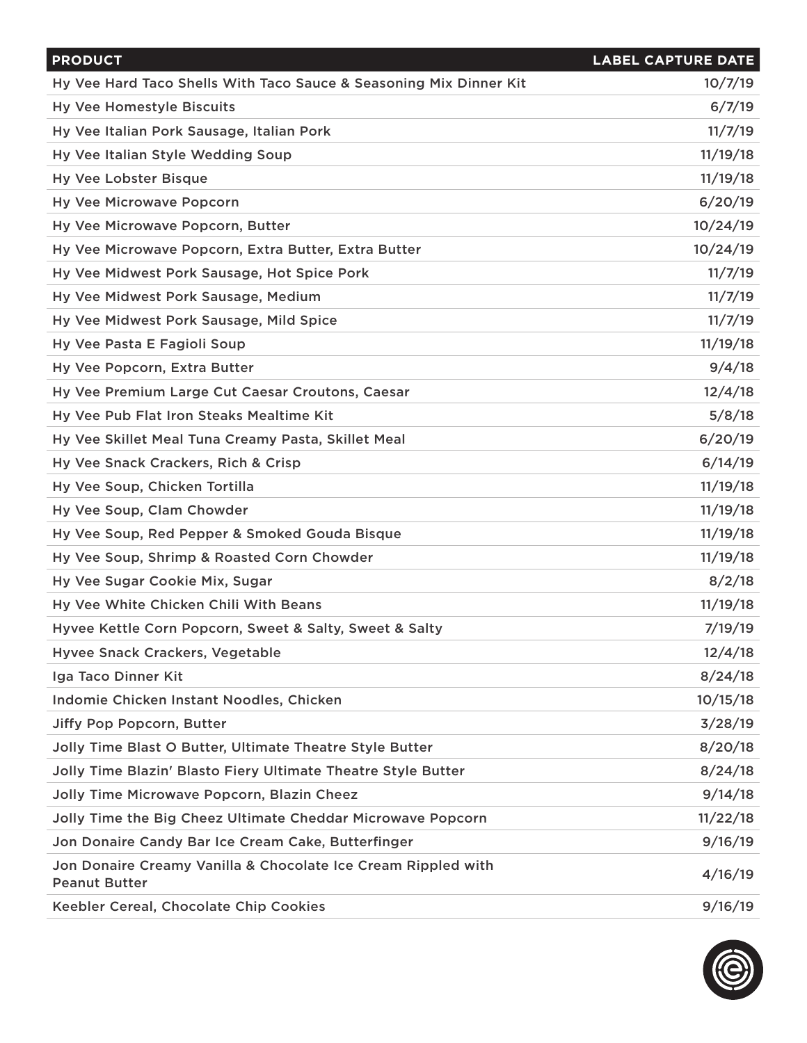| PRODUCT | LABEL CAPTURE DATE |
| --- | --- |
| Hy Vee Hard Taco Shells With Taco Sauce & Seasoning Mix Dinner Kit | 10/7/19 |
| Hy Vee Homestyle Biscuits | 6/7/19 |
| Hy Vee Italian Pork Sausage, Italian Pork | 11/7/19 |
| Hy Vee Italian Style Wedding Soup | 11/19/18 |
| Hy Vee Lobster Bisque | 11/19/18 |
| Hy Vee Microwave Popcorn | 6/20/19 |
| Hy Vee Microwave Popcorn, Butter | 10/24/19 |
| Hy Vee Microwave Popcorn, Extra Butter, Extra Butter | 10/24/19 |
| Hy Vee Midwest Pork Sausage, Hot Spice Pork | 11/7/19 |
| Hy Vee Midwest Pork Sausage, Medium | 11/7/19 |
| Hy Vee Midwest Pork Sausage, Mild Spice | 11/7/19 |
| Hy Vee Pasta E Fagioli Soup | 11/19/18 |
| Hy Vee Popcorn, Extra Butter | 9/4/18 |
| Hy Vee Premium Large Cut Caesar Croutons, Caesar | 12/4/18 |
| Hy Vee Pub Flat Iron Steaks Mealtime Kit | 5/8/18 |
| Hy Vee Skillet Meal Tuna Creamy Pasta, Skillet Meal | 6/20/19 |
| Hy Vee Snack Crackers, Rich & Crisp | 6/14/19 |
| Hy Vee Soup, Chicken Tortilla | 11/19/18 |
| Hy Vee Soup, Clam Chowder | 11/19/18 |
| Hy Vee Soup, Red Pepper & Smoked Gouda Bisque | 11/19/18 |
| Hy Vee Soup, Shrimp & Roasted Corn Chowder | 11/19/18 |
| Hy Vee Sugar Cookie Mix, Sugar | 8/2/18 |
| Hy Vee White Chicken Chili With Beans | 11/19/18 |
| Hyvee Kettle Corn Popcorn, Sweet & Salty, Sweet & Salty | 7/19/19 |
| Hyvee Snack Crackers, Vegetable | 12/4/18 |
| Iga Taco Dinner Kit | 8/24/18 |
| Indomie Chicken Instant Noodles, Chicken | 10/15/18 |
| Jiffy Pop Popcorn, Butter | 3/28/19 |
| Jolly Time Blast O Butter, Ultimate Theatre Style Butter | 8/20/18 |
| Jolly Time Blazin' Blasto Fiery Ultimate Theatre Style Butter | 8/24/18 |
| Jolly Time Microwave Popcorn, Blazin Cheez | 9/14/18 |
| Jolly Time the Big Cheez Ultimate Cheddar Microwave Popcorn | 11/22/18 |
| Jon Donaire Candy Bar Ice Cream Cake, Butterfinger | 9/16/19 |
| Jon Donaire Creamy Vanilla & Chocolate Ice Cream Rippled with Peanut Butter | 4/16/19 |
| Keebler Cereal, Chocolate Chip Cookies | 9/16/19 |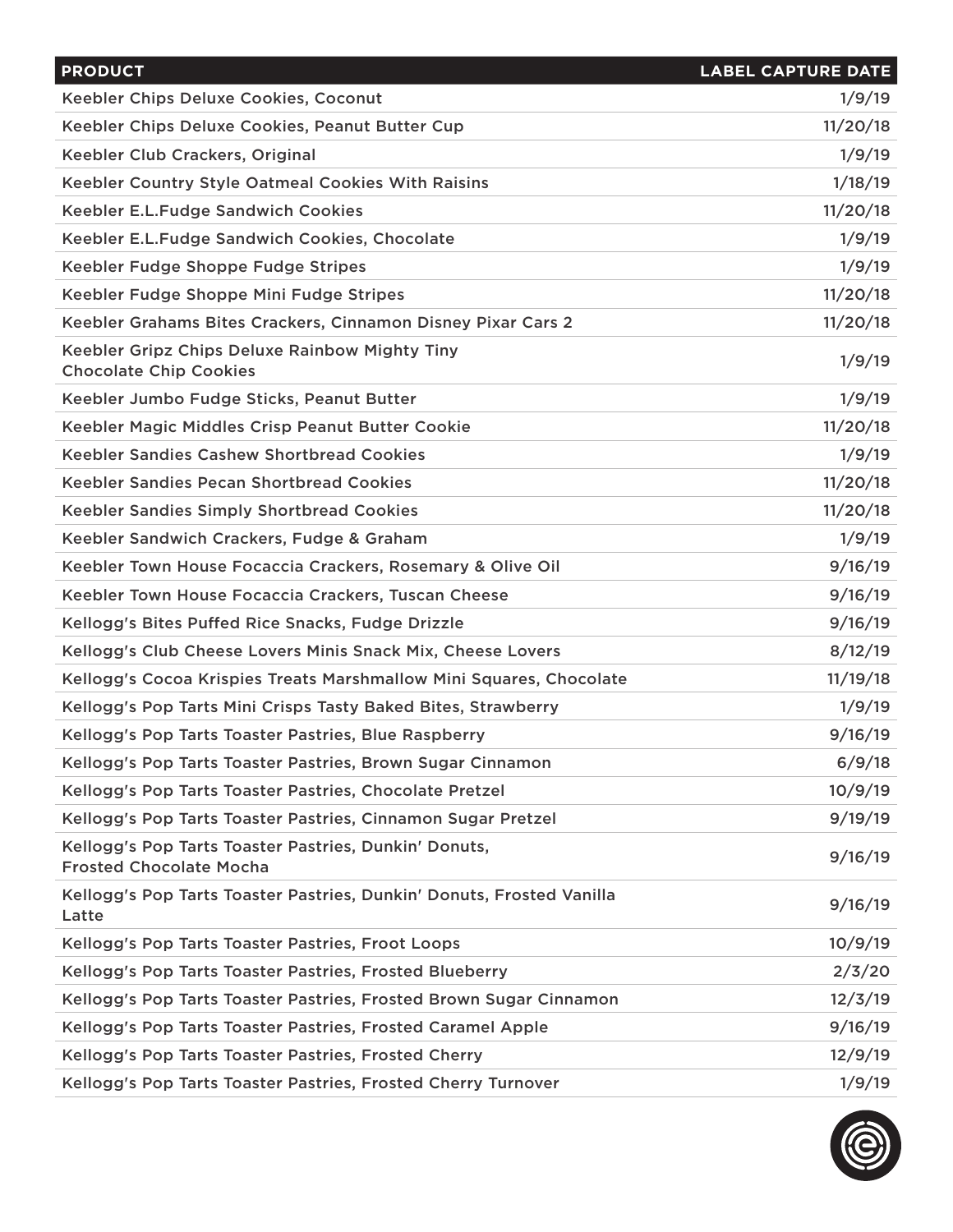| PRODUCT | LABEL CAPTURE DATE |
|---|---|
| Keebler Chips Deluxe Cookies, Coconut | 1/9/19 |
| Keebler Chips Deluxe Cookies, Peanut Butter Cup | 11/20/18 |
| Keebler Club Crackers, Original | 1/9/19 |
| Keebler Country Style Oatmeal Cookies With Raisins | 1/18/19 |
| Keebler E.L.Fudge Sandwich Cookies | 11/20/18 |
| Keebler E.L.Fudge Sandwich Cookies, Chocolate | 1/9/19 |
| Keebler Fudge Shoppe Fudge Stripes | 1/9/19 |
| Keebler Fudge Shoppe Mini Fudge Stripes | 11/20/18 |
| Keebler Grahams Bites Crackers, Cinnamon Disney Pixar Cars 2 | 11/20/18 |
| Keebler Gripz Chips Deluxe Rainbow Mighty Tiny Chocolate Chip Cookies | 1/9/19 |
| Keebler Jumbo Fudge Sticks, Peanut Butter | 1/9/19 |
| Keebler Magic Middles Crisp Peanut Butter Cookie | 11/20/18 |
| Keebler Sandies Cashew Shortbread Cookies | 1/9/19 |
| Keebler Sandies Pecan Shortbread Cookies | 11/20/18 |
| Keebler Sandies Simply Shortbread Cookies | 11/20/18 |
| Keebler Sandwich Crackers, Fudge & Graham | 1/9/19 |
| Keebler Town House Focaccia Crackers, Rosemary & Olive Oil | 9/16/19 |
| Keebler Town House Focaccia Crackers, Tuscan Cheese | 9/16/19 |
| Kellogg's Bites Puffed Rice Snacks, Fudge Drizzle | 9/16/19 |
| Kellogg's Club Cheese Lovers Minis Snack Mix, Cheese Lovers | 8/12/19 |
| Kellogg's Cocoa Krispies Treats Marshmallow Mini Squares, Chocolate | 11/19/18 |
| Kellogg's Pop Tarts Mini Crisps Tasty Baked Bites, Strawberry | 1/9/19 |
| Kellogg's Pop Tarts Toaster Pastries, Blue Raspberry | 9/16/19 |
| Kellogg's Pop Tarts Toaster Pastries, Brown Sugar Cinnamon | 6/9/18 |
| Kellogg's Pop Tarts Toaster Pastries, Chocolate Pretzel | 10/9/19 |
| Kellogg's Pop Tarts Toaster Pastries, Cinnamon Sugar Pretzel | 9/19/19 |
| Kellogg's Pop Tarts Toaster Pastries, Dunkin' Donuts, Frosted Chocolate Mocha | 9/16/19 |
| Kellogg's Pop Tarts Toaster Pastries, Dunkin' Donuts, Frosted Vanilla Latte | 9/16/19 |
| Kellogg's Pop Tarts Toaster Pastries, Froot Loops | 10/9/19 |
| Kellogg's Pop Tarts Toaster Pastries, Frosted Blueberry | 2/3/20 |
| Kellogg's Pop Tarts Toaster Pastries, Frosted Brown Sugar Cinnamon | 12/3/19 |
| Kellogg's Pop Tarts Toaster Pastries, Frosted Caramel Apple | 9/16/19 |
| Kellogg's Pop Tarts Toaster Pastries, Frosted Cherry | 12/9/19 |
| Kellogg's Pop Tarts Toaster Pastries, Frosted Cherry Turnover | 1/9/19 |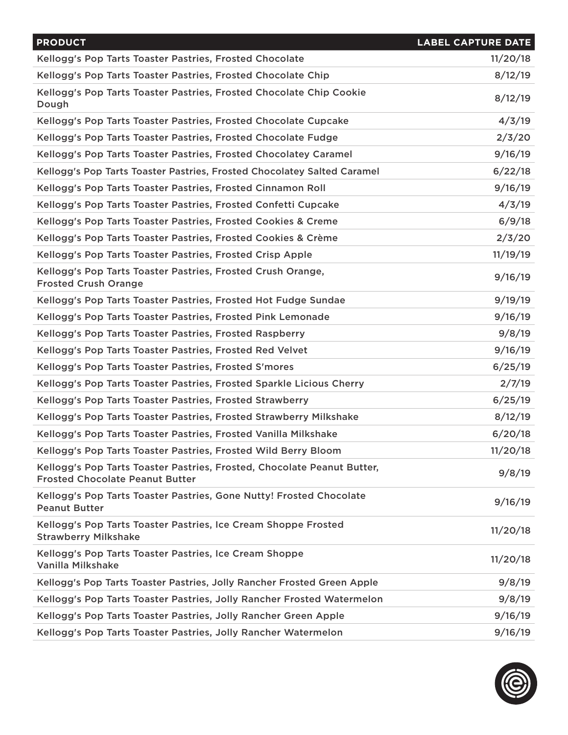| PRODUCT | LABEL CAPTURE DATE |
|---|---|
| Kellogg's Pop Tarts Toaster Pastries, Frosted Chocolate | 11/20/18 |
| Kellogg's Pop Tarts Toaster Pastries, Frosted Chocolate Chip | 8/12/19 |
| Kellogg's Pop Tarts Toaster Pastries, Frosted Chocolate Chip Cookie Dough | 8/12/19 |
| Kellogg's Pop Tarts Toaster Pastries, Frosted Chocolate Cupcake | 4/3/19 |
| Kellogg's Pop Tarts Toaster Pastries, Frosted Chocolate Fudge | 2/3/20 |
| Kellogg's Pop Tarts Toaster Pastries, Frosted Chocolatey Caramel | 9/16/19 |
| Kellogg's Pop Tarts Toaster Pastries, Frosted Chocolatey Salted Caramel | 6/22/18 |
| Kellogg's Pop Tarts Toaster Pastries, Frosted Cinnamon Roll | 9/16/19 |
| Kellogg's Pop Tarts Toaster Pastries, Frosted Confetti Cupcake | 4/3/19 |
| Kellogg's Pop Tarts Toaster Pastries, Frosted Cookies & Creme | 6/9/18 |
| Kellogg's Pop Tarts Toaster Pastries, Frosted Cookies & Crème | 2/3/20 |
| Kellogg's Pop Tarts Toaster Pastries, Frosted Crisp Apple | 11/19/19 |
| Kellogg's Pop Tarts Toaster Pastries, Frosted Crush Orange, Frosted Crush Orange | 9/16/19 |
| Kellogg's Pop Tarts Toaster Pastries, Frosted Hot Fudge Sundae | 9/19/19 |
| Kellogg's Pop Tarts Toaster Pastries, Frosted Pink Lemonade | 9/16/19 |
| Kellogg's Pop Tarts Toaster Pastries, Frosted Raspberry | 9/8/19 |
| Kellogg's Pop Tarts Toaster Pastries, Frosted Red Velvet | 9/16/19 |
| Kellogg's Pop Tarts Toaster Pastries, Frosted S'mores | 6/25/19 |
| Kellogg's Pop Tarts Toaster Pastries, Frosted Sparkle Licious Cherry | 2/7/19 |
| Kellogg's Pop Tarts Toaster Pastries, Frosted Strawberry | 6/25/19 |
| Kellogg's Pop Tarts Toaster Pastries, Frosted Strawberry Milkshake | 8/12/19 |
| Kellogg's Pop Tarts Toaster Pastries, Frosted Vanilla Milkshake | 6/20/18 |
| Kellogg's Pop Tarts Toaster Pastries, Frosted Wild Berry Bloom | 11/20/18 |
| Kellogg's Pop Tarts Toaster Pastries, Frosted, Chocolate Peanut Butter, Frosted Chocolate Peanut Butter | 9/8/19 |
| Kellogg's Pop Tarts Toaster Pastries, Gone Nutty! Frosted Chocolate Peanut Butter | 9/16/19 |
| Kellogg's Pop Tarts Toaster Pastries, Ice Cream Shoppe Frosted Strawberry Milkshake | 11/20/18 |
| Kellogg's Pop Tarts Toaster Pastries, Ice Cream Shoppe Vanilla Milkshake | 11/20/18 |
| Kellogg's Pop Tarts Toaster Pastries, Jolly Rancher Frosted Green Apple | 9/8/19 |
| Kellogg's Pop Tarts Toaster Pastries, Jolly Rancher Frosted Watermelon | 9/8/19 |
| Kellogg's Pop Tarts Toaster Pastries, Jolly Rancher Green Apple | 9/16/19 |
| Kellogg's Pop Tarts Toaster Pastries, Jolly Rancher Watermelon | 9/16/19 |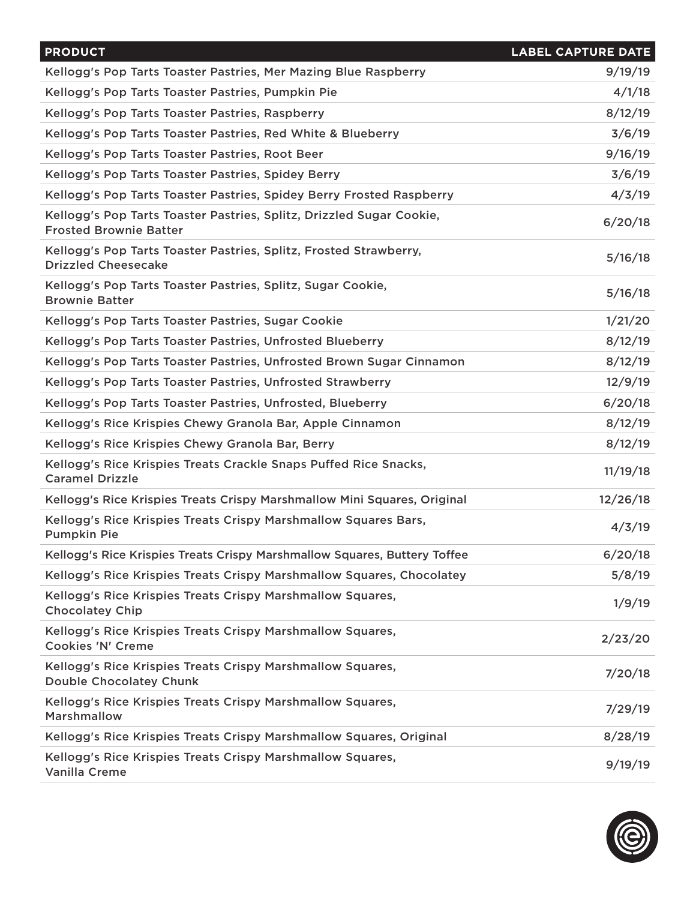| PRODUCT | LABEL CAPTURE DATE |
| --- | --- |
| Kellogg's Pop Tarts Toaster Pastries, Mer Mazing Blue Raspberry | 9/19/19 |
| Kellogg's Pop Tarts Toaster Pastries, Pumpkin Pie | 4/1/18 |
| Kellogg's Pop Tarts Toaster Pastries, Raspberry | 8/12/19 |
| Kellogg's Pop Tarts Toaster Pastries, Red White & Blueberry | 3/6/19 |
| Kellogg's Pop Tarts Toaster Pastries, Root Beer | 9/16/19 |
| Kellogg's Pop Tarts Toaster Pastries, Spidey Berry | 3/6/19 |
| Kellogg's Pop Tarts Toaster Pastries, Spidey Berry Frosted Raspberry | 4/3/19 |
| Kellogg's Pop Tarts Toaster Pastries, Splitz, Drizzled Sugar Cookie, Frosted Brownie Batter | 6/20/18 |
| Kellogg's Pop Tarts Toaster Pastries, Splitz, Frosted Strawberry, Drizzled Cheesecake | 5/16/18 |
| Kellogg's Pop Tarts Toaster Pastries, Splitz, Sugar Cookie, Brownie Batter | 5/16/18 |
| Kellogg's Pop Tarts Toaster Pastries, Sugar Cookie | 1/21/20 |
| Kellogg's Pop Tarts Toaster Pastries, Unfrosted Blueberry | 8/12/19 |
| Kellogg's Pop Tarts Toaster Pastries, Unfrosted Brown Sugar Cinnamon | 8/12/19 |
| Kellogg's Pop Tarts Toaster Pastries, Unfrosted Strawberry | 12/9/19 |
| Kellogg's Pop Tarts Toaster Pastries, Unfrosted, Blueberry | 6/20/18 |
| Kellogg's Rice Krispies Chewy Granola Bar, Apple Cinnamon | 8/12/19 |
| Kellogg's Rice Krispies Chewy Granola Bar, Berry | 8/12/19 |
| Kellogg's Rice Krispies Treats Crackle Snaps Puffed Rice Snacks, Caramel Drizzle | 11/19/18 |
| Kellogg's Rice Krispies Treats Crispy Marshmallow Mini Squares, Original | 12/26/18 |
| Kellogg's Rice Krispies Treats Crispy Marshmallow Squares Bars, Pumpkin Pie | 4/3/19 |
| Kellogg's Rice Krispies Treats Crispy Marshmallow Squares, Buttery Toffee | 6/20/18 |
| Kellogg's Rice Krispies Treats Crispy Marshmallow Squares, Chocolatey | 5/8/19 |
| Kellogg's Rice Krispies Treats Crispy Marshmallow Squares, Chocolatey Chip | 1/9/19 |
| Kellogg's Rice Krispies Treats Crispy Marshmallow Squares, Cookies 'N' Creme | 2/23/20 |
| Kellogg's Rice Krispies Treats Crispy Marshmallow Squares, Double Chocolatey Chunk | 7/20/18 |
| Kellogg's Rice Krispies Treats Crispy Marshmallow Squares, Marshmallow | 7/29/19 |
| Kellogg's Rice Krispies Treats Crispy Marshmallow Squares, Original | 8/28/19 |
| Kellogg's Rice Krispies Treats Crispy Marshmallow Squares, Vanilla Creme | 9/19/19 |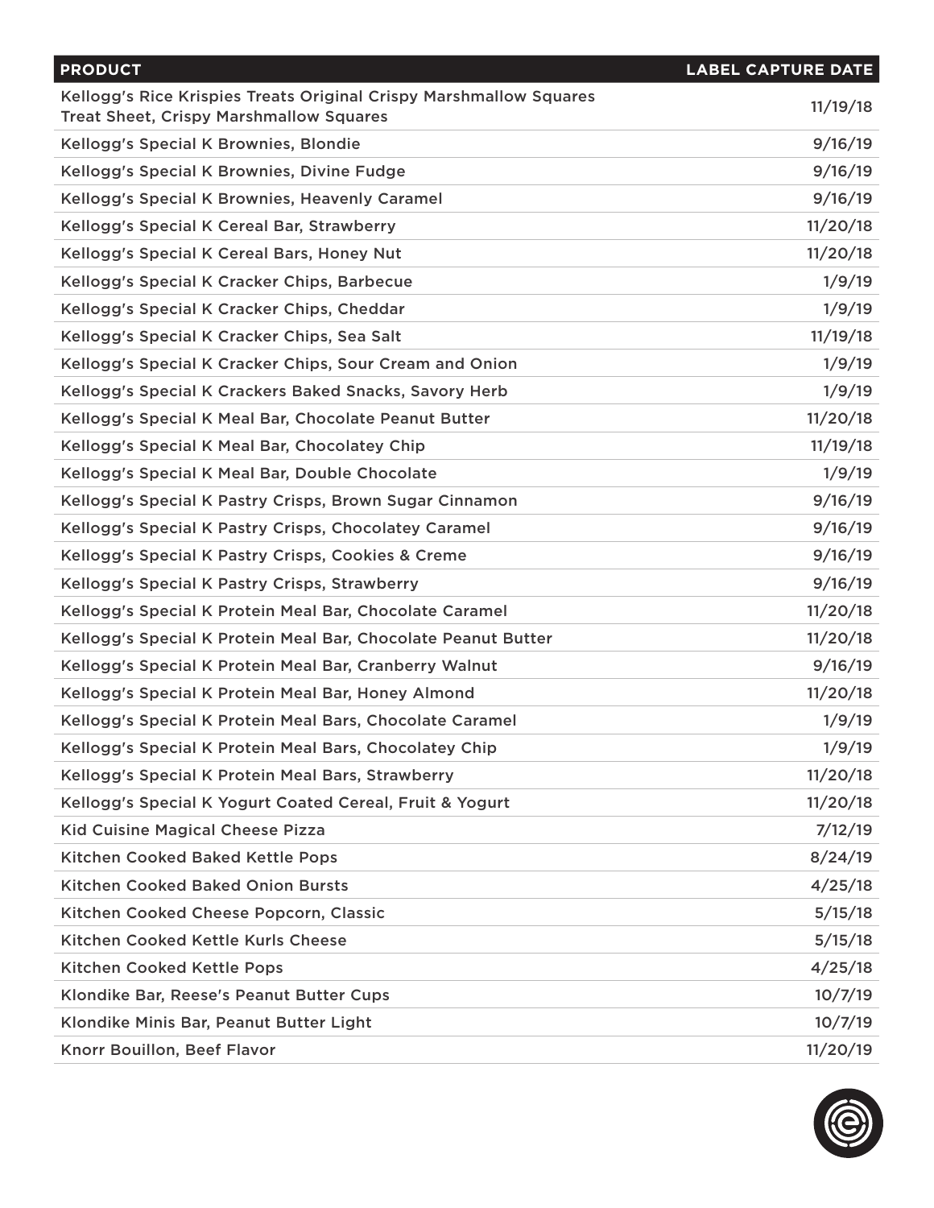| PRODUCT | LABEL CAPTURE DATE |
|---|---|
| Kellogg's Rice Krispies Treats Original Crispy Marshmallow Squares Treat Sheet, Crispy Marshmallow Squares | 11/19/18 |
| Kellogg's Special K Brownies, Blondie | 9/16/19 |
| Kellogg's Special K Brownies, Divine Fudge | 9/16/19 |
| Kellogg's Special K Brownies, Heavenly Caramel | 9/16/19 |
| Kellogg's Special K Cereal Bar, Strawberry | 11/20/18 |
| Kellogg's Special K Cereal Bars, Honey Nut | 11/20/18 |
| Kellogg's Special K Cracker Chips, Barbecue | 1/9/19 |
| Kellogg's Special K Cracker Chips, Cheddar | 1/9/19 |
| Kellogg's Special K Cracker Chips, Sea Salt | 11/19/18 |
| Kellogg's Special K Cracker Chips, Sour Cream and Onion | 1/9/19 |
| Kellogg's Special K Crackers Baked Snacks, Savory Herb | 1/9/19 |
| Kellogg's Special K Meal Bar, Chocolate Peanut Butter | 11/20/18 |
| Kellogg's Special K Meal Bar, Chocolatey Chip | 11/19/18 |
| Kellogg's Special K Meal Bar, Double Chocolate | 1/9/19 |
| Kellogg's Special K Pastry Crisps, Brown Sugar Cinnamon | 9/16/19 |
| Kellogg's Special K Pastry Crisps, Chocolatey Caramel | 9/16/19 |
| Kellogg's Special K Pastry Crisps, Cookies & Creme | 9/16/19 |
| Kellogg's Special K Pastry Crisps, Strawberry | 9/16/19 |
| Kellogg's Special K Protein Meal Bar, Chocolate Caramel | 11/20/18 |
| Kellogg's Special K Protein Meal Bar, Chocolate Peanut Butter | 11/20/18 |
| Kellogg's Special K Protein Meal Bar, Cranberry Walnut | 9/16/19 |
| Kellogg's Special K Protein Meal Bar, Honey Almond | 11/20/18 |
| Kellogg's Special K Protein Meal Bars, Chocolate Caramel | 1/9/19 |
| Kellogg's Special K Protein Meal Bars, Chocolatey Chip | 1/9/19 |
| Kellogg's Special K Protein Meal Bars, Strawberry | 11/20/18 |
| Kellogg's Special K Yogurt Coated Cereal, Fruit & Yogurt | 11/20/18 |
| Kid Cuisine Magical Cheese Pizza | 7/12/19 |
| Kitchen Cooked Baked Kettle Pops | 8/24/19 |
| Kitchen Cooked Baked Onion Bursts | 4/25/18 |
| Kitchen Cooked Cheese Popcorn, Classic | 5/15/18 |
| Kitchen Cooked Kettle Kurls Cheese | 5/15/18 |
| Kitchen Cooked Kettle Pops | 4/25/18 |
| Klondike Bar, Reese's Peanut Butter Cups | 10/7/19 |
| Klondike Minis Bar, Peanut Butter Light | 10/7/19 |
| Knorr Bouillon, Beef Flavor | 11/20/19 |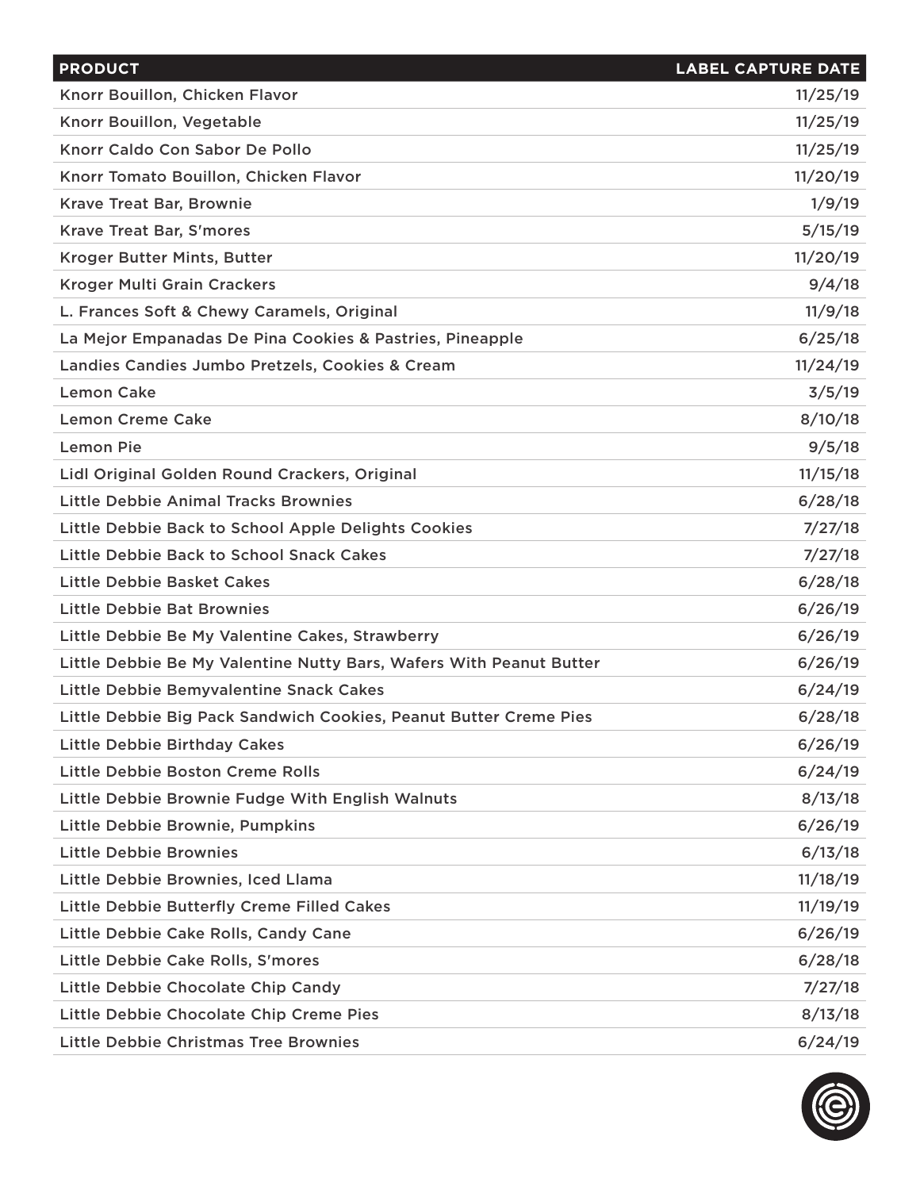| PRODUCT | LABEL CAPTURE DATE |
| --- | --- |
| Knorr Bouillon, Chicken Flavor | 11/25/19 |
| Knorr Bouillon, Vegetable | 11/25/19 |
| Knorr Caldo Con Sabor De Pollo | 11/25/19 |
| Knorr Tomato Bouillon, Chicken Flavor | 11/20/19 |
| Krave Treat Bar, Brownie | 1/9/19 |
| Krave Treat Bar, S'mores | 5/15/19 |
| Kroger Butter Mints, Butter | 11/20/19 |
| Kroger Multi Grain Crackers | 9/4/18 |
| L. Frances Soft & Chewy Caramels, Original | 11/9/18 |
| La Mejor Empanadas De Pina Cookies & Pastries, Pineapple | 6/25/18 |
| Landies Candies Jumbo Pretzels, Cookies & Cream | 11/24/19 |
| Lemon Cake | 3/5/19 |
| Lemon Creme Cake | 8/10/18 |
| Lemon Pie | 9/5/18 |
| Lidl Original Golden Round Crackers, Original | 11/15/18 |
| Little Debbie Animal Tracks Brownies | 6/28/18 |
| Little Debbie Back to School Apple Delights Cookies | 7/27/18 |
| Little Debbie Back to School Snack Cakes | 7/27/18 |
| Little Debbie Basket Cakes | 6/28/18 |
| Little Debbie Bat Brownies | 6/26/19 |
| Little Debbie Be My Valentine Cakes, Strawberry | 6/26/19 |
| Little Debbie Be My Valentine Nutty Bars, Wafers With Peanut Butter | 6/26/19 |
| Little Debbie Bemyvalentine Snack Cakes | 6/24/19 |
| Little Debbie Big Pack Sandwich Cookies, Peanut Butter Creme Pies | 6/28/18 |
| Little Debbie Birthday Cakes | 6/26/19 |
| Little Debbie Boston Creme Rolls | 6/24/19 |
| Little Debbie Brownie Fudge With English Walnuts | 8/13/18 |
| Little Debbie Brownie, Pumpkins | 6/26/19 |
| Little Debbie Brownies | 6/13/18 |
| Little Debbie Brownies, Iced Llama | 11/18/19 |
| Little Debbie Butterfly Creme Filled Cakes | 11/19/19 |
| Little Debbie Cake Rolls, Candy Cane | 6/26/19 |
| Little Debbie Cake Rolls, S'mores | 6/28/18 |
| Little Debbie Chocolate Chip Candy | 7/27/18 |
| Little Debbie Chocolate Chip Creme Pies | 8/13/18 |
| Little Debbie Christmas Tree Brownies | 6/24/19 |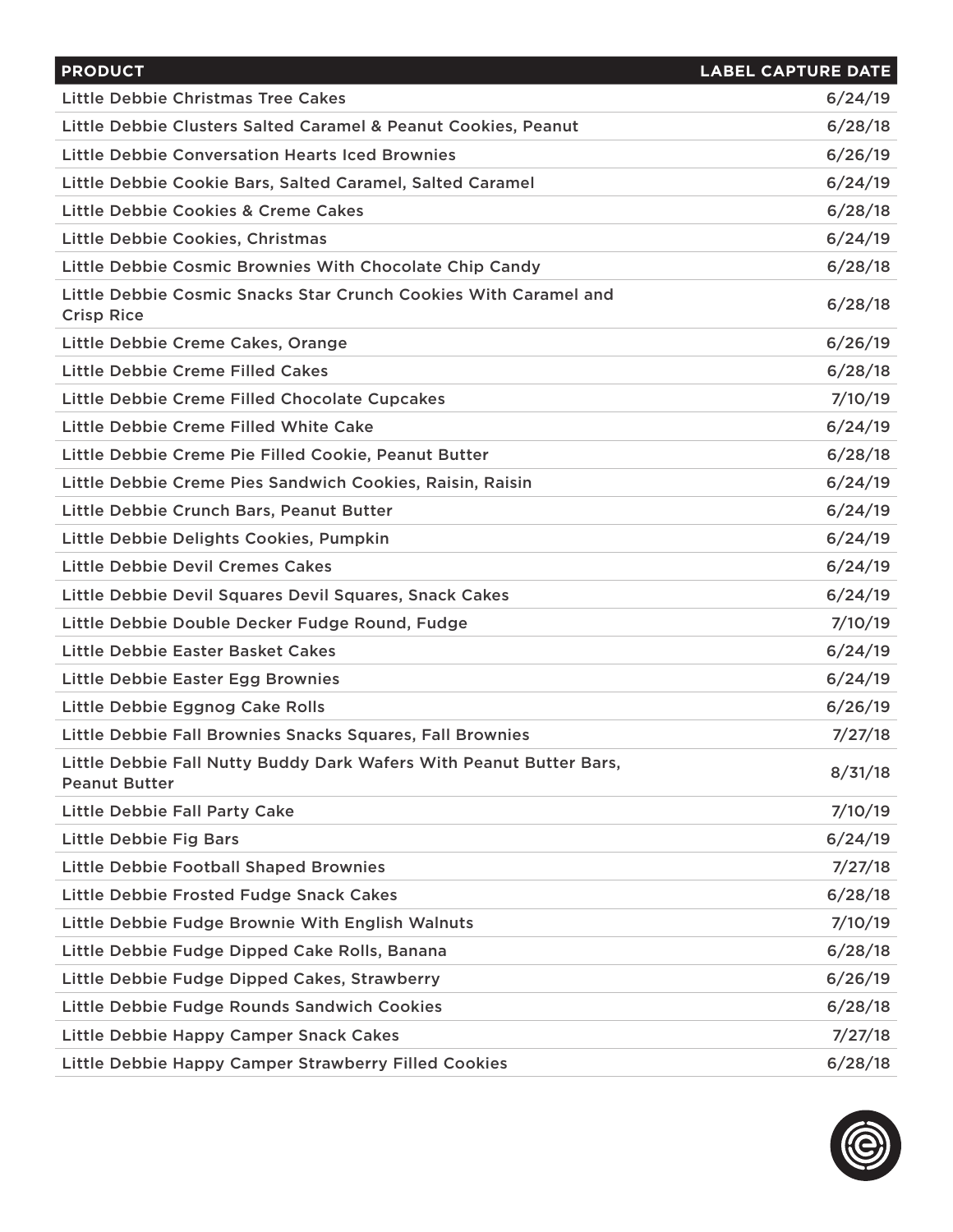| PRODUCT | LABEL CAPTURE DATE |
| --- | --- |
| Little Debbie Christmas Tree Cakes | 6/24/19 |
| Little Debbie Clusters Salted Caramel & Peanut Cookies, Peanut | 6/28/18 |
| Little Debbie Conversation Hearts Iced Brownies | 6/26/19 |
| Little Debbie Cookie Bars, Salted Caramel, Salted Caramel | 6/24/19 |
| Little Debbie Cookies & Creme Cakes | 6/28/18 |
| Little Debbie Cookies, Christmas | 6/24/19 |
| Little Debbie Cosmic Brownies With Chocolate Chip Candy | 6/28/18 |
| Little Debbie Cosmic Snacks Star Crunch Cookies With Caramel and Crisp Rice | 6/28/18 |
| Little Debbie Creme Cakes, Orange | 6/26/19 |
| Little Debbie Creme Filled Cakes | 6/28/18 |
| Little Debbie Creme Filled Chocolate Cupcakes | 7/10/19 |
| Little Debbie Creme Filled White Cake | 6/24/19 |
| Little Debbie Creme Pie Filled Cookie, Peanut Butter | 6/28/18 |
| Little Debbie Creme Pies Sandwich Cookies, Raisin, Raisin | 6/24/19 |
| Little Debbie Crunch Bars, Peanut Butter | 6/24/19 |
| Little Debbie Delights Cookies, Pumpkin | 6/24/19 |
| Little Debbie Devil Cremes Cakes | 6/24/19 |
| Little Debbie Devil Squares Devil Squares, Snack Cakes | 6/24/19 |
| Little Debbie Double Decker Fudge Round, Fudge | 7/10/19 |
| Little Debbie Easter Basket Cakes | 6/24/19 |
| Little Debbie Easter Egg Brownies | 6/24/19 |
| Little Debbie Eggnog Cake Rolls | 6/26/19 |
| Little Debbie Fall Brownies Snacks Squares, Fall Brownies | 7/27/18 |
| Little Debbie Fall Nutty Buddy Dark Wafers With Peanut Butter Bars, Peanut Butter | 8/31/18 |
| Little Debbie Fall Party Cake | 7/10/19 |
| Little Debbie Fig Bars | 6/24/19 |
| Little Debbie Football Shaped Brownies | 7/27/18 |
| Little Debbie Frosted Fudge Snack Cakes | 6/28/18 |
| Little Debbie Fudge Brownie With English Walnuts | 7/10/19 |
| Little Debbie Fudge Dipped Cake Rolls, Banana | 6/28/18 |
| Little Debbie Fudge Dipped Cakes, Strawberry | 6/26/19 |
| Little Debbie Fudge Rounds Sandwich Cookies | 6/28/18 |
| Little Debbie Happy Camper Snack Cakes | 7/27/18 |
| Little Debbie Happy Camper Strawberry Filled Cookies | 6/28/18 |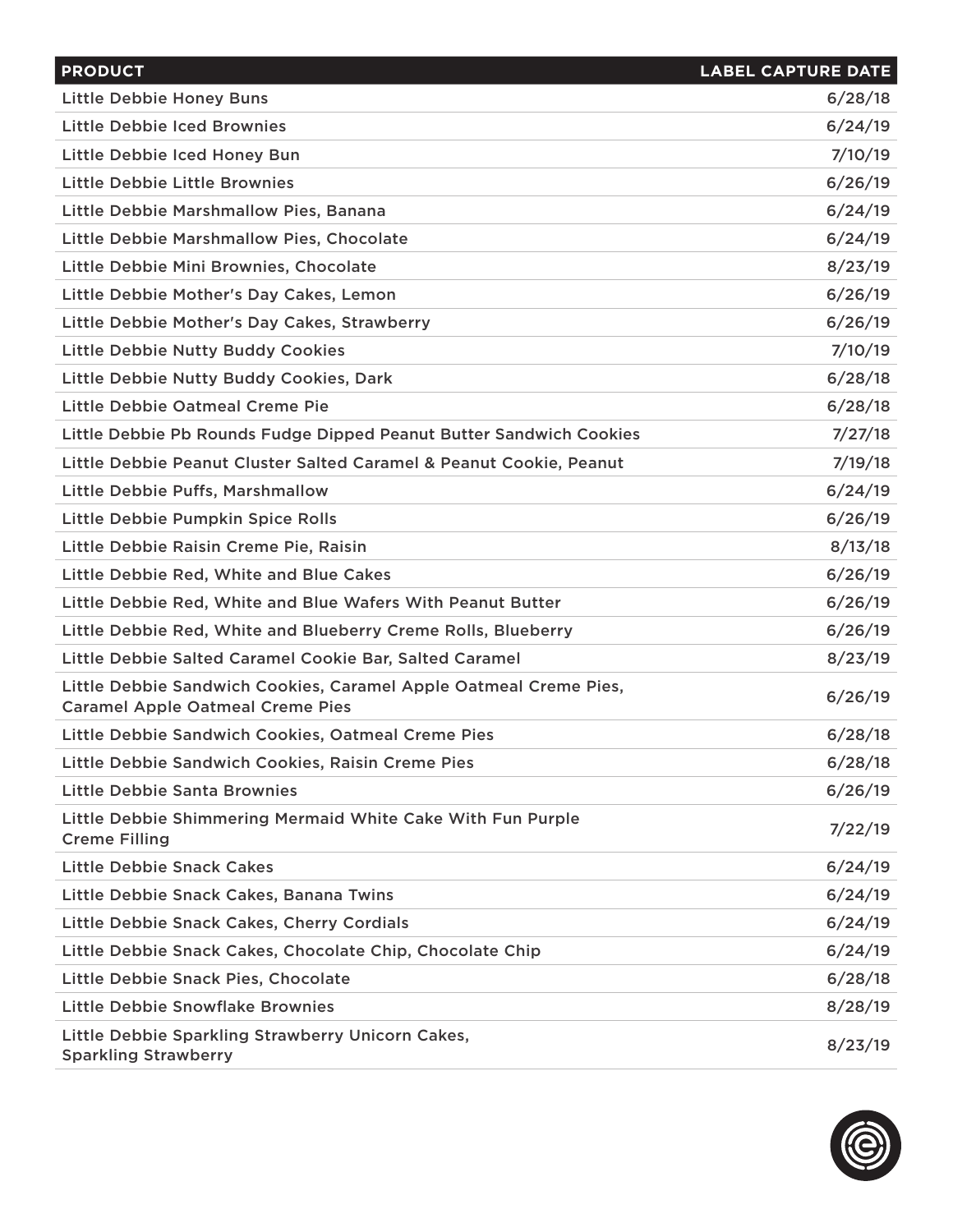| PRODUCT | LABEL CAPTURE DATE |
|---|---|
| Little Debbie Honey Buns | 6/28/18 |
| Little Debbie Iced Brownies | 6/24/19 |
| Little Debbie Iced Honey Bun | 7/10/19 |
| Little Debbie Little Brownies | 6/26/19 |
| Little Debbie Marshmallow Pies, Banana | 6/24/19 |
| Little Debbie Marshmallow Pies, Chocolate | 6/24/19 |
| Little Debbie Mini Brownies, Chocolate | 8/23/19 |
| Little Debbie Mother's Day Cakes, Lemon | 6/26/19 |
| Little Debbie Mother's Day Cakes, Strawberry | 6/26/19 |
| Little Debbie Nutty Buddy Cookies | 7/10/19 |
| Little Debbie Nutty Buddy Cookies, Dark | 6/28/18 |
| Little Debbie Oatmeal Creme Pie | 6/28/18 |
| Little Debbie Pb Rounds Fudge Dipped Peanut Butter Sandwich Cookies | 7/27/18 |
| Little Debbie Peanut Cluster Salted Caramel & Peanut Cookie, Peanut | 7/19/18 |
| Little Debbie Puffs, Marshmallow | 6/24/19 |
| Little Debbie Pumpkin Spice Rolls | 6/26/19 |
| Little Debbie Raisin Creme Pie, Raisin | 8/13/18 |
| Little Debbie Red, White and Blue Cakes | 6/26/19 |
| Little Debbie Red, White and Blue Wafers With Peanut Butter | 6/26/19 |
| Little Debbie Red, White and Blueberry Creme Rolls, Blueberry | 6/26/19 |
| Little Debbie Salted Caramel Cookie Bar, Salted Caramel | 8/23/19 |
| Little Debbie Sandwich Cookies, Caramel Apple Oatmeal Creme Pies, Caramel Apple Oatmeal Creme Pies | 6/26/19 |
| Little Debbie Sandwich Cookies, Oatmeal Creme Pies | 6/28/18 |
| Little Debbie Sandwich Cookies, Raisin Creme Pies | 6/28/18 |
| Little Debbie Santa Brownies | 6/26/19 |
| Little Debbie Shimmering Mermaid White Cake With Fun Purple Creme Filling | 7/22/19 |
| Little Debbie Snack Cakes | 6/24/19 |
| Little Debbie Snack Cakes, Banana Twins | 6/24/19 |
| Little Debbie Snack Cakes, Cherry Cordials | 6/24/19 |
| Little Debbie Snack Cakes, Chocolate Chip, Chocolate Chip | 6/24/19 |
| Little Debbie Snack Pies, Chocolate | 6/28/18 |
| Little Debbie Snowflake Brownies | 8/28/19 |
| Little Debbie Sparkling Strawberry Unicorn Cakes, Sparkling Strawberry | 8/23/19 |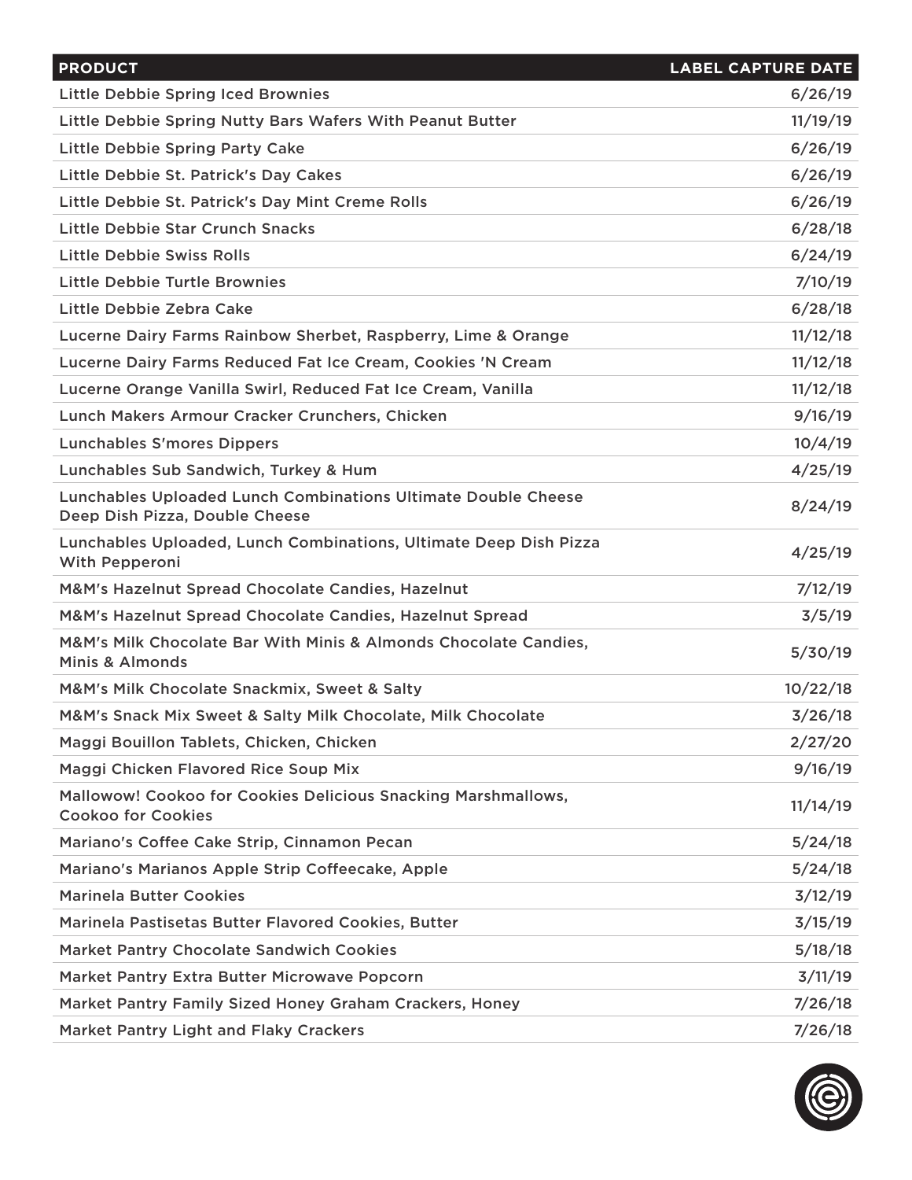| PRODUCT | LABEL CAPTURE DATE |
| --- | --- |
| Little Debbie Spring Iced Brownies | 6/26/19 |
| Little Debbie Spring Nutty Bars Wafers With Peanut Butter | 11/19/19 |
| Little Debbie Spring Party Cake | 6/26/19 |
| Little Debbie St. Patrick's Day Cakes | 6/26/19 |
| Little Debbie St. Patrick's Day Mint Creme Rolls | 6/26/19 |
| Little Debbie Star Crunch Snacks | 6/28/18 |
| Little Debbie Swiss Rolls | 6/24/19 |
| Little Debbie Turtle Brownies | 7/10/19 |
| Little Debbie Zebra Cake | 6/28/18 |
| Lucerne Dairy Farms Rainbow Sherbet, Raspberry, Lime & Orange | 11/12/18 |
| Lucerne Dairy Farms Reduced Fat Ice Cream, Cookies 'N Cream | 11/12/18 |
| Lucerne Orange Vanilla Swirl, Reduced Fat Ice Cream, Vanilla | 11/12/18 |
| Lunch Makers Armour Cracker Crunchers, Chicken | 9/16/19 |
| Lunchables S'mores Dippers | 10/4/19 |
| Lunchables Sub Sandwich, Turkey & Hum | 4/25/19 |
| Lunchables Uploaded Lunch Combinations Ultimate Double Cheese Deep Dish Pizza, Double Cheese | 8/24/19 |
| Lunchables Uploaded, Lunch Combinations, Ultimate Deep Dish Pizza With Pepperoni | 4/25/19 |
| M&M's Hazelnut Spread Chocolate Candies, Hazelnut | 7/12/19 |
| M&M's Hazelnut Spread Chocolate Candies, Hazelnut Spread | 3/5/19 |
| M&M's Milk Chocolate Bar With Minis & Almonds Chocolate Candies, Minis & Almonds | 5/30/19 |
| M&M's Milk Chocolate Snackmix, Sweet & Salty | 10/22/18 |
| M&M's Snack Mix Sweet & Salty Milk Chocolate, Milk Chocolate | 3/26/18 |
| Maggi Bouillon Tablets, Chicken, Chicken | 2/27/20 |
| Maggi Chicken Flavored Rice Soup Mix | 9/16/19 |
| Mallowow! Cookoo for Cookies Delicious Snacking Marshmallows, Cookoo for Cookies | 11/14/19 |
| Mariano's Coffee Cake Strip, Cinnamon Pecan | 5/24/18 |
| Mariano's Marianos Apple Strip Coffeecake, Apple | 5/24/18 |
| Marinela Butter Cookies | 3/12/19 |
| Marinela Pastisetas Butter Flavored Cookies, Butter | 3/15/19 |
| Market Pantry Chocolate Sandwich Cookies | 5/18/18 |
| Market Pantry Extra Butter Microwave Popcorn | 3/11/19 |
| Market Pantry Family Sized Honey Graham Crackers, Honey | 7/26/18 |
| Market Pantry Light and Flaky Crackers | 7/26/18 |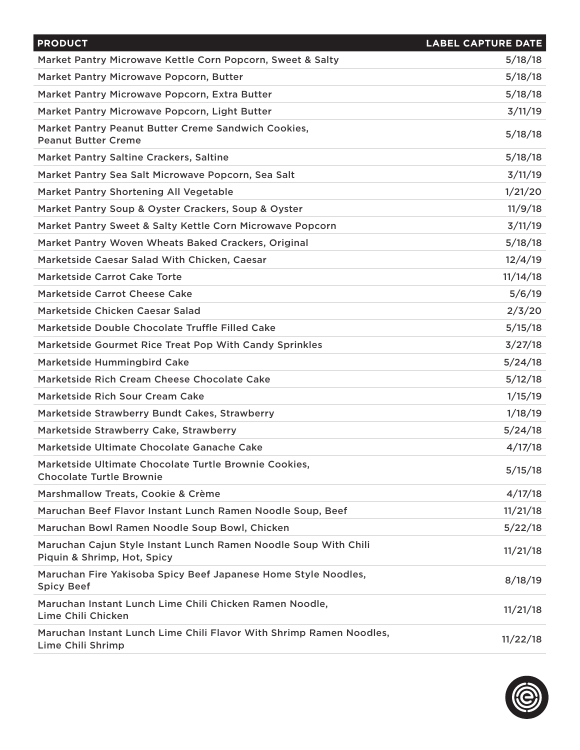| PRODUCT | LABEL CAPTURE DATE |
|---|---|
| Market Pantry Microwave Kettle Corn Popcorn, Sweet & Salty | 5/18/18 |
| Market Pantry Microwave Popcorn, Butter | 5/18/18 |
| Market Pantry Microwave Popcorn, Extra Butter | 5/18/18 |
| Market Pantry Microwave Popcorn, Light Butter | 3/11/19 |
| Market Pantry Peanut Butter Creme Sandwich Cookies, Peanut Butter Creme | 5/18/18 |
| Market Pantry Saltine Crackers, Saltine | 5/18/18 |
| Market Pantry Sea Salt Microwave Popcorn, Sea Salt | 3/11/19 |
| Market Pantry Shortening All Vegetable | 1/21/20 |
| Market Pantry Soup & Oyster Crackers, Soup & Oyster | 11/9/18 |
| Market Pantry Sweet & Salty Kettle Corn Microwave Popcorn | 3/11/19 |
| Market Pantry Woven Wheats Baked Crackers, Original | 5/18/18 |
| Marketside Caesar Salad With Chicken, Caesar | 12/4/19 |
| Marketside Carrot Cake Torte | 11/14/18 |
| Marketside Carrot Cheese Cake | 5/6/19 |
| Marketside Chicken Caesar Salad | 2/3/20 |
| Marketside Double Chocolate Truffle Filled Cake | 5/15/18 |
| Marketside Gourmet Rice Treat Pop With Candy Sprinkles | 3/27/18 |
| Marketside Hummingbird Cake | 5/24/18 |
| Marketside Rich Cream Cheese Chocolate Cake | 5/12/18 |
| Marketside Rich Sour Cream Cake | 1/15/19 |
| Marketside Strawberry Bundt Cakes, Strawberry | 1/18/19 |
| Marketside Strawberry Cake, Strawberry | 5/24/18 |
| Marketside Ultimate Chocolate Ganache Cake | 4/17/18 |
| Marketside Ultimate Chocolate Turtle Brownie Cookies, Chocolate Turtle Brownie | 5/15/18 |
| Marshmallow Treats, Cookie & Crème | 4/17/18 |
| Maruchan Beef Flavor Instant Lunch Ramen Noodle Soup, Beef | 11/21/18 |
| Maruchan Bowl Ramen Noodle Soup Bowl, Chicken | 5/22/18 |
| Maruchan Cajun Style Instant Lunch Ramen Noodle Soup With Chili Piquin & Shrimp, Hot, Spicy | 11/21/18 |
| Maruchan Fire Yakisoba Spicy Beef Japanese Home Style Noodles, Spicy Beef | 8/18/19 |
| Maruchan Instant Lunch Lime Chili Chicken Ramen Noodle, Lime Chili Chicken | 11/21/18 |
| Maruchan Instant Lunch Lime Chili Flavor With Shrimp Ramen Noodles, Lime Chili Shrimp | 11/22/18 |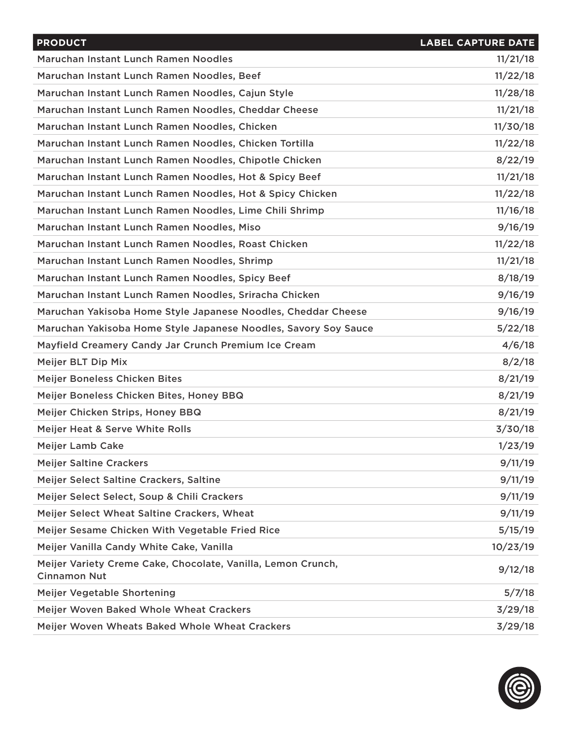| PRODUCT | LABEL CAPTURE DATE |
|---|---|
| Maruchan Instant Lunch Ramen Noodles | 11/21/18 |
| Maruchan Instant Lunch Ramen Noodles, Beef | 11/22/18 |
| Maruchan Instant Lunch Ramen Noodles, Cajun Style | 11/28/18 |
| Maruchan Instant Lunch Ramen Noodles, Cheddar Cheese | 11/21/18 |
| Maruchan Instant Lunch Ramen Noodles, Chicken | 11/30/18 |
| Maruchan Instant Lunch Ramen Noodles, Chicken Tortilla | 11/22/18 |
| Maruchan Instant Lunch Ramen Noodles, Chipotle Chicken | 8/22/19 |
| Maruchan Instant Lunch Ramen Noodles, Hot & Spicy Beef | 11/21/18 |
| Maruchan Instant Lunch Ramen Noodles, Hot & Spicy Chicken | 11/22/18 |
| Maruchan Instant Lunch Ramen Noodles, Lime Chili Shrimp | 11/16/18 |
| Maruchan Instant Lunch Ramen Noodles, Miso | 9/16/19 |
| Maruchan Instant Lunch Ramen Noodles, Roast Chicken | 11/22/18 |
| Maruchan Instant Lunch Ramen Noodles, Shrimp | 11/21/18 |
| Maruchan Instant Lunch Ramen Noodles, Spicy Beef | 8/18/19 |
| Maruchan Instant Lunch Ramen Noodles, Sriracha Chicken | 9/16/19 |
| Maruchan Yakisoba Home Style Japanese Noodles, Cheddar Cheese | 9/16/19 |
| Maruchan Yakisoba Home Style Japanese Noodles, Savory Soy Sauce | 5/22/18 |
| Mayfield Creamery Candy Jar Crunch Premium Ice Cream | 4/6/18 |
| Meijer BLT Dip Mix | 8/2/18 |
| Meijer Boneless Chicken Bites | 8/21/19 |
| Meijer Boneless Chicken Bites, Honey BBQ | 8/21/19 |
| Meijer Chicken Strips, Honey BBQ | 8/21/19 |
| Meijer Heat & Serve White Rolls | 3/30/18 |
| Meijer Lamb Cake | 1/23/19 |
| Meijer Saltine Crackers | 9/11/19 |
| Meijer Select Saltine Crackers, Saltine | 9/11/19 |
| Meijer Select Select, Soup & Chili Crackers | 9/11/19 |
| Meijer Select Wheat Saltine Crackers, Wheat | 9/11/19 |
| Meijer Sesame Chicken With Vegetable Fried Rice | 5/15/19 |
| Meijer Vanilla Candy White Cake, Vanilla | 10/23/19 |
| Meijer Variety Creme Cake, Chocolate, Vanilla, Lemon Crunch, Cinnamon Nut | 9/12/18 |
| Meijer Vegetable Shortening | 5/7/18 |
| Meijer Woven Baked Whole Wheat Crackers | 3/29/18 |
| Meijer Woven Wheats Baked Whole Wheat Crackers | 3/29/18 |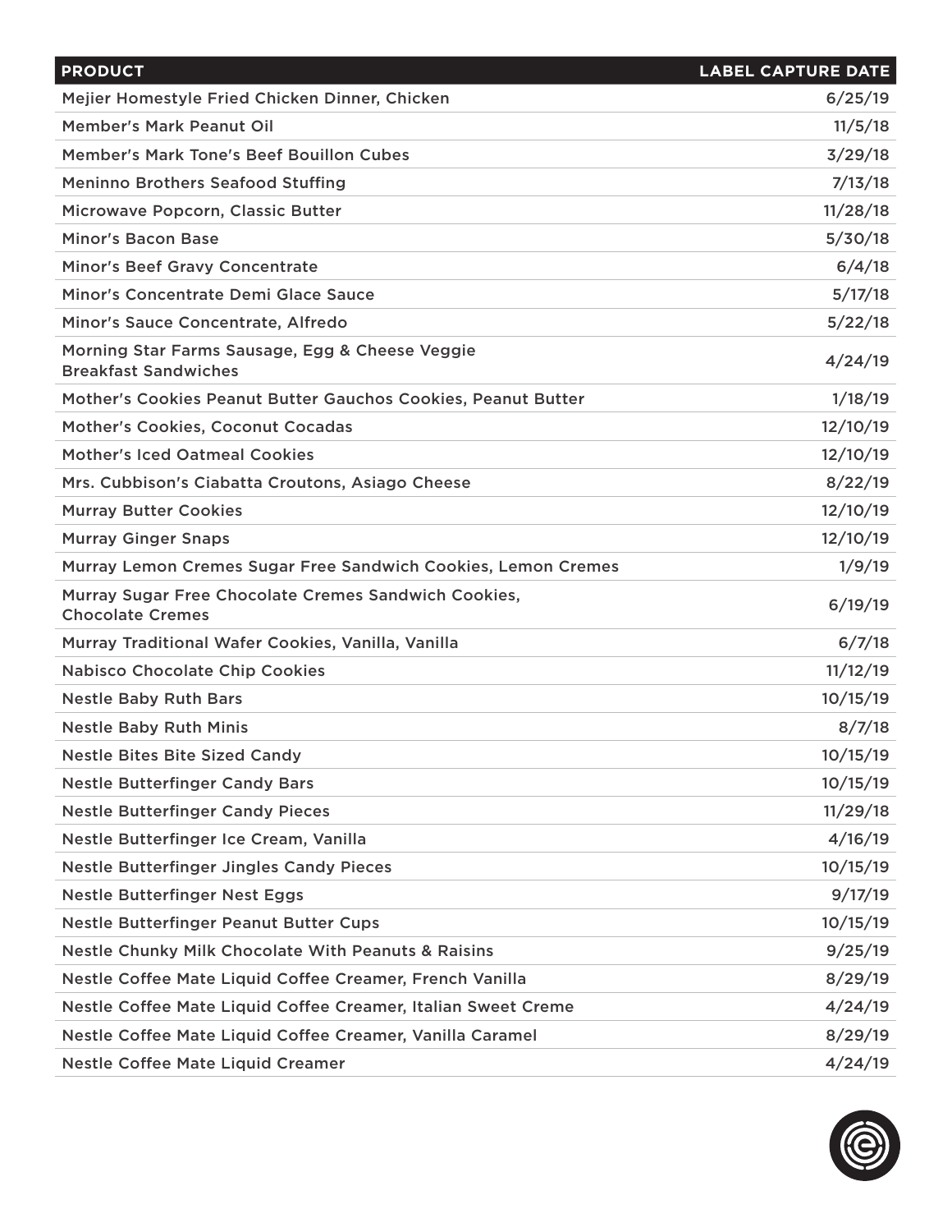| PRODUCT | LABEL CAPTURE DATE |
| --- | --- |
| Mejier Homestyle Fried Chicken Dinner, Chicken | 6/25/19 |
| Member's Mark Peanut Oil | 11/5/18 |
| Member's Mark Tone's Beef Bouillon Cubes | 3/29/18 |
| Meninno Brothers Seafood Stuffing | 7/13/18 |
| Microwave Popcorn, Classic Butter | 11/28/18 |
| Minor's Bacon Base | 5/30/18 |
| Minor's Beef Gravy Concentrate | 6/4/18 |
| Minor's Concentrate Demi Glace Sauce | 5/17/18 |
| Minor's Sauce Concentrate, Alfredo | 5/22/18 |
| Morning Star Farms Sausage, Egg & Cheese Veggie Breakfast Sandwiches | 4/24/19 |
| Mother's Cookies Peanut Butter Gauchos Cookies, Peanut Butter | 1/18/19 |
| Mother's Cookies, Coconut Cocadas | 12/10/19 |
| Mother's Iced Oatmeal Cookies | 12/10/19 |
| Mrs. Cubbison's Ciabatta Croutons, Asiago Cheese | 8/22/19 |
| Murray Butter Cookies | 12/10/19 |
| Murray Ginger Snaps | 12/10/19 |
| Murray Lemon Cremes Sugar Free Sandwich Cookies, Lemon Cremes | 1/9/19 |
| Murray Sugar Free Chocolate Cremes Sandwich Cookies, Chocolate Cremes | 6/19/19 |
| Murray Traditional Wafer Cookies, Vanilla, Vanilla | 6/7/18 |
| Nabisco Chocolate Chip Cookies | 11/12/19 |
| Nestle Baby Ruth Bars | 10/15/19 |
| Nestle Baby Ruth Minis | 8/7/18 |
| Nestle Bites Bite Sized Candy | 10/15/19 |
| Nestle Butterfinger Candy Bars | 10/15/19 |
| Nestle Butterfinger Candy Pieces | 11/29/18 |
| Nestle Butterfinger Ice Cream, Vanilla | 4/16/19 |
| Nestle Butterfinger Jingles Candy Pieces | 10/15/19 |
| Nestle Butterfinger Nest Eggs | 9/17/19 |
| Nestle Butterfinger Peanut Butter Cups | 10/15/19 |
| Nestle Chunky Milk Chocolate With Peanuts & Raisins | 9/25/19 |
| Nestle Coffee Mate Liquid Coffee Creamer, French Vanilla | 8/29/19 |
| Nestle Coffee Mate Liquid Coffee Creamer, Italian Sweet Creme | 4/24/19 |
| Nestle Coffee Mate Liquid Coffee Creamer, Vanilla Caramel | 8/29/19 |
| Nestle Coffee Mate Liquid Creamer | 4/24/19 |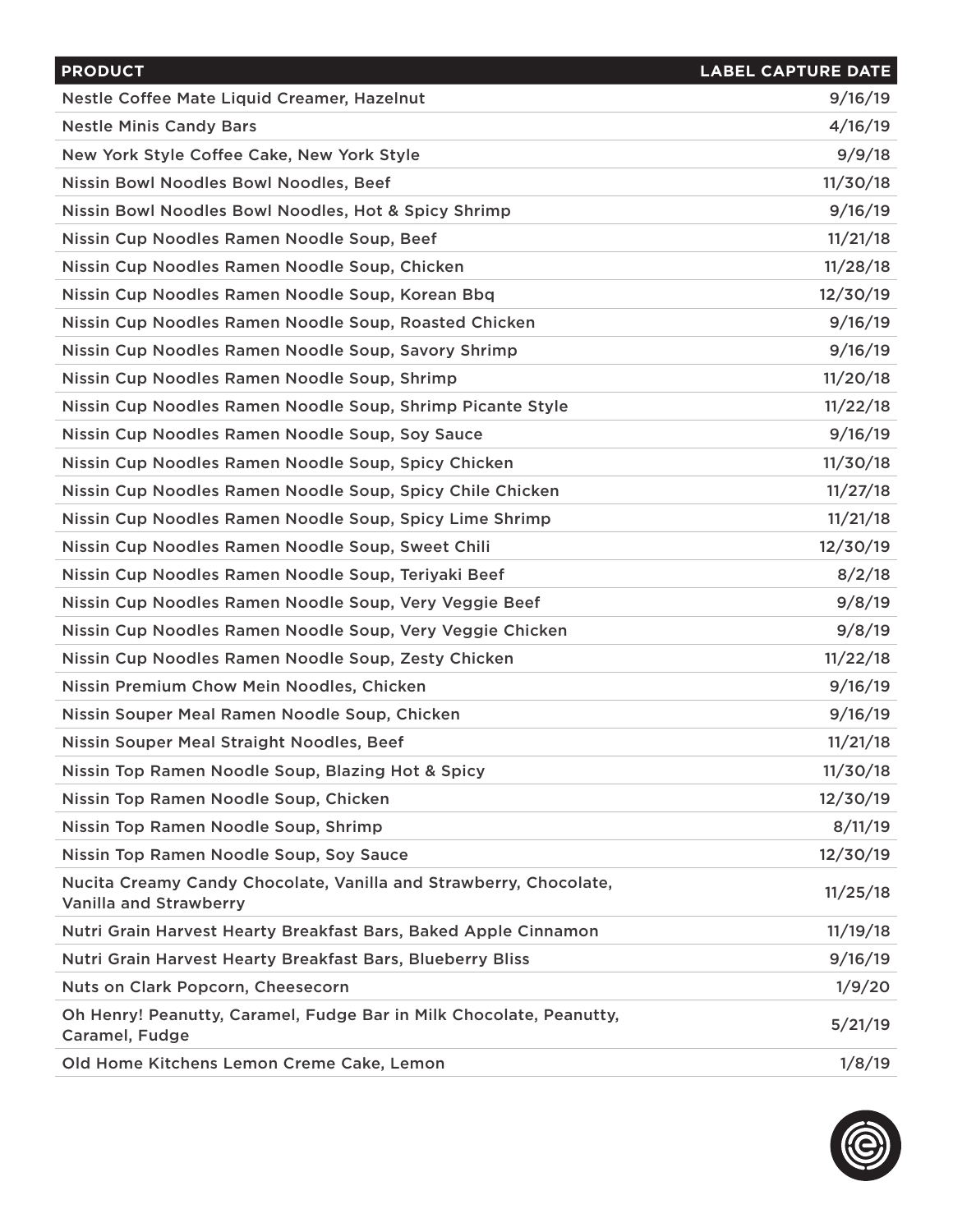| PRODUCT | LABEL CAPTURE DATE |
|---|---|
| Nestle Coffee Mate Liquid Creamer, Hazelnut | 9/16/19 |
| Nestle Minis Candy Bars | 4/16/19 |
| New York Style Coffee Cake, New York Style | 9/9/18 |
| Nissin Bowl Noodles Bowl Noodles, Beef | 11/30/18 |
| Nissin Bowl Noodles Bowl Noodles, Hot & Spicy Shrimp | 9/16/19 |
| Nissin Cup Noodles Ramen Noodle Soup, Beef | 11/21/18 |
| Nissin Cup Noodles Ramen Noodle Soup, Chicken | 11/28/18 |
| Nissin Cup Noodles Ramen Noodle Soup, Korean Bbq | 12/30/19 |
| Nissin Cup Noodles Ramen Noodle Soup, Roasted Chicken | 9/16/19 |
| Nissin Cup Noodles Ramen Noodle Soup, Savory Shrimp | 9/16/19 |
| Nissin Cup Noodles Ramen Noodle Soup, Shrimp | 11/20/18 |
| Nissin Cup Noodles Ramen Noodle Soup, Shrimp Picante Style | 11/22/18 |
| Nissin Cup Noodles Ramen Noodle Soup, Soy Sauce | 9/16/19 |
| Nissin Cup Noodles Ramen Noodle Soup, Spicy Chicken | 11/30/18 |
| Nissin Cup Noodles Ramen Noodle Soup, Spicy Chile Chicken | 11/27/18 |
| Nissin Cup Noodles Ramen Noodle Soup, Spicy Lime Shrimp | 11/21/18 |
| Nissin Cup Noodles Ramen Noodle Soup, Sweet Chili | 12/30/19 |
| Nissin Cup Noodles Ramen Noodle Soup, Teriyaki Beef | 8/2/18 |
| Nissin Cup Noodles Ramen Noodle Soup, Very Veggie Beef | 9/8/19 |
| Nissin Cup Noodles Ramen Noodle Soup, Very Veggie Chicken | 9/8/19 |
| Nissin Cup Noodles Ramen Noodle Soup, Zesty Chicken | 11/22/18 |
| Nissin Premium Chow Mein Noodles, Chicken | 9/16/19 |
| Nissin Souper Meal Ramen Noodle Soup, Chicken | 9/16/19 |
| Nissin Souper Meal Straight Noodles, Beef | 11/21/18 |
| Nissin Top Ramen Noodle Soup, Blazing Hot & Spicy | 11/30/18 |
| Nissin Top Ramen Noodle Soup, Chicken | 12/30/19 |
| Nissin Top Ramen Noodle Soup, Shrimp | 8/11/19 |
| Nissin Top Ramen Noodle Soup, Soy Sauce | 12/30/19 |
| Nucita Creamy Candy Chocolate, Vanilla and Strawberry, Chocolate, Vanilla and Strawberry | 11/25/18 |
| Nutri Grain Harvest Hearty Breakfast Bars, Baked Apple Cinnamon | 11/19/18 |
| Nutri Grain Harvest Hearty Breakfast Bars, Blueberry Bliss | 9/16/19 |
| Nuts on Clark Popcorn, Cheesecorn | 1/9/20 |
| Oh Henry! Peanutty, Caramel, Fudge Bar in Milk Chocolate, Peanutty, Caramel, Fudge | 5/21/19 |
| Old Home Kitchens Lemon Creme Cake, Lemon | 1/8/19 |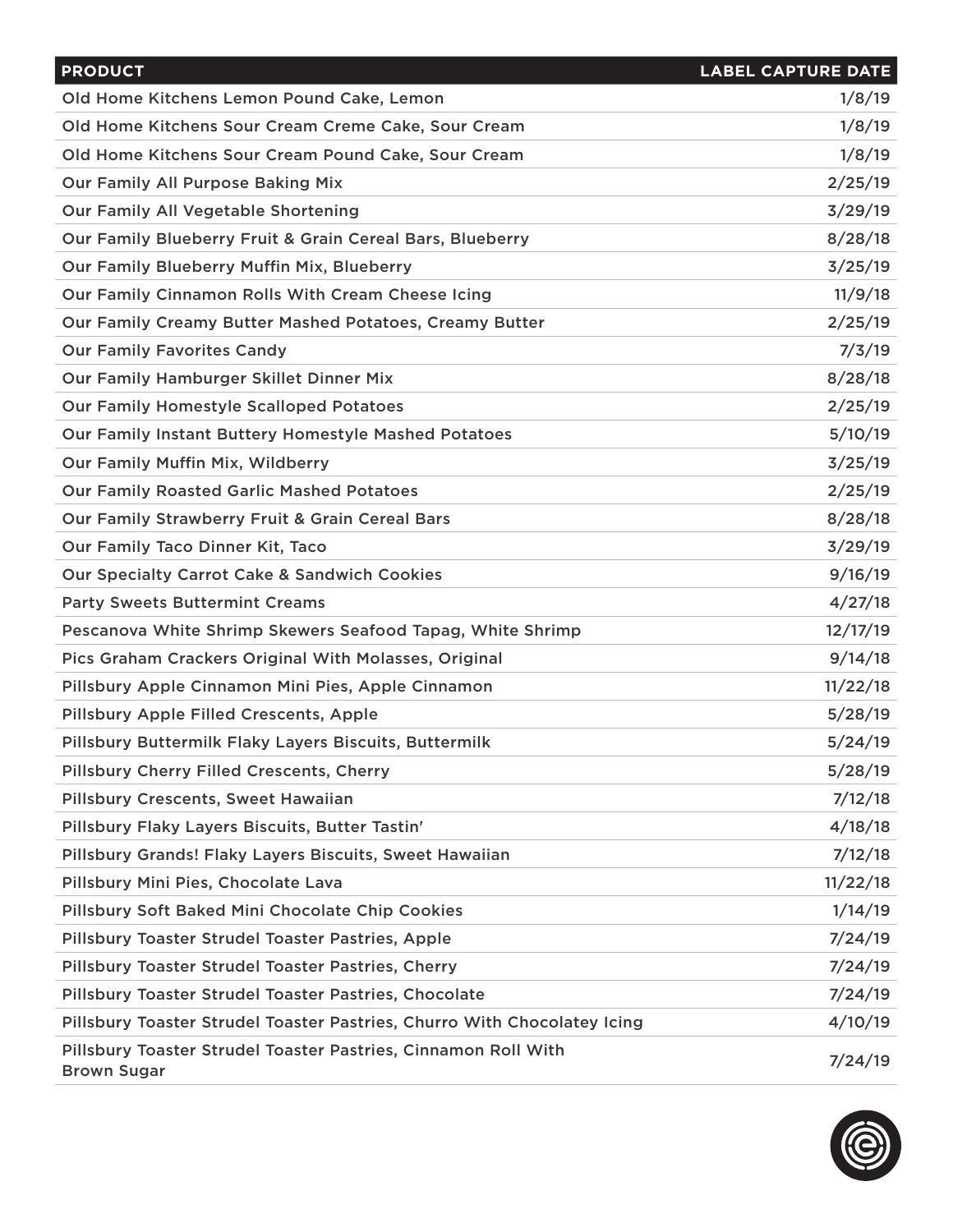| PRODUCT | LABEL CAPTURE DATE |
|---|---|
| Old Home Kitchens Lemon Pound Cake, Lemon | 1/8/19 |
| Old Home Kitchens Sour Cream Creme Cake, Sour Cream | 1/8/19 |
| Old Home Kitchens Sour Cream Pound Cake, Sour Cream | 1/8/19 |
| Our Family All Purpose Baking Mix | 2/25/19 |
| Our Family All Vegetable Shortening | 3/29/19 |
| Our Family Blueberry Fruit & Grain Cereal Bars, Blueberry | 8/28/18 |
| Our Family Blueberry Muffin Mix, Blueberry | 3/25/19 |
| Our Family Cinnamon Rolls With Cream Cheese Icing | 11/9/18 |
| Our Family Creamy Butter Mashed Potatoes, Creamy Butter | 2/25/19 |
| Our Family Favorites Candy | 7/3/19 |
| Our Family Hamburger Skillet Dinner Mix | 8/28/18 |
| Our Family Homestyle Scalloped Potatoes | 2/25/19 |
| Our Family Instant Buttery Homestyle Mashed Potatoes | 5/10/19 |
| Our Family Muffin Mix, Wildberry | 3/25/19 |
| Our Family Roasted Garlic Mashed Potatoes | 2/25/19 |
| Our Family Strawberry Fruit & Grain Cereal Bars | 8/28/18 |
| Our Family Taco Dinner Kit, Taco | 3/29/19 |
| Our Specialty Carrot Cake & Sandwich Cookies | 9/16/19 |
| Party Sweets Buttermint Creams | 4/27/18 |
| Pescanova White Shrimp Skewers Seafood Tapag, White Shrimp | 12/17/19 |
| Pics Graham Crackers Original With Molasses, Original | 9/14/18 |
| Pillsbury Apple Cinnamon Mini Pies, Apple Cinnamon | 11/22/18 |
| Pillsbury Apple Filled Crescents, Apple | 5/28/19 |
| Pillsbury Buttermilk Flaky Layers Biscuits, Buttermilk | 5/24/19 |
| Pillsbury Cherry Filled Crescents, Cherry | 5/28/19 |
| Pillsbury Crescents, Sweet Hawaiian | 7/12/18 |
| Pillsbury Flaky Layers Biscuits, Butter Tastin' | 4/18/18 |
| Pillsbury Grands! Flaky Layers Biscuits, Sweet Hawaiian | 7/12/18 |
| Pillsbury Mini Pies, Chocolate Lava | 11/22/18 |
| Pillsbury Soft Baked Mini Chocolate Chip Cookies | 1/14/19 |
| Pillsbury Toaster Strudel Toaster Pastries, Apple | 7/24/19 |
| Pillsbury Toaster Strudel Toaster Pastries, Cherry | 7/24/19 |
| Pillsbury Toaster Strudel Toaster Pastries, Chocolate | 7/24/19 |
| Pillsbury Toaster Strudel Toaster Pastries, Churro With Chocolatey Icing | 4/10/19 |
| Pillsbury Toaster Strudel Toaster Pastries, Cinnamon Roll With Brown Sugar | 7/24/19 |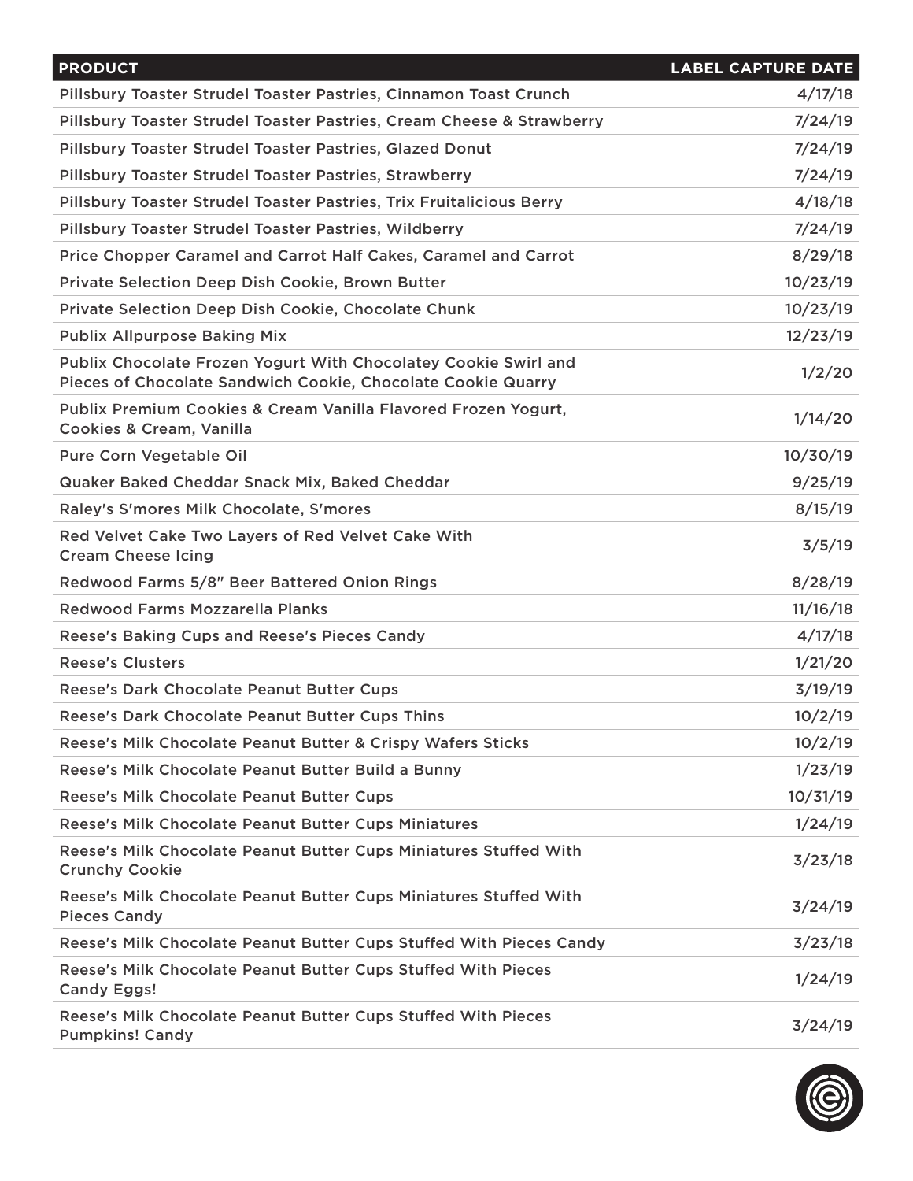| PRODUCT | LABEL CAPTURE DATE |
|---|---|
| Pillsbury Toaster Strudel Toaster Pastries, Cinnamon Toast Crunch | 4/17/18 |
| Pillsbury Toaster Strudel Toaster Pastries, Cream Cheese & Strawberry | 7/24/19 |
| Pillsbury Toaster Strudel Toaster Pastries, Glazed Donut | 7/24/19 |
| Pillsbury Toaster Strudel Toaster Pastries, Strawberry | 7/24/19 |
| Pillsbury Toaster Strudel Toaster Pastries, Trix Fruitalicious Berry | 4/18/18 |
| Pillsbury Toaster Strudel Toaster Pastries, Wildberry | 7/24/19 |
| Price Chopper Caramel and Carrot Half Cakes, Caramel and Carrot | 8/29/18 |
| Private Selection Deep Dish Cookie, Brown Butter | 10/23/19 |
| Private Selection Deep Dish Cookie, Chocolate Chunk | 10/23/19 |
| Publix Allpurpose Baking Mix | 12/23/19 |
| Publix Chocolate Frozen Yogurt With Chocolatey Cookie Swirl and Pieces of Chocolate Sandwich Cookie, Chocolate Cookie Quarry | 1/2/20 |
| Publix Premium Cookies & Cream Vanilla Flavored Frozen Yogurt, Cookies & Cream, Vanilla | 1/14/20 |
| Pure Corn Vegetable Oil | 10/30/19 |
| Quaker Baked Cheddar Snack Mix, Baked Cheddar | 9/25/19 |
| Raley's S'mores Milk Chocolate, S'mores | 8/15/19 |
| Red Velvet Cake Two Layers of Red Velvet Cake With Cream Cheese Icing | 3/5/19 |
| Redwood Farms 5/8" Beer Battered Onion Rings | 8/28/19 |
| Redwood Farms Mozzarella Planks | 11/16/18 |
| Reese's Baking Cups and Reese's Pieces Candy | 4/17/18 |
| Reese's Clusters | 1/21/20 |
| Reese's Dark Chocolate Peanut Butter Cups | 3/19/19 |
| Reese's Dark Chocolate Peanut Butter Cups Thins | 10/2/19 |
| Reese's Milk Chocolate Peanut Butter & Crispy Wafers Sticks | 10/2/19 |
| Reese's Milk Chocolate Peanut Butter Build a Bunny | 1/23/19 |
| Reese's Milk Chocolate Peanut Butter Cups | 10/31/19 |
| Reese's Milk Chocolate Peanut Butter Cups Miniatures | 1/24/19 |
| Reese's Milk Chocolate Peanut Butter Cups Miniatures Stuffed With Crunchy Cookie | 3/23/18 |
| Reese's Milk Chocolate Peanut Butter Cups Miniatures Stuffed With Pieces Candy | 3/24/19 |
| Reese's Milk Chocolate Peanut Butter Cups Stuffed With Pieces Candy | 3/23/18 |
| Reese's Milk Chocolate Peanut Butter Cups Stuffed With Pieces Candy Eggs! | 1/24/19 |
| Reese's Milk Chocolate Peanut Butter Cups Stuffed With Pieces Pumpkins! Candy | 3/24/19 |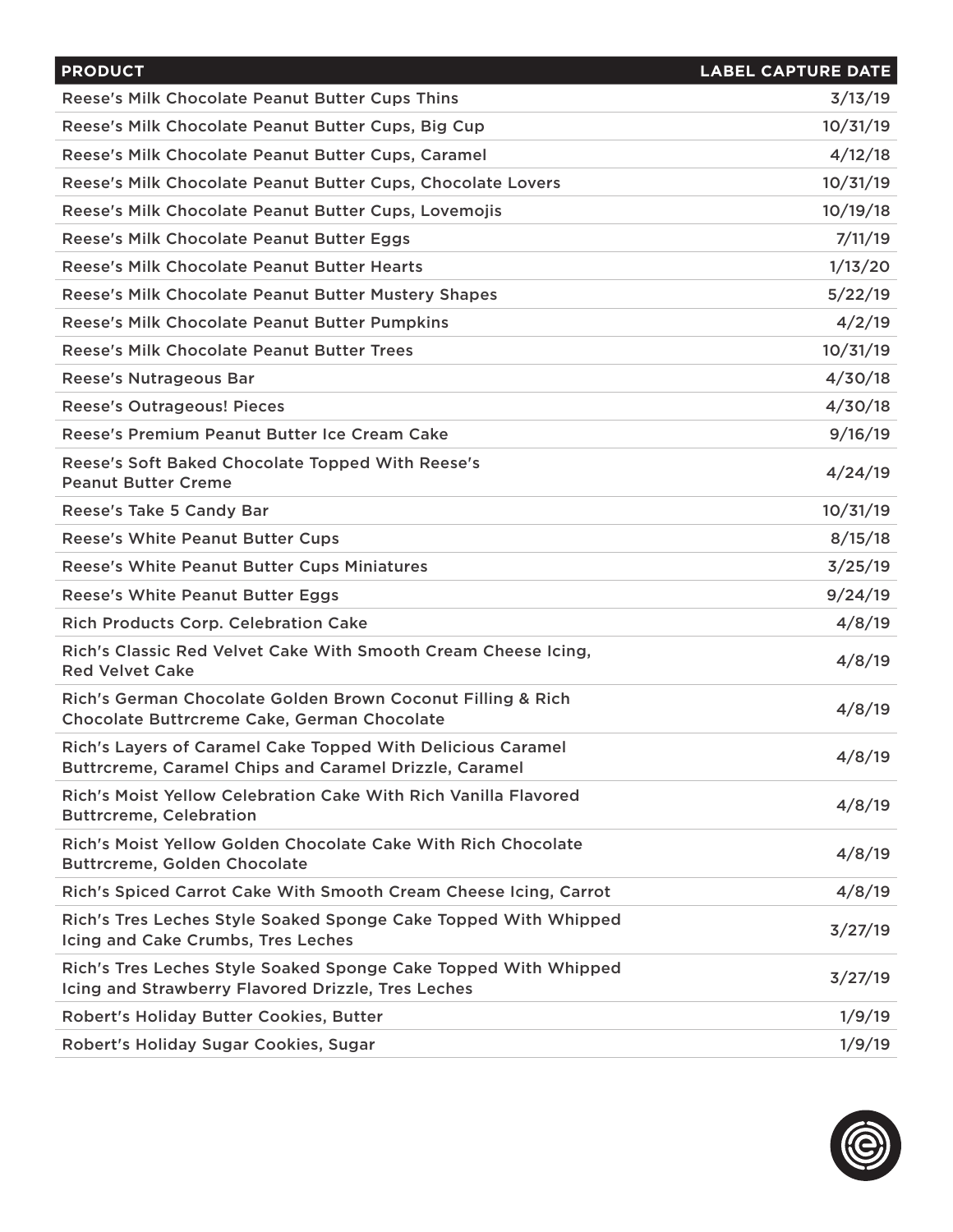| PRODUCT | LABEL CAPTURE DATE |
| --- | --- |
| Reese's Milk Chocolate Peanut Butter Cups Thins | 3/13/19 |
| Reese's Milk Chocolate Peanut Butter Cups, Big Cup | 10/31/19 |
| Reese's Milk Chocolate Peanut Butter Cups, Caramel | 4/12/18 |
| Reese's Milk Chocolate Peanut Butter Cups, Chocolate Lovers | 10/31/19 |
| Reese's Milk Chocolate Peanut Butter Cups, Lovemojis | 10/19/18 |
| Reese's Milk Chocolate Peanut Butter Eggs | 7/11/19 |
| Reese's Milk Chocolate Peanut Butter Hearts | 1/13/20 |
| Reese's Milk Chocolate Peanut Butter Mustery Shapes | 5/22/19 |
| Reese's Milk Chocolate Peanut Butter Pumpkins | 4/2/19 |
| Reese's Milk Chocolate Peanut Butter Trees | 10/31/19 |
| Reese's Nutrageous Bar | 4/30/18 |
| Reese's Outrageous! Pieces | 4/30/18 |
| Reese's Premium Peanut Butter Ice Cream Cake | 9/16/19 |
| Reese's Soft Baked Chocolate Topped With Reese's Peanut Butter Creme | 4/24/19 |
| Reese's Take 5 Candy Bar | 10/31/19 |
| Reese's White Peanut Butter Cups | 8/15/18 |
| Reese's White Peanut Butter Cups Miniatures | 3/25/19 |
| Reese's White Peanut Butter Eggs | 9/24/19 |
| Rich Products Corp. Celebration Cake | 4/8/19 |
| Rich's Classic Red Velvet Cake With Smooth Cream Cheese Icing, Red Velvet Cake | 4/8/19 |
| Rich's German Chocolate Golden Brown Coconut Filling & Rich Chocolate Buttrcreme Cake, German Chocolate | 4/8/19 |
| Rich's Layers of Caramel Cake Topped With Delicious Caramel Buttrcreme, Caramel Chips and Caramel Drizzle, Caramel | 4/8/19 |
| Rich's Moist Yellow Celebration Cake With Rich Vanilla Flavored Buttrcreme, Celebration | 4/8/19 |
| Rich's Moist Yellow Golden Chocolate Cake With Rich Chocolate Buttrcreme, Golden Chocolate | 4/8/19 |
| Rich's Spiced Carrot Cake With Smooth Cream Cheese Icing, Carrot | 4/8/19 |
| Rich's Tres Leches Style Soaked Sponge Cake Topped With Whipped Icing and Cake Crumbs, Tres Leches | 3/27/19 |
| Rich's Tres Leches Style Soaked Sponge Cake Topped With Whipped Icing and Strawberry Flavored Drizzle, Tres Leches | 3/27/19 |
| Robert's Holiday Butter Cookies, Butter | 1/9/19 |
| Robert's Holiday Sugar Cookies, Sugar | 1/9/19 |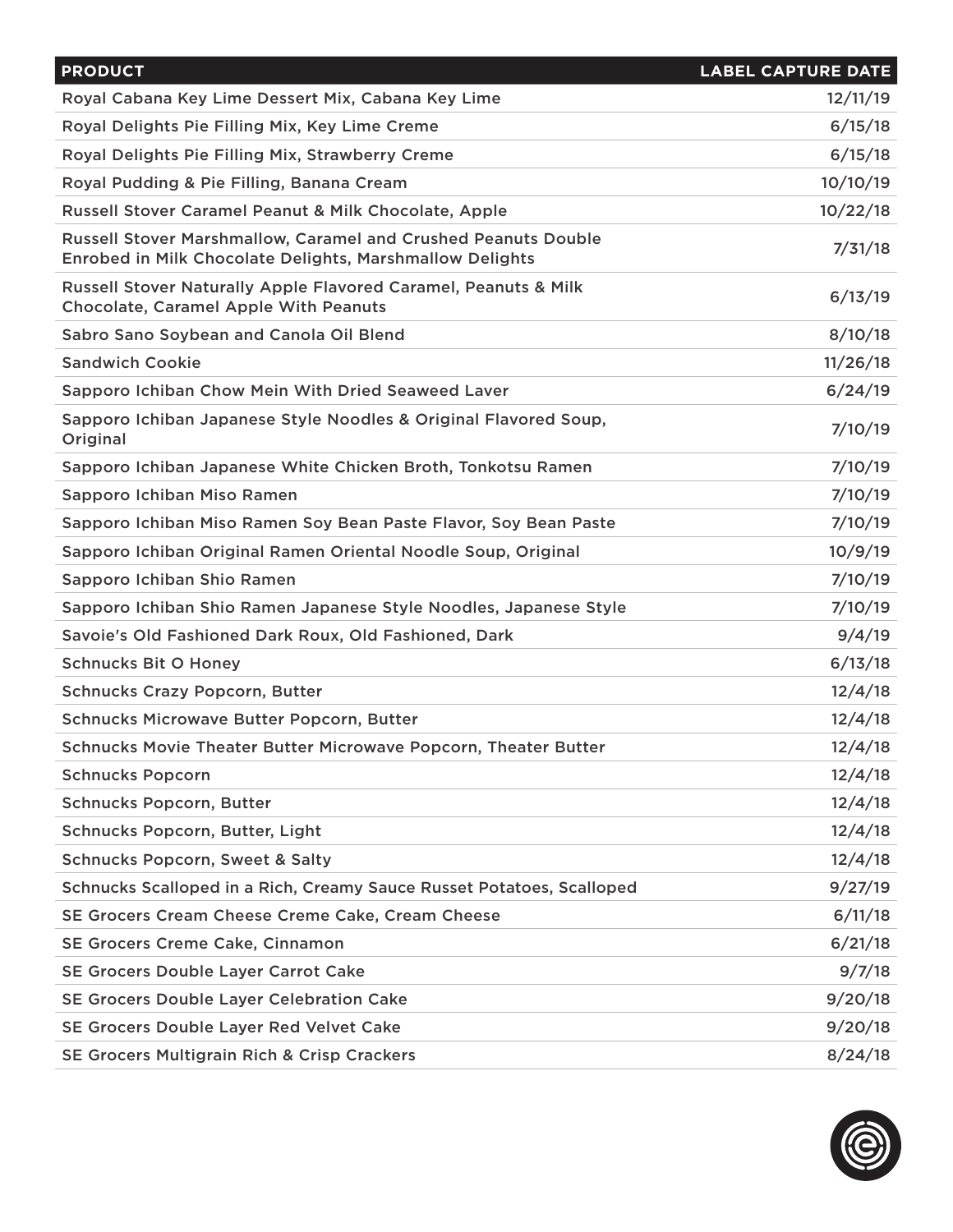| PRODUCT | LABEL CAPTURE DATE |
|---|---|
| Royal Cabana Key Lime Dessert Mix, Cabana Key Lime | 12/11/19 |
| Royal Delights Pie Filling Mix, Key Lime Creme | 6/15/18 |
| Royal Delights Pie Filling Mix, Strawberry Creme | 6/15/18 |
| Royal Pudding & Pie Filling, Banana Cream | 10/10/19 |
| Russell Stover Caramel Peanut & Milk Chocolate, Apple | 10/22/18 |
| Russell Stover Marshmallow, Caramel and Crushed Peanuts Double Enrobed in Milk Chocolate Delights, Marshmallow Delights | 7/31/18 |
| Russell Stover Naturally Apple Flavored Caramel, Peanuts & Milk Chocolate, Caramel Apple With Peanuts | 6/13/19 |
| Sabro Sano Soybean and Canola Oil Blend | 8/10/18 |
| Sandwich Cookie | 11/26/18 |
| Sapporo Ichiban Chow Mein With Dried Seaweed Laver | 6/24/19 |
| Sapporo Ichiban Japanese Style Noodles & Original Flavored Soup, Original | 7/10/19 |
| Sapporo Ichiban Japanese White Chicken Broth, Tonkotsu Ramen | 7/10/19 |
| Sapporo Ichiban Miso Ramen | 7/10/19 |
| Sapporo Ichiban Miso Ramen Soy Bean Paste Flavor, Soy Bean Paste | 7/10/19 |
| Sapporo Ichiban Original Ramen Oriental Noodle Soup, Original | 10/9/19 |
| Sapporo Ichiban Shio Ramen | 7/10/19 |
| Sapporo Ichiban Shio Ramen Japanese Style Noodles, Japanese Style | 7/10/19 |
| Savoie's Old Fashioned Dark Roux, Old Fashioned, Dark | 9/4/19 |
| Schnucks Bit O Honey | 6/13/18 |
| Schnucks Crazy Popcorn, Butter | 12/4/18 |
| Schnucks Microwave Butter Popcorn, Butter | 12/4/18 |
| Schnucks Movie Theater Butter Microwave Popcorn, Theater Butter | 12/4/18 |
| Schnucks Popcorn | 12/4/18 |
| Schnucks Popcorn, Butter | 12/4/18 |
| Schnucks Popcorn, Butter, Light | 12/4/18 |
| Schnucks Popcorn, Sweet & Salty | 12/4/18 |
| Schnucks Scalloped in a Rich, Creamy Sauce Russet Potatoes, Scalloped | 9/27/19 |
| SE Grocers Cream Cheese Creme Cake, Cream Cheese | 6/11/18 |
| SE Grocers Creme Cake, Cinnamon | 6/21/18 |
| SE Grocers Double Layer Carrot Cake | 9/7/18 |
| SE Grocers Double Layer Celebration Cake | 9/20/18 |
| SE Grocers Double Layer Red Velvet Cake | 9/20/18 |
| SE Grocers Multigrain Rich & Crisp Crackers | 8/24/18 |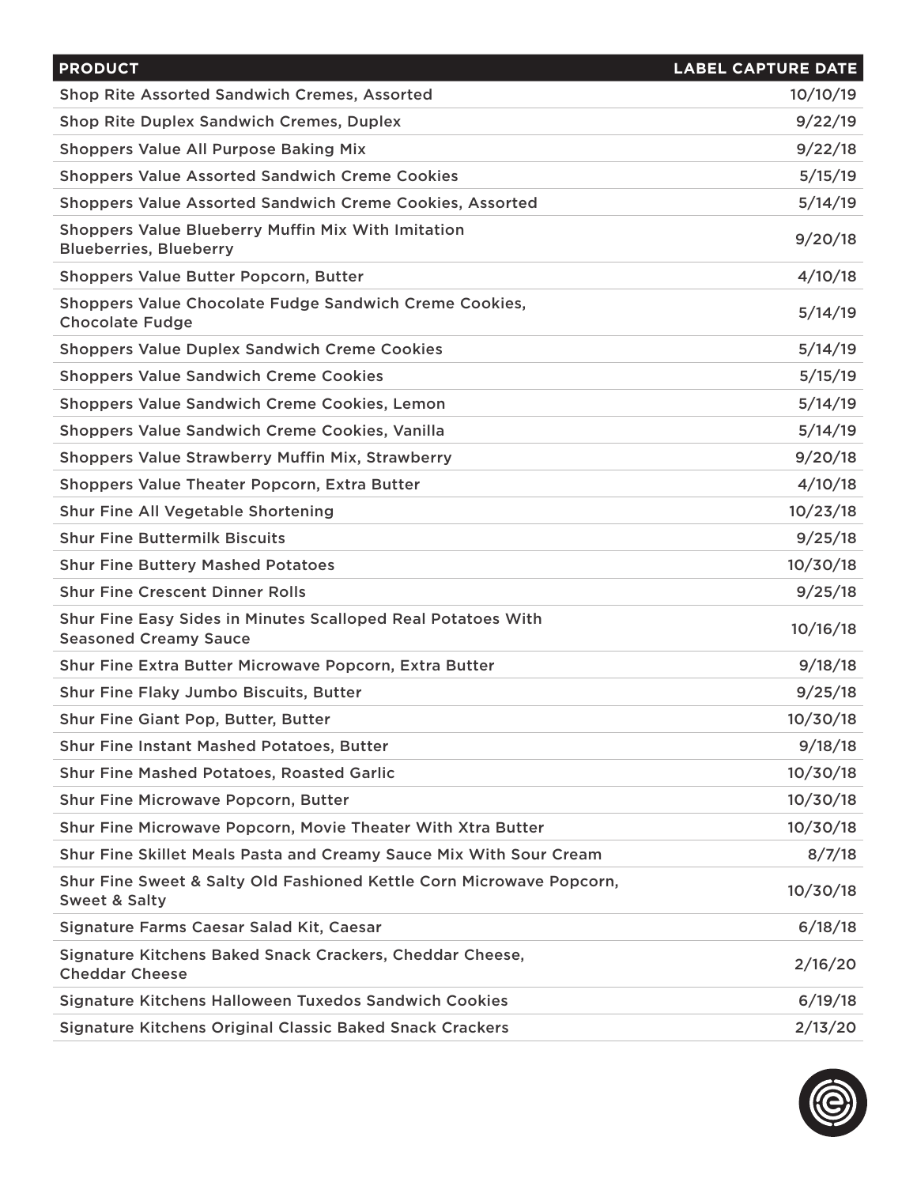| PRODUCT | LABEL CAPTURE DATE |
|---|---|
| Shop Rite Assorted Sandwich Cremes, Assorted | 10/10/19 |
| Shop Rite Duplex Sandwich Cremes, Duplex | 9/22/19 |
| Shoppers Value All Purpose Baking Mix | 9/22/18 |
| Shoppers Value Assorted Sandwich Creme Cookies | 5/15/19 |
| Shoppers Value Assorted Sandwich Creme Cookies, Assorted | 5/14/19 |
| Shoppers Value Blueberry Muffin Mix With Imitation Blueberries, Blueberry | 9/20/18 |
| Shoppers Value Butter Popcorn, Butter | 4/10/18 |
| Shoppers Value Chocolate Fudge Sandwich Creme Cookies, Chocolate Fudge | 5/14/19 |
| Shoppers Value Duplex Sandwich Creme Cookies | 5/14/19 |
| Shoppers Value Sandwich Creme Cookies | 5/15/19 |
| Shoppers Value Sandwich Creme Cookies, Lemon | 5/14/19 |
| Shoppers Value Sandwich Creme Cookies, Vanilla | 5/14/19 |
| Shoppers Value Strawberry Muffin Mix, Strawberry | 9/20/18 |
| Shoppers Value Theater Popcorn, Extra Butter | 4/10/18 |
| Shur Fine All Vegetable Shortening | 10/23/18 |
| Shur Fine Buttermilk Biscuits | 9/25/18 |
| Shur Fine Buttery Mashed Potatoes | 10/30/18 |
| Shur Fine Crescent Dinner Rolls | 9/25/18 |
| Shur Fine Easy Sides in Minutes Scalloped Real Potatoes With Seasoned Creamy Sauce | 10/16/18 |
| Shur Fine Extra Butter Microwave Popcorn, Extra Butter | 9/18/18 |
| Shur Fine Flaky Jumbo Biscuits, Butter | 9/25/18 |
| Shur Fine Giant Pop, Butter, Butter | 10/30/18 |
| Shur Fine Instant Mashed Potatoes, Butter | 9/18/18 |
| Shur Fine Mashed Potatoes, Roasted Garlic | 10/30/18 |
| Shur Fine Microwave Popcorn, Butter | 10/30/18 |
| Shur Fine Microwave Popcorn, Movie Theater With Xtra Butter | 10/30/18 |
| Shur Fine Skillet Meals Pasta and Creamy Sauce Mix With Sour Cream | 8/7/18 |
| Shur Fine Sweet & Salty Old Fashioned Kettle Corn Microwave Popcorn, Sweet & Salty | 10/30/18 |
| Signature Farms Caesar Salad Kit, Caesar | 6/18/18 |
| Signature Kitchens Baked Snack Crackers, Cheddar Cheese, Cheddar Cheese | 2/16/20 |
| Signature Kitchens Halloween Tuxedos Sandwich Cookies | 6/19/18 |
| Signature Kitchens Original Classic Baked Snack Crackers | 2/13/20 |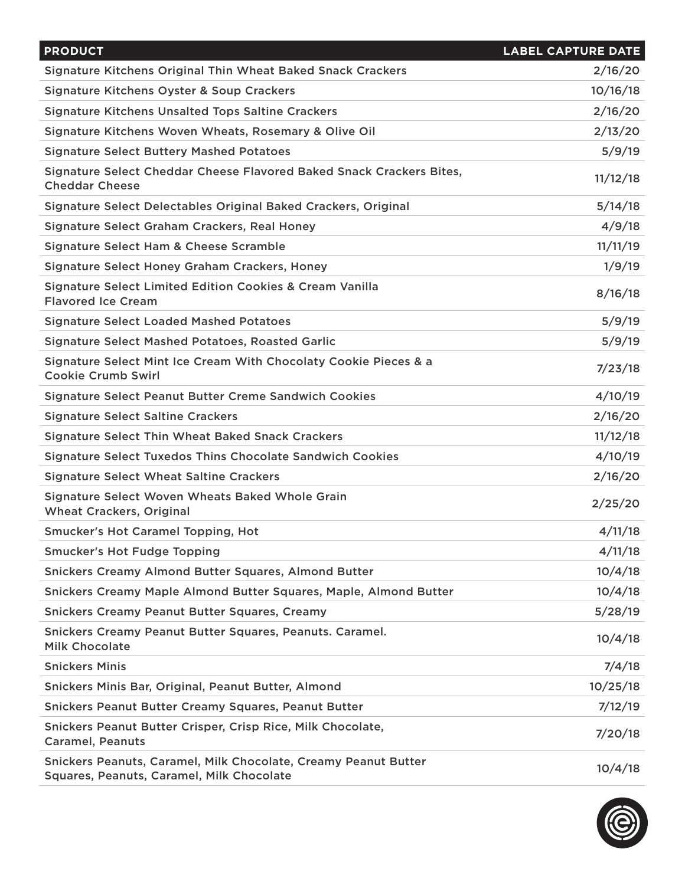| PRODUCT | LABEL CAPTURE DATE |
| --- | --- |
| Signature Kitchens Original Thin Wheat Baked Snack Crackers | 2/16/20 |
| Signature Kitchens Oyster & Soup Crackers | 10/16/18 |
| Signature Kitchens Unsalted Tops Saltine Crackers | 2/16/20 |
| Signature Kitchens Woven Wheats, Rosemary & Olive Oil | 2/13/20 |
| Signature Select Buttery Mashed Potatoes | 5/9/19 |
| Signature Select Cheddar Cheese Flavored Baked Snack Crackers Bites, Cheddar Cheese | 11/12/18 |
| Signature Select Delectables Original Baked Crackers, Original | 5/14/18 |
| Signature Select Graham Crackers, Real Honey | 4/9/18 |
| Signature Select Ham & Cheese Scramble | 11/11/19 |
| Signature Select Honey Graham Crackers, Honey | 1/9/19 |
| Signature Select Limited Edition Cookies & Cream Vanilla Flavored Ice Cream | 8/16/18 |
| Signature Select Loaded Mashed Potatoes | 5/9/19 |
| Signature Select Mashed Potatoes, Roasted Garlic | 5/9/19 |
| Signature Select Mint Ice Cream With Chocolaty Cookie Pieces & a Cookie Crumb Swirl | 7/23/18 |
| Signature Select Peanut Butter Creme Sandwich Cookies | 4/10/19 |
| Signature Select Saltine Crackers | 2/16/20 |
| Signature Select Thin Wheat Baked Snack Crackers | 11/12/18 |
| Signature Select Tuxedos Thins Chocolate Sandwich Cookies | 4/10/19 |
| Signature Select Wheat Saltine Crackers | 2/16/20 |
| Signature Select Woven Wheats Baked Whole Grain Wheat Crackers, Original | 2/25/20 |
| Smucker's Hot Caramel Topping, Hot | 4/11/18 |
| Smucker's Hot Fudge Topping | 4/11/18 |
| Snickers Creamy Almond Butter Squares, Almond Butter | 10/4/18 |
| Snickers Creamy Maple Almond Butter Squares, Maple, Almond Butter | 10/4/18 |
| Snickers Creamy Peanut Butter Squares, Creamy | 5/28/19 |
| Snickers Creamy Peanut Butter Squares, Peanuts. Caramel. Milk Chocolate | 10/4/18 |
| Snickers Minis | 7/4/18 |
| Snickers Minis Bar, Original, Peanut Butter, Almond | 10/25/18 |
| Snickers Peanut Butter Creamy Squares, Peanut Butter | 7/12/19 |
| Snickers Peanut Butter Crisper, Crisp Rice, Milk Chocolate, Caramel, Peanuts | 7/20/18 |
| Snickers Peanuts, Caramel, Milk Chocolate, Creamy Peanut Butter Squares, Peanuts, Caramel, Milk Chocolate | 10/4/18 |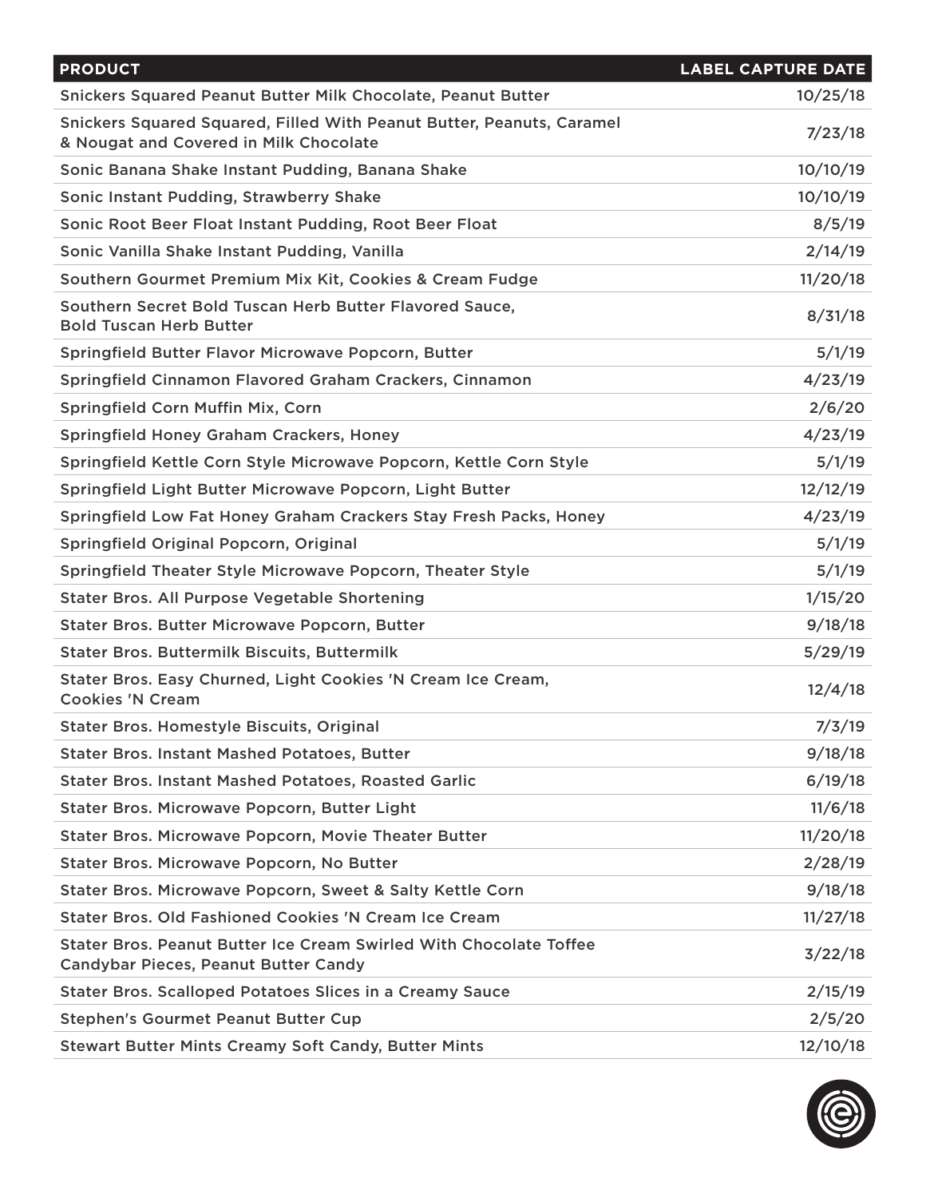| PRODUCT | LABEL CAPTURE DATE |
|---|---|
| Snickers Squared Peanut Butter Milk Chocolate, Peanut Butter | 10/25/18 |
| Snickers Squared Squared, Filled With Peanut Butter, Peanuts, Caramel & Nougat and Covered in Milk Chocolate | 7/23/18 |
| Sonic Banana Shake Instant Pudding, Banana Shake | 10/10/19 |
| Sonic Instant Pudding, Strawberry Shake | 10/10/19 |
| Sonic Root Beer Float Instant Pudding, Root Beer Float | 8/5/19 |
| Sonic Vanilla Shake Instant Pudding, Vanilla | 2/14/19 |
| Southern Gourmet Premium Mix Kit, Cookies & Cream Fudge | 11/20/18 |
| Southern Secret Bold Tuscan Herb Butter Flavored Sauce, Bold Tuscan Herb Butter | 8/31/18 |
| Springfield Butter Flavor Microwave Popcorn, Butter | 5/1/19 |
| Springfield Cinnamon Flavored Graham Crackers, Cinnamon | 4/23/19 |
| Springfield Corn Muffin Mix, Corn | 2/6/20 |
| Springfield Honey Graham Crackers, Honey | 4/23/19 |
| Springfield Kettle Corn Style Microwave Popcorn, Kettle Corn Style | 5/1/19 |
| Springfield Light Butter Microwave Popcorn, Light Butter | 12/12/19 |
| Springfield Low Fat Honey Graham Crackers Stay Fresh Packs, Honey | 4/23/19 |
| Springfield Original Popcorn, Original | 5/1/19 |
| Springfield Theater Style Microwave Popcorn, Theater Style | 5/1/19 |
| Stater Bros. All Purpose Vegetable Shortening | 1/15/20 |
| Stater Bros. Butter Microwave Popcorn, Butter | 9/18/18 |
| Stater Bros. Buttermilk Biscuits, Buttermilk | 5/29/19 |
| Stater Bros. Easy Churned, Light Cookies 'N Cream Ice Cream, Cookies 'N Cream | 12/4/18 |
| Stater Bros. Homestyle Biscuits, Original | 7/3/19 |
| Stater Bros. Instant Mashed Potatoes, Butter | 9/18/18 |
| Stater Bros. Instant Mashed Potatoes, Roasted Garlic | 6/19/18 |
| Stater Bros. Microwave Popcorn, Butter Light | 11/6/18 |
| Stater Bros. Microwave Popcorn, Movie Theater Butter | 11/20/18 |
| Stater Bros. Microwave Popcorn, No Butter | 2/28/19 |
| Stater Bros. Microwave Popcorn, Sweet & Salty Kettle Corn | 9/18/18 |
| Stater Bros. Old Fashioned Cookies 'N Cream Ice Cream | 11/27/18 |
| Stater Bros. Peanut Butter Ice Cream Swirled With Chocolate Toffee Candybar Pieces, Peanut Butter Candy | 3/22/18 |
| Stater Bros. Scalloped Potatoes Slices in a Creamy Sauce | 2/15/19 |
| Stephen's Gourmet Peanut Butter Cup | 2/5/20 |
| Stewart Butter Mints Creamy Soft Candy, Butter Mints | 12/10/18 |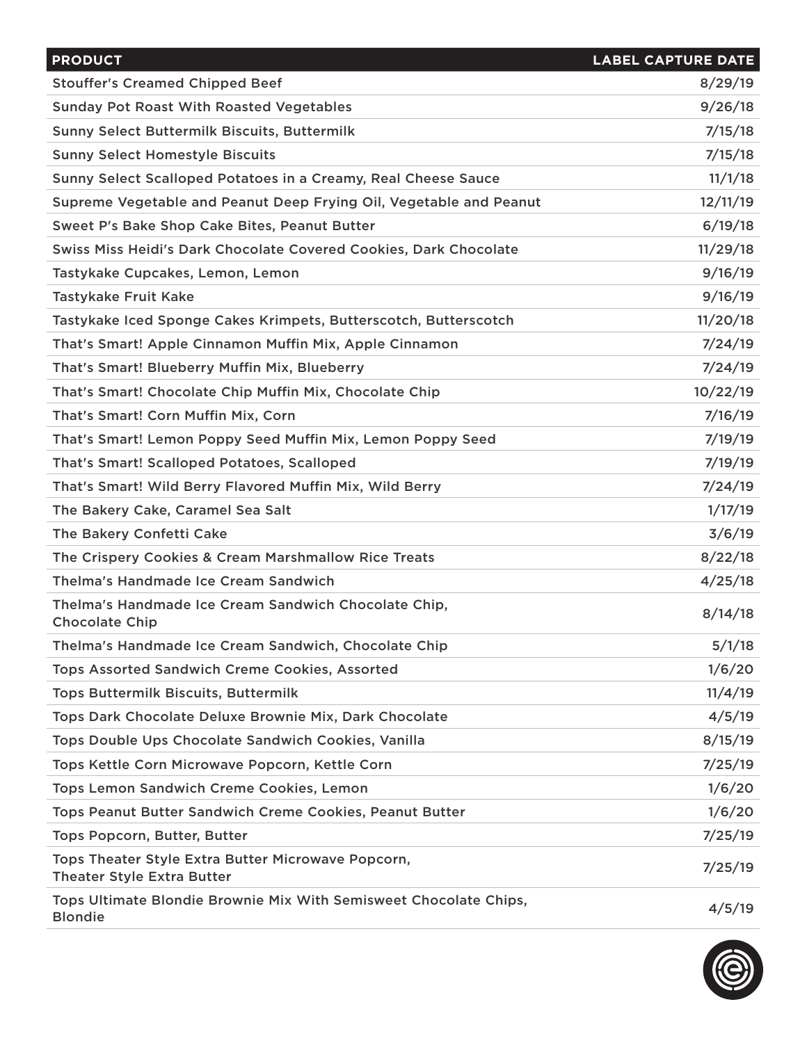| PRODUCT | LABEL CAPTURE DATE |
| --- | --- |
| Stouffer's Creamed Chipped Beef | 8/29/19 |
| Sunday Pot Roast With Roasted Vegetables | 9/26/18 |
| Sunny Select Buttermilk Biscuits, Buttermilk | 7/15/18 |
| Sunny Select Homestyle Biscuits | 7/15/18 |
| Sunny Select Scalloped Potatoes in a Creamy, Real Cheese Sauce | 11/1/18 |
| Supreme Vegetable and Peanut Deep Frying Oil, Vegetable and Peanut | 12/11/19 |
| Sweet P's Bake Shop Cake Bites, Peanut Butter | 6/19/18 |
| Swiss Miss Heidi's Dark Chocolate Covered Cookies, Dark Chocolate | 11/29/18 |
| Tastykake Cupcakes, Lemon, Lemon | 9/16/19 |
| Tastykake Fruit Kake | 9/16/19 |
| Tastykake Iced Sponge Cakes Krimpets, Butterscotch, Butterscotch | 11/20/18 |
| That's Smart! Apple Cinnamon Muffin Mix, Apple Cinnamon | 7/24/19 |
| That's Smart! Blueberry Muffin Mix, Blueberry | 7/24/19 |
| That's Smart! Chocolate Chip Muffin Mix, Chocolate Chip | 10/22/19 |
| That's Smart! Corn Muffin Mix, Corn | 7/16/19 |
| That's Smart! Lemon Poppy Seed Muffin Mix, Lemon Poppy Seed | 7/19/19 |
| That's Smart! Scalloped Potatoes, Scalloped | 7/19/19 |
| That's Smart! Wild Berry Flavored Muffin Mix, Wild Berry | 7/24/19 |
| The Bakery Cake, Caramel Sea Salt | 1/17/19 |
| The Bakery Confetti Cake | 3/6/19 |
| The Crispery Cookies & Cream Marshmallow Rice Treats | 8/22/18 |
| Thelma's Handmade Ice Cream Sandwich | 4/25/18 |
| Thelma's Handmade Ice Cream Sandwich Chocolate Chip, Chocolate Chip | 8/14/18 |
| Thelma's Handmade Ice Cream Sandwich, Chocolate Chip | 5/1/18 |
| Tops Assorted Sandwich Creme Cookies, Assorted | 1/6/20 |
| Tops Buttermilk Biscuits, Buttermilk | 11/4/19 |
| Tops Dark Chocolate Deluxe Brownie Mix, Dark Chocolate | 4/5/19 |
| Tops Double Ups Chocolate Sandwich Cookies, Vanilla | 8/15/19 |
| Tops Kettle Corn Microwave Popcorn, Kettle Corn | 7/25/19 |
| Tops Lemon Sandwich Creme Cookies, Lemon | 1/6/20 |
| Tops Peanut Butter Sandwich Creme Cookies, Peanut Butter | 1/6/20 |
| Tops Popcorn, Butter, Butter | 7/25/19 |
| Tops Theater Style Extra Butter Microwave Popcorn, Theater Style Extra Butter | 7/25/19 |
| Tops Ultimate Blondie Brownie Mix With Semisweet Chocolate Chips, Blondie | 4/5/19 |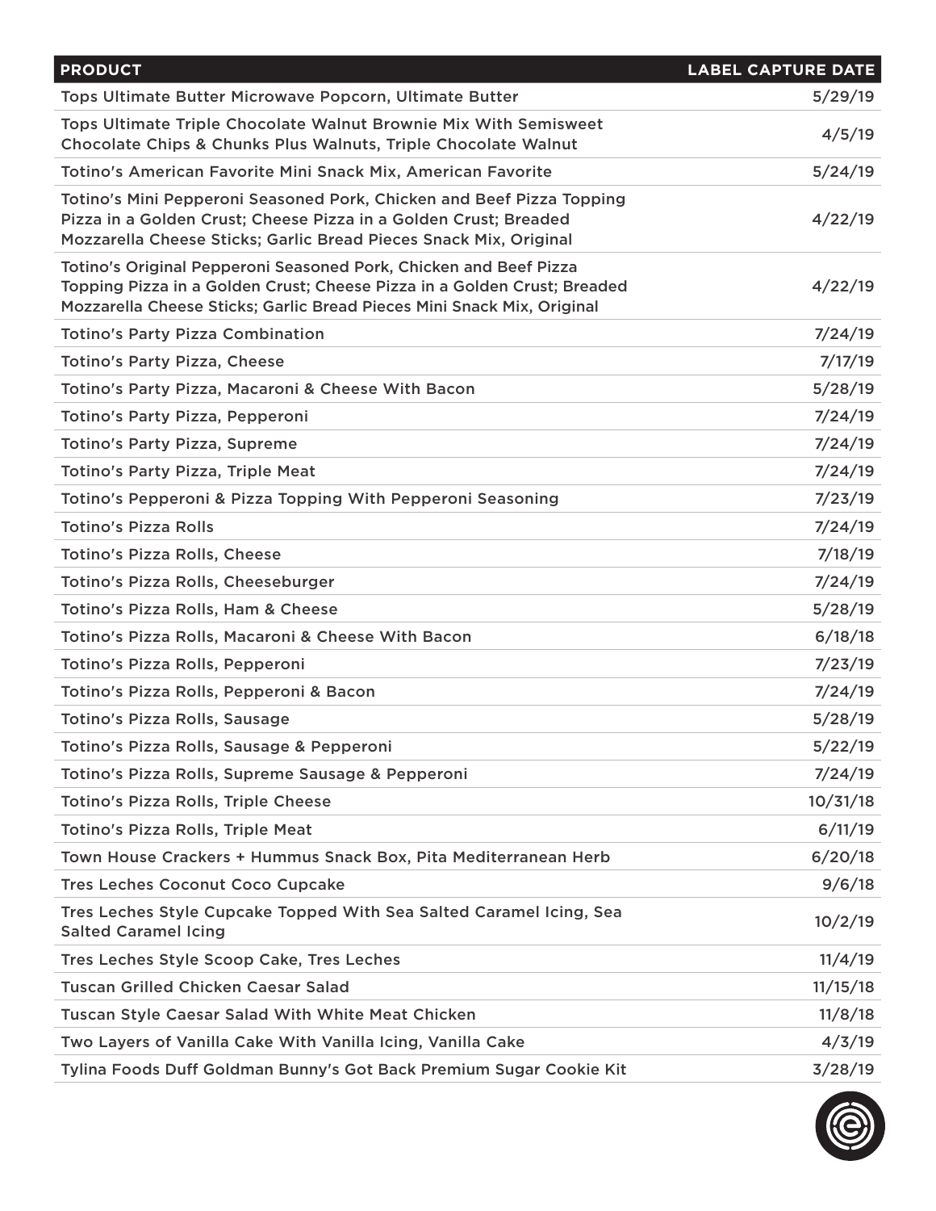| PRODUCT | LABEL CAPTURE DATE |
|---|---|
| Tops Ultimate Butter Microwave Popcorn, Ultimate Butter | 5/29/19 |
| Tops Ultimate Triple Chocolate Walnut Brownie Mix With Semisweet Chocolate Chips & Chunks Plus Walnuts, Triple Chocolate Walnut | 4/5/19 |
| Totino's American Favorite Mini Snack Mix, American Favorite | 5/24/19 |
| Totino's Mini Pepperoni Seasoned Pork, Chicken and Beef Pizza Topping Pizza in a Golden Crust; Cheese Pizza in a Golden Crust; Breaded Mozzarella Cheese Sticks; Garlic Bread Pieces Snack Mix, Original | 4/22/19 |
| Totino's Original Pepperoni Seasoned Pork, Chicken and Beef Pizza Topping Pizza in a Golden Crust; Cheese Pizza in a Golden Crust; Breaded Mozzarella Cheese Sticks; Garlic Bread Pieces Mini Snack Mix, Original | 4/22/19 |
| Totino's Party Pizza Combination | 7/24/19 |
| Totino's Party Pizza, Cheese | 7/17/19 |
| Totino's Party Pizza, Macaroni & Cheese With Bacon | 5/28/19 |
| Totino's Party Pizza, Pepperoni | 7/24/19 |
| Totino's Party Pizza, Supreme | 7/24/19 |
| Totino's Party Pizza, Triple Meat | 7/24/19 |
| Totino's Pepperoni & Pizza Topping With Pepperoni Seasoning | 7/23/19 |
| Totino's Pizza Rolls | 7/24/19 |
| Totino's Pizza Rolls, Cheese | 7/18/19 |
| Totino's Pizza Rolls, Cheeseburger | 7/24/19 |
| Totino's Pizza Rolls, Ham & Cheese | 5/28/19 |
| Totino's Pizza Rolls, Macaroni & Cheese With Bacon | 6/18/18 |
| Totino's Pizza Rolls, Pepperoni | 7/23/19 |
| Totino's Pizza Rolls, Pepperoni & Bacon | 7/24/19 |
| Totino's Pizza Rolls, Sausage | 5/28/19 |
| Totino's Pizza Rolls, Sausage & Pepperoni | 5/22/19 |
| Totino's Pizza Rolls, Supreme Sausage & Pepperoni | 7/24/19 |
| Totino's Pizza Rolls, Triple Cheese | 10/31/18 |
| Totino's Pizza Rolls, Triple Meat | 6/11/19 |
| Town House Crackers + Hummus Snack Box, Pita Mediterranean Herb | 6/20/18 |
| Tres Leches Coconut Coco Cupcake | 9/6/18 |
| Tres Leches Style Cupcake Topped With Sea Salted Caramel Icing, Sea Salted Caramel Icing | 10/2/19 |
| Tres Leches Style Scoop Cake, Tres Leches | 11/4/19 |
| Tuscan Grilled Chicken Caesar Salad | 11/15/18 |
| Tuscan Style Caesar Salad With White Meat Chicken | 11/8/18 |
| Two Layers of Vanilla Cake With Vanilla Icing, Vanilla Cake | 4/3/19 |
| Tylina Foods Duff Goldman Bunny's Got Back Premium Sugar Cookie Kit | 3/28/19 |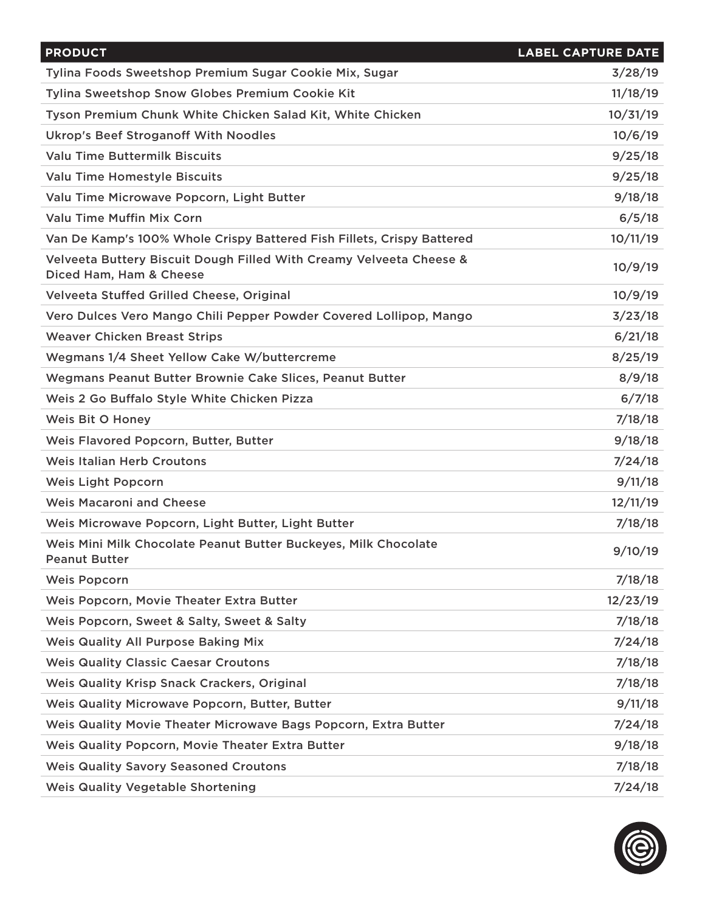| PRODUCT | LABEL CAPTURE DATE |
| --- | --- |
| Tylina Foods Sweetshop Premium Sugar Cookie Mix, Sugar | 3/28/19 |
| Tylina Sweetshop Snow Globes Premium Cookie Kit | 11/18/19 |
| Tyson Premium Chunk White Chicken Salad Kit, White Chicken | 10/31/19 |
| Ukrop's Beef Stroganoff With Noodles | 10/6/19 |
| Valu Time Buttermilk Biscuits | 9/25/18 |
| Valu Time Homestyle Biscuits | 9/25/18 |
| Valu Time Microwave Popcorn, Light Butter | 9/18/18 |
| Valu Time Muffin Mix Corn | 6/5/18 |
| Van De Kamp's 100% Whole Crispy Battered Fish Fillets, Crispy Battered | 10/11/19 |
| Velveeta Buttery Biscuit Dough Filled With Creamy Velveeta Cheese & Diced Ham, Ham & Cheese | 10/9/19 |
| Velveeta Stuffed Grilled Cheese, Original | 10/9/19 |
| Vero Dulces Vero Mango Chili Pepper Powder Covered Lollipop, Mango | 3/23/18 |
| Weaver Chicken Breast Strips | 6/21/18 |
| Wegmans 1/4 Sheet Yellow Cake W/buttercreme | 8/25/19 |
| Wegmans Peanut Butter Brownie Cake Slices, Peanut Butter | 8/9/18 |
| Weis 2 Go Buffalo Style White Chicken Pizza | 6/7/18 |
| Weis Bit O Honey | 7/18/18 |
| Weis Flavored Popcorn, Butter, Butter | 9/18/18 |
| Weis Italian Herb Croutons | 7/24/18 |
| Weis Light Popcorn | 9/11/18 |
| Weis Macaroni and Cheese | 12/11/19 |
| Weis Microwave Popcorn, Light Butter, Light Butter | 7/18/18 |
| Weis Mini Milk Chocolate Peanut Butter Buckeyes, Milk Chocolate Peanut Butter | 9/10/19 |
| Weis Popcorn | 7/18/18 |
| Weis Popcorn, Movie Theater Extra Butter | 12/23/19 |
| Weis Popcorn, Sweet & Salty, Sweet & Salty | 7/18/18 |
| Weis Quality All Purpose Baking Mix | 7/24/18 |
| Weis Quality Classic Caesar Croutons | 7/18/18 |
| Weis Quality Krisp Snack Crackers, Original | 7/18/18 |
| Weis Quality Microwave Popcorn, Butter, Butter | 9/11/18 |
| Weis Quality Movie Theater Microwave Bags Popcorn, Extra Butter | 7/24/18 |
| Weis Quality Popcorn, Movie Theater Extra Butter | 9/18/18 |
| Weis Quality Savory Seasoned Croutons | 7/18/18 |
| Weis Quality Vegetable Shortening | 7/24/18 |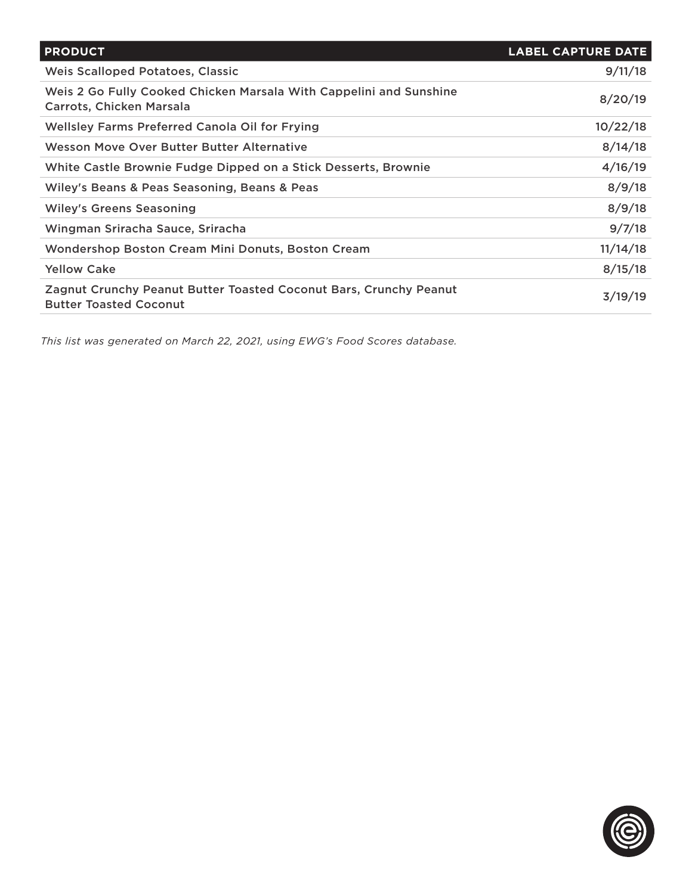| PRODUCT | LABEL CAPTURE DATE |
|---|---|
| Weis Scalloped Potatoes, Classic | 9/11/18 |
| Weis 2 Go Fully Cooked Chicken Marsala With Cappelini and Sunshine Carrots, Chicken Marsala | 8/20/19 |
| Wellsley Farms Preferred Canola Oil for Frying | 10/22/18 |
| Wesson Move Over Butter Butter Alternative | 8/14/18 |
| White Castle Brownie Fudge Dipped on a Stick Desserts, Brownie | 4/16/19 |
| Wiley's Beans & Peas Seasoning, Beans & Peas | 8/9/18 |
| Wiley's Greens Seasoning | 8/9/18 |
| Wingman Sriracha Sauce, Sriracha | 9/7/18 |
| Wondershop Boston Cream Mini Donuts, Boston Cream | 11/14/18 |
| Yellow Cake | 8/15/18 |
| Zagnut Crunchy Peanut Butter Toasted Coconut Bars, Crunchy Peanut Butter Toasted Coconut | 3/19/19 |

*This list was generated on March 22, 2021, using EWG's Food Scores database.*